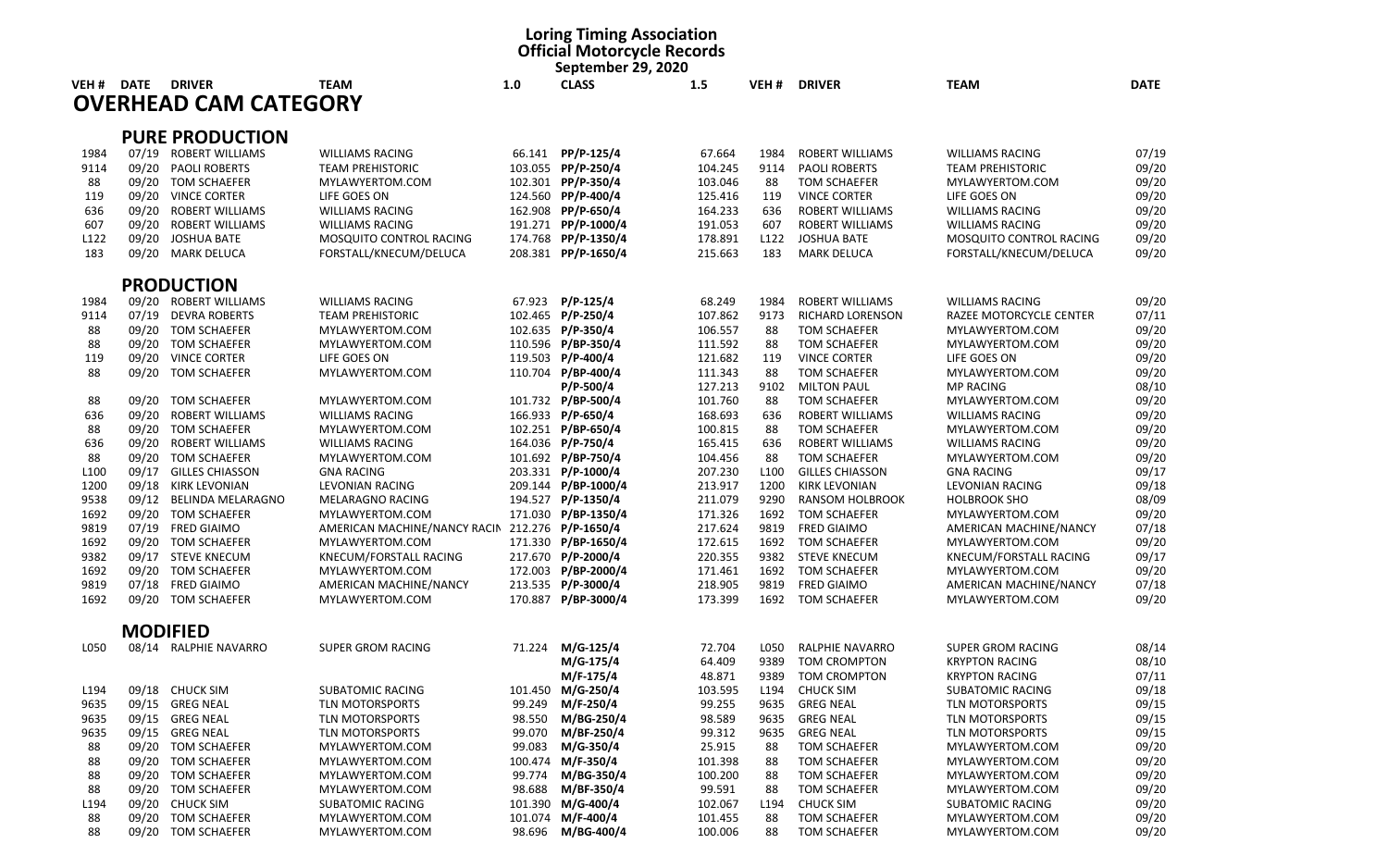# Loring Timing Association
## Official Motorcycle Records
### September 29, 2020

## OVERHEAD CAM CATEGORY

### PURE PRODUCTION

| VEH # | DATE | DRIVER | TEAM | 1.0 | CLASS | 1.5 | VEH # | DRIVER | TEAM | DATE |
|---|---|---|---|---|---|---|---|---|---|---|
| 1984 | 07/19 | ROBERT WILLIAMS | WILLIAMS RACING | 66.141 | **PP/P-125/4** | 67.664 | 1984 | ROBERT WILLIAMS | WILLIAMS RACING | 07/19 |
| 9114 | 09/20 | PAOLI ROBERTS | TEAM PREHISTORIC | 103.055 | **PP/P-250/4** | 104.245 | 9114 | PAOLI ROBERTS | TEAM PREHISTORIC | 09/20 |
| 88 | 09/20 | TOM SCHAEFER | MYLAWYERTOM.COM | 102.301 | **PP/P-350/4** | 103.046 | 88 | TOM SCHAEFER | MYLAWYERTOM.COM | 09/20 |
| 119 | 09/20 | VINCE CORTER | LIFE GOES ON | 124.560 | **PP/P-400/4** | 125.416 | 119 | VINCE CORTER | LIFE GOES ON | 09/20 |
| 636 | 09/20 | ROBERT WILLIAMS | WILLIAMS RACING | 162.908 | **PP/P-650/4** | 164.233 | 636 | ROBERT WILLIAMS | WILLIAMS RACING | 09/20 |
| 607 | 09/20 | ROBERT WILLIAMS | WILLIAMS RACING | 191.271 | **PP/P-1000/4** | 191.053 | 607 | ROBERT WILLIAMS | WILLIAMS RACING | 09/20 |
| L122 | 09/20 | JOSHUA BATE | MOSQUITO CONTROL RACING | 174.768 | **PP/P-1350/4** | 178.891 | L122 | JOSHUA BATE | MOSQUITO CONTROL RACING | 09/20 |
| 183 | 09/20 | MARK DELUCA | FORSTALL/KNECUM/DELUCA | 208.381 | **PP/P-1650/4** | 215.663 | 183 | MARK DELUCA | FORSTALL/KNECUM/DELUCA | 09/20 |

### PRODUCTION

| VEH # | DATE | DRIVER | TEAM | 1.0 | CLASS | 1.5 | VEH # | DRIVER | TEAM | DATE |
|---|---|---|---|---|---|---|---|---|---|---|
| 1984 | 09/20 | ROBERT WILLIAMS | WILLIAMS RACING | 67.923 | **P/P-125/4** | 68.249 | 1984 | ROBERT WILLIAMS | WILLIAMS RACING | 09/20 |
| 9114 | 07/19 | DEVRA ROBERTS | TEAM PREHISTORIC | 102.465 | **P/P-250/4** | 107.862 | 9173 | RICHARD LORENSON | RAZEE MOTORCYCLE CENTER | 07/11 |
| 88 | 09/20 | TOM SCHAEFER | MYLAWYERTOM.COM | 102.635 | **P/P-350/4** | 106.557 | 88 | TOM SCHAEFER | MYLAWYERTOM.COM | 09/20 |
| 88 | 09/20 | TOM SCHAEFER | MYLAWYERTOM.COM | 110.596 | **P/BP-350/4** | 111.592 | 88 | TOM SCHAEFER | MYLAWYERTOM.COM | 09/20 |
| 119 | 09/20 | VINCE CORTER | LIFE GOES ON | 119.503 | **P/P-400/4** | 121.682 | 119 | VINCE CORTER | LIFE GOES ON | 09/20 |
| 88 | 09/20 | TOM SCHAEFER | MYLAWYERTOM.COM | 110.704 | **P/BP-400/4** | 111.343 | 88 | TOM SCHAEFER | MYLAWYERTOM.COM | 09/20 |
| | | | | | **P/P-500/4** | 127.213 | 9102 | MILTON PAUL | MP RACING | 08/10 |
| 88 | 09/20 | TOM SCHAEFER | MYLAWYERTOM.COM | 101.732 | **P/BP-500/4** | 101.760 | 88 | TOM SCHAEFER | MYLAWYERTOM.COM | 09/20 |
| 636 | 09/20 | ROBERT WILLIAMS | WILLIAMS RACING | 166.933 | **P/P-650/4** | 168.693 | 636 | ROBERT WILLIAMS | WILLIAMS RACING | 09/20 |
| 88 | 09/20 | TOM SCHAEFER | MYLAWYERTOM.COM | 102.251 | **P/BP-650/4** | 100.815 | 88 | TOM SCHAEFER | MYLAWYERTOM.COM | 09/20 |
| 636 | 09/20 | ROBERT WILLIAMS | WILLIAMS RACING | 164.036 | **P/P-750/4** | 165.415 | 636 | ROBERT WILLIAMS | WILLIAMS RACING | 09/20 |
| 88 | 09/20 | TOM SCHAEFER | MYLAWYERTOM.COM | 101.692 | **P/BP-750/4** | 104.456 | 88 | TOM SCHAEFER | MYLAWYERTOM.COM | 09/20 |
| L100 | 09/17 | GILLES CHIASSON | GNA RACING | 203.331 | **P/P-1000/4** | 207.230 | L100 | GILLES CHIASSON | GNA RACING | 09/17 |
| 1200 | 09/18 | KIRK LEVONIAN | LEVONIAN RACING | 209.144 | **P/BP-1000/4** | 213.917 | 1200 | KIRK LEVONIAN | LEVONIAN RACING | 09/18 |
| 9538 | 09/12 | BELINDA MELARAGNO | MELARAGNO RACING | 194.527 | **P/P-1350/4** | 211.079 | 9290 | RANSOM HOLBROOK | HOLBROOK SHO | 08/09 |
| 1692 | 09/20 | TOM SCHAEFER | MYLAWYERTOM.COM | 171.030 | **P/BP-1350/4** | 171.326 | 1692 | TOM SCHAEFER | MYLAWYERTOM.COM | 09/20 |
| 9819 | 07/19 | FRED GIAIMO | AMERICAN MACHINE/NANCY RACIN | 212.276 | **P/P-1650/4** | 217.624 | 9819 | FRED GIAIMO | AMERICAN MACHINE/NANCY | 07/18 |
| 1692 | 09/20 | TOM SCHAEFER | MYLAWYERTOM.COM | 171.330 | **P/BP-1650/4** | 172.615 | 1692 | TOM SCHAEFER | MYLAWYERTOM.COM | 09/20 |
| 9382 | 09/17 | STEVE KNECUM | KNECUM/FORSTALL RACING | 217.670 | **P/P-2000/4** | 220.355 | 9382 | STEVE KNECUM | KNECUM/FORSTALL RACING | 09/17 |
| 1692 | 09/20 | TOM SCHAEFER | MYLAWYERTOM.COM | 172.003 | **P/BP-2000/4** | 171.461 | 1692 | TOM SCHAEFER | MYLAWYERTOM.COM | 09/20 |
| 9819 | 07/18 | FRED GIAIMO | AMERICAN MACHINE/NANCY | 213.535 | **P/P-3000/4** | 218.905 | 9819 | FRED GIAIMO | AMERICAN MACHINE/NANCY | 07/18 |
| 1692 | 09/20 | TOM SCHAEFER | MYLAWYERTOM.COM | 170.887 | **P/BP-3000/4** | 173.399 | 1692 | TOM SCHAEFER | MYLAWYERTOM.COM | 09/20 |

### MODIFIED

| VEH # | DATE | DRIVER | TEAM | 1.0 | CLASS | 1.5 | VEH # | DRIVER | TEAM | DATE |
|---|---|---|---|---|---|---|---|---|---|---|
| L050 | 08/14 | RALPHIE NAVARRO | SUPER GROM RACING | 71.224 | **M/G-125/4** | 72.704 | L050 | RALPHIE NAVARRO | SUPER GROM RACING | 08/14 |
| | | | | | **M/G-175/4** | 64.409 | 9389 | TOM CROMPTON | KRYPTON RACING | 08/10 |
| | | | | | **M/F-175/4** | 48.871 | 9389 | TOM CROMPTON | KRYPTON RACING | 07/11 |
| L194 | 09/18 | CHUCK SIM | SUBATOMIC RACING | 101.450 | **M/G-250/4** | 103.595 | L194 | CHUCK SIM | SUBATOMIC RACING | 09/18 |
| 9635 | 09/15 | GREG NEAL | TLN MOTORSPORTS | 99.249 | **M/F-250/4** | 99.255 | 9635 | GREG NEAL | TLN MOTORSPORTS | 09/15 |
| 9635 | 09/15 | GREG NEAL | TLN MOTORSPORTS | 98.550 | **M/BG-250/4** | 98.589 | 9635 | GREG NEAL | TLN MOTORSPORTS | 09/15 |
| 9635 | 09/15 | GREG NEAL | TLN MOTORSPORTS | 99.070 | **M/BF-250/4** | 99.312 | 9635 | GREG NEAL | TLN MOTORSPORTS | 09/15 |
| 88 | 09/20 | TOM SCHAEFER | MYLAWYERTOM.COM | 99.083 | **M/G-350/4** | 25.915 | 88 | TOM SCHAEFER | MYLAWYERTOM.COM | 09/20 |
| 88 | 09/20 | TOM SCHAEFER | MYLAWYERTOM.COM | 100.474 | **M/F-350/4** | 101.398 | 88 | TOM SCHAEFER | MYLAWYERTOM.COM | 09/20 |
| 88 | 09/20 | TOM SCHAEFER | MYLAWYERTOM.COM | 99.774 | **M/BG-350/4** | 100.200 | 88 | TOM SCHAEFER | MYLAWYERTOM.COM | 09/20 |
| 88 | 09/20 | TOM SCHAEFER | MYLAWYERTOM.COM | 98.688 | **M/BF-350/4** | 99.591 | 88 | TOM SCHAEFER | MYLAWYERTOM.COM | 09/20 |
| L194 | 09/20 | CHUCK SIM | SUBATOMIC RACING | 101.390 | **M/G-400/4** | 102.067 | L194 | CHUCK SIM | SUBATOMIC RACING | 09/20 |
| 88 | 09/20 | TOM SCHAEFER | MYLAWYERTOM.COM | 101.074 | **M/F-400/4** | 101.455 | 88 | TOM SCHAEFER | MYLAWYERTOM.COM | 09/20 |
| 88 | 09/20 | TOM SCHAEFER | MYLAWYERTOM.COM | 98.696 | **M/BG-400/4** | 100.006 | 88 | TOM SCHAEFER | MYLAWYERTOM.COM | 09/20 |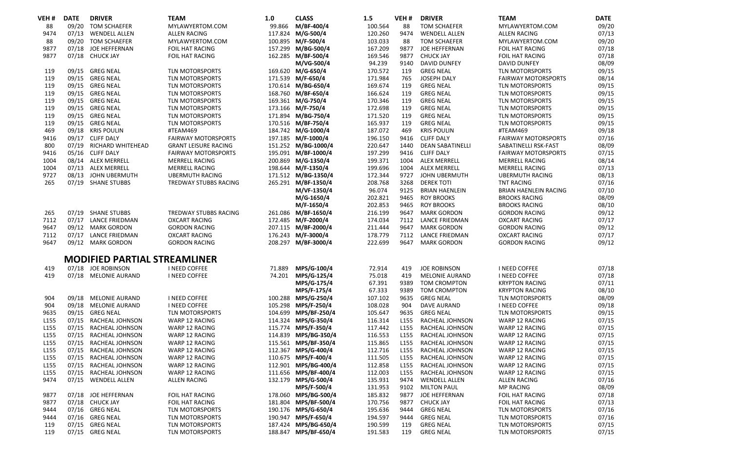| VEH # | DATE | DRIVER | TEAM | 1.0 | CLASS | 1.5 | VEH # | DRIVER | TEAM | DATE |
|---|---|---|---|---|---|---|---|---|---|---|
| 88 | 09/20 | TOM SCHAEFER | MYLAWYERTOM.COM | 99.866 | **M/BF-400/4** | 100.564 | 88 | TOM SCHAEFER | MYLAWYERTOM.COM | 09/20 |
| 9474 | 07/13 | WENDELL ALLEN | ALLEN RACING | 117.824 | **M/G-500/4** | 120.260 | 9474 | WENDELL ALLEN | ALLEN RACING | 07/13 |
| 88 | 09/20 | TOM SCHAEFER | MYLAWYERTOM.COM | 100.895 | **M/F-500/4** | 103.033 | 88 | TOM SCHAEFER | MYLAWYERTOM.COM | 09/20 |
| 9877 | 07/18 | JOE HEFFERNAN | FOIL HAT RACING | 157.299 | **M/BG-500/4** | 167.209 | 9877 | JOE HEFFERNAN | FOIL HAT RACING | 07/18 |
| 9877 | 07/18 | CHUCK JAY | FOIL HAT RACING | 162.285 | **M/BF-500/4** | 169.546 | 9877 | CHUCK JAY | FOIL HAT RACING | 07/18 |
| | | | | | **M/VG-500/4** | 94.239 | 9140 | DAVID DUNFEY | DAVID DUNFEY | 08/09 |
| 119 | 09/15 | GREG NEAL | TLN MOTORSPORTS | 169.620 | **M/G-650/4** | 170.572 | 119 | GREG NEAL | TLN MOTORSPORTS | 09/15 |
| 119 | 09/15 | GREG NEAL | TLN MOTORSPORTS | 171.539 | **M/F-650/4** | 171.984 | 765 | JOSEPH DALY | FAIRWAY MOTORSPORTS | 08/14 |
| 119 | 09/15 | GREG NEAL | TLN MOTORSPORTS | 170.614 | **M/BG-650/4** | 169.674 | 119 | GREG NEAL | TLN MOTORSPORTS | 09/15 |
| 119 | 09/15 | GREG NEAL | TLN MOTORSPORTS | 168.760 | **M/BF-650/4** | 166.624 | 119 | GREG NEAL | TLN MOTORSPORTS | 09/15 |
| 119 | 09/15 | GREG NEAL | TLN MOTORSPORTS | 169.361 | **M/G-750/4** | 170.346 | 119 | GREG NEAL | TLN MOTORSPORTS | 09/15 |
| 119 | 09/15 | GREG NEAL | TLN MOTORSPORTS | 173.166 | **M/F-750/4** | 172.698 | 119 | GREG NEAL | TLN MOTORSPORTS | 09/15 |
| 119 | 09/15 | GREG NEAL | TLN MOTORSPORTS | 171.894 | **M/BG-750/4** | 171.520 | 119 | GREG NEAL | TLN MOTORSPORTS | 09/15 |
| 119 | 09/15 | GREG NEAL | TLN MOTORSPORTS | 170.516 | **M/BF-750/4** | 165.937 | 119 | GREG NEAL | TLN MOTORSPORTS | 09/15 |
| 469 | 09/18 | KRIS POULIN | #TEAM469 | 184.742 | **M/G-1000/4** | 187.072 | 469 | KRIS POULIN | #TEAM469 | 09/18 |
| 9416 | 09/17 | CLIFF DALY | FAIRWAY MOTORSPORTS | 197.185 | **M/F-1000/4** | 196.150 | 9416 | CLIFF DALY | FAIRWAY MOTORSPORTS | 07/16 |
| 800 | 07/19 | RICHARD WHITEHEAD | GRANT LEISURE RACING | 151.252 | **M/BG-1000/4** | 220.647 | 1440 | DEAN SABATINELLI | SABATINELLI RSK-FAST | 08/09 |
| 9416 | 05/16 | CLIFF DALY | FAIRWAY MOTORSPORTS | 195.091 | **M/BF-1000/4** | 197.299 | 9416 | CLIFF DALY | FAIRWAY MOTORSPORTS | 07/15 |
| 1004 | 08/14 | ALEX MERRELL | MERRELL RACING | 200.869 | **M/G-1350/4** | 199.371 | 1004 | ALEX MERRELL | MERRELL RACING | 08/14 |
| 1004 | 07/13 | ALEX MERRELL | MERRELL RACING | 198.644 | **M/F-1350/4** | 199.696 | 1004 | ALEX MERRELL | MERRELL RACING | 07/13 |
| 9727 | 08/13 | JOHN UBERMUTH | UBERMUTH RACING | 171.512 | **M/BG-1350/4** | 172.344 | 9727 | JOHN UBERMUTH | UBERMUTH RACING | 08/13 |
| 265 | 07/19 | SHANE STUBBS | TREDWAY STUBBS RACING | 265.291 | **M/BF-1350/4** | 208.768 | 3268 | DEREK TOTI | TNT RACING | 07/16 |
| | | | | | **M/VF-1350/4** | 96.074 | 9125 | BRIAN HAENLEIN | BRIAN HAENLEIN RACING | 07/10 |
| | | | | | **M/G-1650/4** | 202.821 | 9465 | ROY BROOKS | BROOKS RACING | 08/09 |
| | | | | | **M/F-1650/4** | 202.853 | 9465 | ROY BROOKS | BROOKS RACING | 08/10 |
| 265 | 07/19 | SHANE STUBBS | TREDWAY STUBBS RACING | 261.086 | **M/BF-1650/4** | 216.199 | 9647 | MARK GORDON | GORDON RACING | 09/12 |
| 7112 | 07/17 | LANCE FRIEDMAN | OXCART RACING | 172.485 | **M/F-2000/4** | 174.034 | 7112 | LANCE FRIEDMAN | OXCART RACING | 07/17 |
| 9647 | 09/12 | MARK GORDON | GORDON RACING | 207.115 | **M/BF-2000/4** | 211.444 | 9647 | MARK GORDON | GORDON RACING | 09/12 |
| 7112 | 07/17 | LANCE FRIEDMAN | OXCART RACING | 176.243 | **M/F-3000/4** | 178.779 | 7112 | LANCE FRIEDMAN | OXCART RACING | 07/17 |
| 9647 | 09/12 | MARK GORDON | GORDON RACING | 208.297 | **M/BF-3000/4** | 222.699 | 9647 | MARK GORDON | GORDON RACING | 09/12 |

## MODIFIED PARTIAL STREAMLINER

| VEH # | DATE | DRIVER | TEAM | 1.0 | CLASS | 1.5 | VEH # | DRIVER | TEAM | DATE |
|---|---|---|---|---|---|---|---|---|---|---|
| 419 | 07/18 | JOE ROBINSON | I NEED COFFEE | 71.889 | **MPS/G-100/4** | 72.914 | 419 | JOE ROBINSON | I NEED COFFEE | 07/18 |
| 419 | 07/18 | MELONIE AURAND | I NEED COFFEE | 74.201 | **MPS/G-125/4** | 75.018 | 419 | MELONIE AURAND | I NEED COFFEE | 07/18 |
| | | | | | **MPS/G-175/4** | 67.391 | 9389 | TOM CROMPTON | KRYPTON RACING | 07/11 |
| | | | | | **MPS/F-175/4** | 67.333 | 9389 | TOM CROMPTON | KRYPTON RACING | 08/10 |
| 904 | 09/18 | MELONIE AURAND | I NEED COFFEE | 100.288 | **MPS/G-250/4** | 107.102 | 9635 | GREG NEAL | TLN MOTORSPORTS | 08/09 |
| 904 | 09/18 | MELONIE AURAND | I NEED COFFEE | 105.298 | **MPS/F-250/4** | 108.028 | 904 | DAVE AURAND | I NEED COFFEE | 09/18 |
| 9635 | 09/15 | GREG NEAL | TLN MOTORSPORTS | 104.699 | **MPS/BF-250/4** | 105.647 | 9635 | GREG NEAL | TLN MOTORSPORTS | 09/15 |
| L155 | 07/15 | RACHEAL JOHNSON | WARP 12 RACING | 114.324 | **MPS/G-350/4** | 116.314 | L155 | RACHEAL JOHNSON | WARP 12 RACING | 07/15 |
| L155 | 07/15 | RACHEAL JOHNSON | WARP 12 RACING | 115.774 | **MPS/F-350/4** | 117.442 | L155 | RACHEAL JOHNSON | WARP 12 RACING | 07/15 |
| L155 | 07/15 | RACHEAL JOHNSON | WARP 12 RACING | 114.839 | **MPS/BG-350/4** | 116.553 | L155 | RACHEAL JOHNSON | WARP 12 RACING | 07/15 |
| L155 | 07/15 | RACHEAL JOHNSON | WARP 12 RACING | 115.561 | **MPS/BF-350/4** | 115.865 | L155 | RACHEAL JOHNSON | WARP 12 RACING | 07/15 |
| L155 | 07/15 | RACHEAL JOHNSON | WARP 12 RACING | 112.367 | **MPS/G-400/4** | 112.716 | L155 | RACHEAL JOHNSON | WARP 12 RACING | 07/15 |
| L155 | 07/15 | RACHEAL JOHNSON | WARP 12 RACING | 110.675 | **MPS/F-400/4** | 111.505 | L155 | RACHEAL JOHNSON | WARP 12 RACING | 07/15 |
| L155 | 07/15 | RACHEAL JOHNSON | WARP 12 RACING | 112.901 | **MPS/BG-400/4** | 112.858 | L155 | RACHEAL JOHNSON | WARP 12 RACING | 07/15 |
| L155 | 07/15 | RACHEAL JOHNSON | WARP 12 RACING | 111.656 | **MPS/BF-400/4** | 112.003 | L155 | RACHEAL JOHNSON | WARP 12 RACING | 07/15 |
| 9474 | 07/15 | WENDELL ALLEN | ALLEN RACING | 132.179 | **MPS/G-500/4** | 135.931 | 9474 | WENDELL ALLEN | ALLEN RACING | 07/16 |
| | | | | | **MPS/F-500/4** | 131.953 | 9102 | MILTON PAUL | MP RACING | 08/09 |
| 9877 | 07/18 | JOE HEFFERNAN | FOIL HAT RACING | 178.060 | **MPS/BG-500/4** | 185.832 | 9877 | JOE HEFFERNAN | FOIL HAT RACING | 07/18 |
| 9877 | 07/18 | CHUCK JAY | FOIL HAT RACING | 181.804 | **MPS/BF-500/4** | 170.756 | 9877 | CHUCK JAY | FOIL HAT RACING | 07/13 |
| 9444 | 07/16 | GREG NEAL | TLN MOTORSPORTS | 190.176 | **MPS/G-650/4** | 195.636 | 9444 | GREG NEAL | TLN MOTORSPORTS | 07/16 |
| 9444 | 07/16 | GREG NEAL | TLN MOTORSPORTS | 190.947 | **MPS/F-650/4** | 194.597 | 9444 | GREG NEAL | TLN MOTORSPORTS | 07/16 |
| 119 | 07/15 | GREG NEAL | TLN MOTORSPORTS | 187.424 | **MPS/BG-650/4** | 190.599 | 119 | GREG NEAL | TLN MOTORSPORTS | 07/15 |
| 119 | 07/15 | GREG NEAL | TLN MOTORSPORTS | 188.847 | **MPS/BF-650/4** | 191.583 | 119 | GREG NEAL | TLN MOTORSPORTS | 07/15 |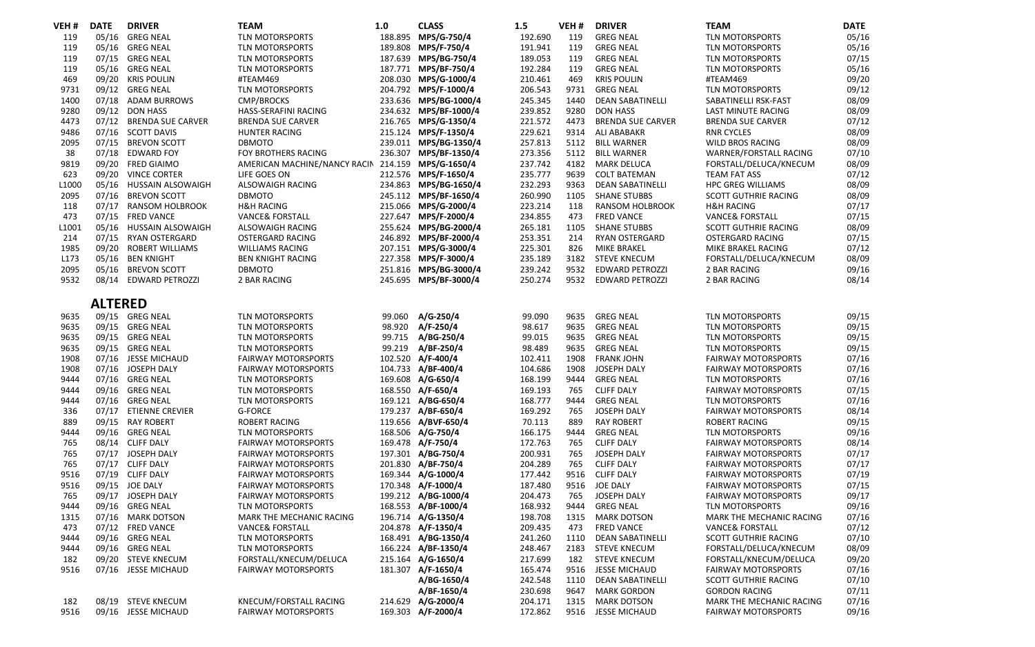| VEH # | DATE | DRIVER | TEAM | 1.0 | CLASS | 1.5 | VEH # | DRIVER | TEAM | DATE |
|---|---|---|---|---|---|---|---|---|---|---|
| 119 | 05/16 | GREG NEAL | TLN MOTORSPORTS | 188.895 | **MPS/G-750/4** | 192.690 | 119 | GREG NEAL | TLN MOTORSPORTS | 05/16 |
| 119 | 05/16 | GREG NEAL | TLN MOTORSPORTS | 189.808 | **MPS/F-750/4** | 191.941 | 119 | GREG NEAL | TLN MOTORSPORTS | 05/16 |
| 119 | 07/15 | GREG NEAL | TLN MOTORSPORTS | 187.639 | **MPS/BG-750/4** | 189.053 | 119 | GREG NEAL | TLN MOTORSPORTS | 07/15 |
| 119 | 05/16 | GREG NEAL | TLN MOTORSPORTS | 187.771 | **MPS/BF-750/4** | 192.284 | 119 | GREG NEAL | TLN MOTORSPORTS | 05/16 |
| 469 | 09/20 | KRIS POULIN | #TEAM469 | 208.030 | **MPS/G-1000/4** | 210.461 | 469 | KRIS POULIN | #TEAM469 | 09/20 |
| 9731 | 09/12 | GREG NEAL | TLN MOTORSPORTS | 204.792 | **MPS/F-1000/4** | 206.543 | 9731 | GREG NEAL | TLN MOTORSPORTS | 09/12 |
| 1400 | 07/18 | ADAM BURROWS | CMP/BROCKS | 233.636 | **MPS/BG-1000/4** | 245.345 | 1440 | DEAN SABATINELLI | SABATINELLI RSK-FAST | 08/09 |
| 9280 | 09/12 | DON HASS | HASS-SERAFINI RACING | 234.632 | **MPS/BF-1000/4** | 239.852 | 9280 | DON HASS | LAST MINUTE RACING | 08/09 |
| 4473 | 07/12 | BRENDA SUE CARVER | BRENDA SUE CARVER | 216.765 | **MPS/G-1350/4** | 221.572 | 4473 | BRENDA SUE CARVER | BRENDA SUE CARVER | 07/12 |
| 9486 | 07/16 | SCOTT DAVIS | HUNTER RACING | 215.124 | **MPS/F-1350/4** | 229.621 | 9314 | ALI ABABAKR | RNR CYCLES | 08/09 |
| 2095 | 07/15 | BREVON SCOTT | DBMOTO | 239.011 | **MPS/BG-1350/4** | 257.813 | 5112 | BILL WARNER | WILD BROS RACING | 08/09 |
| 38 | 07/18 | EDWARD FOY | FOY BROTHERS RACING | 236.307 | **MPS/BF-1350/4** | 273.356 | 5112 | BILL WARNER | WARNER/FORSTALL RACING | 07/10 |
| 9819 | 09/20 | FRED GIAIMO | AMERICAN MACHINE/NANCY RACIN | 214.159 | **MPS/G-1650/4** | 237.742 | 4182 | MARK DELUCA | FORSTALL/DELUCA/KNECUM | 08/09 |
| 623 | 09/20 | VINCE CORTER | LIFE GOES ON | 212.576 | **MPS/F-1650/4** | 235.777 | 9639 | COLT BATEMAN | TEAM FAT ASS | 07/12 |
| L1000 | 05/16 | HUSSAIN ALSOWAIGH | ALSOWAIGH RACING | 234.863 | **MPS/BG-1650/4** | 232.293 | 9363 | DEAN SABATINELLI | HPC GREG WILLIAMS | 08/09 |
| 2095 | 07/16 | BREVON SCOTT | DBMOTO | 245.112 | **MPS/BF-1650/4** | 260.990 | 1105 | SHANE STUBBS | SCOTT GUTHRIE RACING | 08/09 |
| 118 | 07/17 | RANSOM HOLBROOK | H&H RACING | 215.066 | **MPS/G-2000/4** | 223.214 | 118 | RANSOM HOLBROOK | H&H RACING | 07/17 |
| 473 | 07/15 | FRED VANCE | VANCE& FORSTALL | 227.647 | **MPS/F-2000/4** | 234.855 | 473 | FRED VANCE | VANCE& FORSTALL | 07/15 |
| L1001 | 05/16 | HUSSAIN ALSOWAIGH | ALSOWAIGH RACING | 255.624 | **MPS/BG-2000/4** | 265.181 | 1105 | SHANE STUBBS | SCOTT GUTHRIE RACING | 08/09 |
| 214 | 07/15 | RYAN OSTERGARD | OSTERGARD RACING | 246.892 | **MPS/BF-2000/4** | 253.351 | 214 | RYAN OSTERGARD | OSTERGARD RACING | 07/15 |
| 1985 | 09/20 | ROBERT WILLIAMS | WILLIAMS RACING | 207.151 | **MPS/G-3000/4** | 225.301 | 826 | MIKE BRAKEL | MIKE BRAKEL RACING | 07/12 |
| L173 | 05/16 | BEN KNIGHT | BEN KNIGHT RACING | 227.358 | **MPS/F-3000/4** | 235.189 | 3182 | STEVE KNECUM | FORSTALL/DELUCA/KNECUM | 08/09 |
| 2095 | 05/16 | BREVON SCOTT | DBMOTO | 251.816 | **MPS/BG-3000/4** | 239.242 | 9532 | EDWARD PETROZZI | 2 BAR RACING | 09/16 |
| 9532 | 08/14 | EDWARD PETROZZI | 2 BAR RACING | 245.695 | **MPS/BF-3000/4** | 250.274 | 9532 | EDWARD PETROZZI | 2 BAR RACING | 08/14 |

## ALTERED

| VEH # | DATE | DRIVER | TEAM | 1.0 | CLASS | 1.5 | VEH # | DRIVER | TEAM | DATE |
|---|---|---|---|---|---|---|---|---|---|---|
| 9635 | 09/15 | GREG NEAL | TLN MOTORSPORTS | 99.060 | **A/G-250/4** | 99.090 | 9635 | GREG NEAL | TLN MOTORSPORTS | 09/15 |
| 9635 | 09/15 | GREG NEAL | TLN MOTORSPORTS | 98.920 | **A/F-250/4** | 98.617 | 9635 | GREG NEAL | TLN MOTORSPORTS | 09/15 |
| 9635 | 09/15 | GREG NEAL | TLN MOTORSPORTS | 99.715 | **A/BG-250/4** | 99.015 | 9635 | GREG NEAL | TLN MOTORSPORTS | 09/15 |
| 9635 | 09/15 | GREG NEAL | TLN MOTORSPORTS | 99.219 | **A/BF-250/4** | 98.489 | 9635 | GREG NEAL | TLN MOTORSPORTS | 09/15 |
| 1908 | 07/16 | JESSE MICHAUD | FAIRWAY MOTORSPORTS | 102.520 | **A/F-400/4** | 102.411 | 1908 | FRANK JOHN | FAIRWAY MOTORSPORTS | 07/16 |
| 1908 | 07/16 | JOSEPH DALY | FAIRWAY MOTORSPORTS | 104.733 | **A/BF-400/4** | 104.686 | 1908 | JOSEPH DALY | FAIRWAY MOTORSPORTS | 07/16 |
| 9444 | 07/16 | GREG NEAL | TLN MOTORSPORTS | 169.608 | **A/G-650/4** | 168.199 | 9444 | GREG NEAL | TLN MOTORSPORTS | 07/16 |
| 9444 | 09/16 | GREG NEAL | TLN MOTORSPORTS | 168.550 | **A/F-650/4** | 169.193 | 765 | CLIFF DALY | FAIRWAY MOTORSPORTS | 07/15 |
| 9444 | 07/16 | GREG NEAL | TLN MOTORSPORTS | 169.121 | **A/BG-650/4** | 168.777 | 9444 | GREG NEAL | TLN MOTORSPORTS | 07/16 |
| 336 | 07/17 | ETIENNE CREVIER | G-FORCE | 179.237 | **A/BF-650/4** | 169.292 | 765 | JOSEPH DALY | FAIRWAY MOTORSPORTS | 08/14 |
| 889 | 09/15 | RAY ROBERT | ROBERT RACING | 119.656 | **A/BVF-650/4** | 70.113 | 889 | RAY ROBERT | ROBERT RACING | 09/15 |
| 9444 | 09/16 | GREG NEAL | TLN MOTORSPORTS | 168.506 | **A/G-750/4** | 166.175 | 9444 | GREG NEAL | TLN MOTORSPORTS | 09/16 |
| 765 | 08/14 | CLIFF DALY | FAIRWAY MOTORSPORTS | 169.478 | **A/F-750/4** | 172.763 | 765 | CLIFF DALY | FAIRWAY MOTORSPORTS | 08/14 |
| 765 | 07/17 | JOSEPH DALY | FAIRWAY MOTORSPORTS | 197.301 | **A/BG-750/4** | 200.931 | 765 | JOSEPH DALY | FAIRWAY MOTORSPORTS | 07/17 |
| 765 | 07/17 | CLIFF DALY | FAIRWAY MOTORSPORTS | 201.830 | **A/BF-750/4** | 204.289 | 765 | CLIFF DALY | FAIRWAY MOTORSPORTS | 07/17 |
| 9516 | 07/19 | CLIFF DALY | FAIRWAY MOTORSPORTS | 169.344 | **A/G-1000/4** | 177.442 | 9516 | CLIFF DALY | FAIRWAY MOTORSPORTS | 07/19 |
| 9516 | 09/15 | JOE DALY | FAIRWAY MOTORSPORTS | 170.348 | **A/F-1000/4** | 187.480 | 9516 | JOE DALY | FAIRWAY MOTORSPORTS | 07/15 |
| 765 | 09/17 | JOSEPH DALY | FAIRWAY MOTORSPORTS | 199.212 | **A/BG-1000/4** | 204.473 | 765 | JOSEPH DALY | FAIRWAY MOTORSPORTS | 09/17 |
| 9444 | 09/16 | GREG NEAL | TLN MOTORSPORTS | 168.553 | **A/BF-1000/4** | 168.932 | 9444 | GREG NEAL | TLN MOTORSPORTS | 09/16 |
| 1315 | 07/16 | MARK DOTSON | MARK THE MECHANIC RACING | 196.714 | **A/G-1350/4** | 198.708 | 1315 | MARK DOTSON | MARK THE MECHANIC RACING | 07/16 |
| 473 | 07/12 | FRED VANCE | VANCE& FORSTALL | 204.878 | **A/F-1350/4** | 209.435 | 473 | FRED VANCE | VANCE& FORSTALL | 07/12 |
| 9444 | 09/16 | GREG NEAL | TLN MOTORSPORTS | 168.491 | **A/BG-1350/4** | 241.260 | 1110 | DEAN SABATINELLI | SCOTT GUTHRIE RACING | 07/10 |
| 9444 | 09/16 | GREG NEAL | TLN MOTORSPORTS | 166.224 | **A/BF-1350/4** | 248.467 | 2183 | STEVE KNECUM | FORSTALL/DELUCA/KNECUM | 08/09 |
| 182 | 09/20 | STEVE KNECUM | FORSTALL/KNECUM/DELUCA | 215.164 | **A/G-1650/4** | 217.699 | 182 | STEVE KNECUM | FORSTALL/KNECUM/DELUCA | 09/20 |
| 9516 | 07/16 | JESSE MICHAUD | FAIRWAY MOTORSPORTS | 181.307 | **A/F-1650/4** | 165.474 | 9516 | JESSE MICHAUD | FAIRWAY MOTORSPORTS | 07/16 |
| | | | | | **A/BG-1650/4** | 242.548 | 1110 | DEAN SABATINELLI | SCOTT GUTHRIE RACING | 07/10 |
| | | | | | **A/BF-1650/4** | 230.698 | 9647 | MARK GORDON | GORDON RACING | 07/11 |
| 182 | 08/19 | STEVE KNECUM | KNECUM/FORSTALL RACING | 214.629 | **A/G-2000/4** | 204.171 | 1315 | MARK DOTSON | MARK THE MECHANIC RACING | 07/16 |
| 9516 | 09/16 | JESSE MICHAUD | FAIRWAY MOTORSPORTS | 169.303 | **A/F-2000/4** | 172.862 | 9516 | JESSE MICHAUD | FAIRWAY MOTORSPORTS | 09/16 |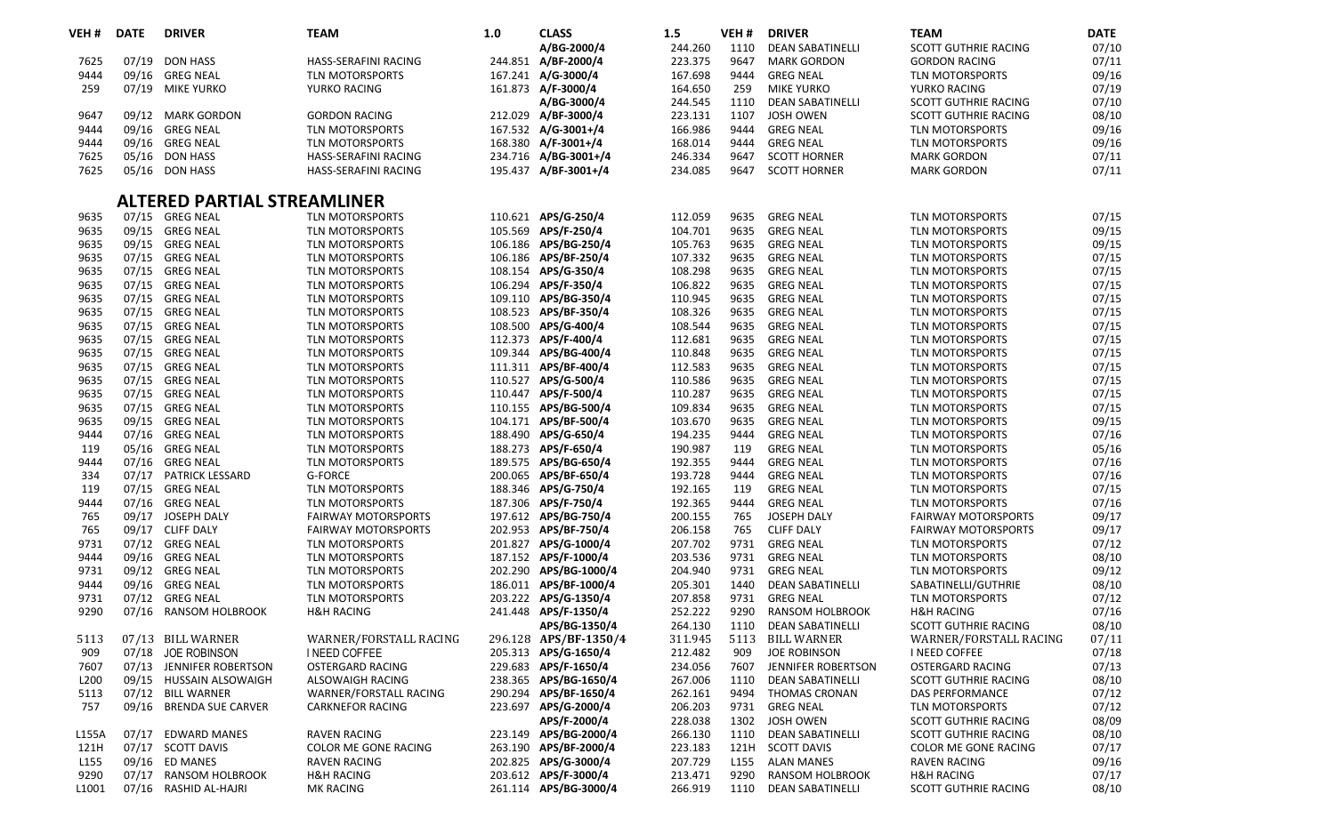| VEH # | DATE | DRIVER | TEAM | 1.0 | CLASS | 1.5 | VEH # | DRIVER | TEAM | DATE |
|---|---|---|---|---|---|---|---|---|---|---|
| | | | | | **A/BG-2000/4** | 244.260 | 1110 | DEAN SABATINELLI | SCOTT GUTHRIE RACING | 07/10 |
| 7625 | 07/19 | DON HASS | HASS-SERAFINI RACING | 244.851 | **A/BF-2000/4** | 223.375 | 9647 | MARK GORDON | GORDON RACING | 07/11 |
| 9444 | 09/16 | GREG NEAL | TLN MOTORSPORTS | 167.241 | **A/G-3000/4** | 167.698 | 9444 | GREG NEAL | TLN MOTORSPORTS | 09/16 |
| 259 | 07/19 | MIKE YURKO | YURKO RACING | 161.873 | **A/F-3000/4** | 164.650 | 259 | MIKE YURKO | YURKO RACING | 07/19 |
| | | | | | **A/BG-3000/4** | 244.545 | 1110 | DEAN SABATINELLI | SCOTT GUTHRIE RACING | 07/10 |
| 9647 | 09/12 | MARK GORDON | GORDON RACING | 212.029 | **A/BF-3000/4** | 223.131 | 1107 | JOSH OWEN | SCOTT GUTHRIE RACING | 08/10 |
| 9444 | 09/16 | GREG NEAL | TLN MOTORSPORTS | 167.532 | **A/G-3001+/4** | 166.986 | 9444 | GREG NEAL | TLN MOTORSPORTS | 09/16 |
| 9444 | 09/16 | GREG NEAL | TLN MOTORSPORTS | 168.380 | **A/F-3001+/4** | 168.014 | 9444 | GREG NEAL | TLN MOTORSPORTS | 09/16 |
| 7625 | 05/16 | DON HASS | HASS-SERAFINI RACING | 234.716 | **A/BG-3001+/4** | 246.334 | 9647 | SCOTT HORNER | MARK GORDON | 07/11 |
| 7625 | 05/16 | DON HASS | HASS-SERAFINI RACING | 195.437 | **A/BF-3001+/4** | 234.085 | 9647 | SCOTT HORNER | MARK GORDON | 07/11 |

## ALTERED PARTIAL STREAMLINER

| VEH # | DATE | DRIVER | TEAM | 1.0 | CLASS | 1.5 | VEH # | DRIVER | TEAM | DATE |
|---|---|---|---|---|---|---|---|---|---|---|
| 9635 | 07/15 | GREG NEAL | TLN MOTORSPORTS | 110.621 | **APS/G-250/4** | 112.059 | 9635 | GREG NEAL | TLN MOTORSPORTS | 07/15 |
| 9635 | 09/15 | GREG NEAL | TLN MOTORSPORTS | 105.569 | **APS/F-250/4** | 104.701 | 9635 | GREG NEAL | TLN MOTORSPORTS | 09/15 |
| 9635 | 09/15 | GREG NEAL | TLN MOTORSPORTS | 106.186 | **APS/BG-250/4** | 105.763 | 9635 | GREG NEAL | TLN MOTORSPORTS | 09/15 |
| 9635 | 07/15 | GREG NEAL | TLN MOTORSPORTS | 106.186 | **APS/BF-250/4** | 107.332 | 9635 | GREG NEAL | TLN MOTORSPORTS | 07/15 |
| 9635 | 07/15 | GREG NEAL | TLN MOTORSPORTS | 108.154 | **APS/G-350/4** | 108.298 | 9635 | GREG NEAL | TLN MOTORSPORTS | 07/15 |
| 9635 | 07/15 | GREG NEAL | TLN MOTORSPORTS | 106.294 | **APS/F-350/4** | 106.822 | 9635 | GREG NEAL | TLN MOTORSPORTS | 07/15 |
| 9635 | 07/15 | GREG NEAL | TLN MOTORSPORTS | 109.110 | **APS/BG-350/4** | 110.945 | 9635 | GREG NEAL | TLN MOTORSPORTS | 07/15 |
| 9635 | 07/15 | GREG NEAL | TLN MOTORSPORTS | 108.523 | **APS/BF-350/4** | 108.326 | 9635 | GREG NEAL | TLN MOTORSPORTS | 07/15 |
| 9635 | 07/15 | GREG NEAL | TLN MOTORSPORTS | 108.500 | **APS/G-400/4** | 108.544 | 9635 | GREG NEAL | TLN MOTORSPORTS | 07/15 |
| 9635 | 07/15 | GREG NEAL | TLN MOTORSPORTS | 112.373 | **APS/F-400/4** | 112.681 | 9635 | GREG NEAL | TLN MOTORSPORTS | 07/15 |
| 9635 | 07/15 | GREG NEAL | TLN MOTORSPORTS | 109.344 | **APS/BG-400/4** | 110.848 | 9635 | GREG NEAL | TLN MOTORSPORTS | 07/15 |
| 9635 | 07/15 | GREG NEAL | TLN MOTORSPORTS | 111.311 | **APS/BF-400/4** | 112.583 | 9635 | GREG NEAL | TLN MOTORSPORTS | 07/15 |
| 9635 | 07/15 | GREG NEAL | TLN MOTORSPORTS | 110.527 | **APS/G-500/4** | 110.586 | 9635 | GREG NEAL | TLN MOTORSPORTS | 07/15 |
| 9635 | 07/15 | GREG NEAL | TLN MOTORSPORTS | 110.447 | **APS/F-500/4** | 110.287 | 9635 | GREG NEAL | TLN MOTORSPORTS | 07/15 |
| 9635 | 07/15 | GREG NEAL | TLN MOTORSPORTS | 110.155 | **APS/BG-500/4** | 109.834 | 9635 | GREG NEAL | TLN MOTORSPORTS | 07/15 |
| 9635 | 09/15 | GREG NEAL | TLN MOTORSPORTS | 104.171 | **APS/BF-500/4** | 103.670 | 9635 | GREG NEAL | TLN MOTORSPORTS | 09/15 |
| 9444 | 07/16 | GREG NEAL | TLN MOTORSPORTS | 188.490 | **APS/G-650/4** | 194.235 | 9444 | GREG NEAL | TLN MOTORSPORTS | 07/16 |
| 119 | 05/16 | GREG NEAL | TLN MOTORSPORTS | 188.273 | **APS/F-650/4** | 190.987 | 119 | GREG NEAL | TLN MOTORSPORTS | 05/16 |
| 9444 | 07/16 | GREG NEAL | TLN MOTORSPORTS | 189.575 | **APS/BG-650/4** | 192.355 | 9444 | GREG NEAL | TLN MOTORSPORTS | 07/16 |
| 334 | 07/17 | PATRICK LESSARD | G-FORCE | 200.065 | **APS/BF-650/4** | 193.728 | 9444 | GREG NEAL | TLN MOTORSPORTS | 07/16 |
| 119 | 07/15 | GREG NEAL | TLN MOTORSPORTS | 188.346 | **APS/G-750/4** | 192.165 | 119 | GREG NEAL | TLN MOTORSPORTS | 07/15 |
| 9444 | 07/16 | GREG NEAL | TLN MOTORSPORTS | 187.306 | **APS/F-750/4** | 192.365 | 9444 | GREG NEAL | TLN MOTORSPORTS | 07/16 |
| 765 | 09/17 | JOSEPH DALY | FAIRWAY MOTORSPORTS | 197.612 | **APS/BG-750/4** | 200.155 | 765 | JOSEPH DALY | FAIRWAY MOTORSPORTS | 09/17 |
| 765 | 09/17 | CLIFF DALY | FAIRWAY MOTORSPORTS | 202.953 | **APS/BF-750/4** | 206.158 | 765 | CLIFF DALY | FAIRWAY MOTORSPORTS | 09/17 |
| 9731 | 07/12 | GREG NEAL | TLN MOTORSPORTS | 201.827 | **APS/G-1000/4** | 207.702 | 9731 | GREG NEAL | TLN MOTORSPORTS | 07/12 |
| 9444 | 09/16 | GREG NEAL | TLN MOTORSPORTS | 187.152 | **APS/F-1000/4** | 203.536 | 9731 | GREG NEAL | TLN MOTORSPORTS | 08/10 |
| 9731 | 09/12 | GREG NEAL | TLN MOTORSPORTS | 202.290 | **APS/BG-1000/4** | 204.940 | 9731 | GREG NEAL | TLN MOTORSPORTS | 09/12 |
| 9444 | 09/16 | GREG NEAL | TLN MOTORSPORTS | 186.011 | **APS/BF-1000/4** | 205.301 | 1440 | DEAN SABATINELLI | SABATINELLI/GUTHRIE | 08/10 |
| 9731 | 07/12 | GREG NEAL | TLN MOTORSPORTS | 203.222 | **APS/G-1350/4** | 207.858 | 9731 | GREG NEAL | TLN MOTORSPORTS | 07/12 |
| 9290 | 07/16 | RANSOM HOLBROOK | H&H RACING | 241.448 | **APS/F-1350/4** | 252.222 | 9290 | RANSOM HOLBROOK | H&H RACING | 07/16 |
| | | | | | **APS/BG-1350/4** | 264.130 | 1110 | DEAN SABATINELLI | SCOTT GUTHRIE RACING | 08/10 |
| 5113 | 07/13 | BILL WARNER | WARNER/FORSTALL RACING | 296.128 | **APS/BF-1350/4** | 311.945 | 5113 | BILL WARNER | WARNER/FORSTALL RACING | 07/11 |
| 909 | 07/18 | JOE ROBINSON | I NEED COFFEE | 205.313 | **APS/G-1650/4** | 212.482 | 909 | JOE ROBINSON | I NEED COFFEE | 07/18 |
| 7607 | 07/13 | JENNIFER ROBERTSON | OSTERGARD RACING | 229.683 | **APS/F-1650/4** | 234.056 | 7607 | JENNIFER ROBERTSON | OSTERGARD RACING | 07/13 |
| L200 | 09/15 | HUSSAIN ALSOWAIGH | ALSOWAIGH RACING | 238.365 | **APS/BG-1650/4** | 267.006 | 1110 | DEAN SABATINELLI | SCOTT GUTHRIE RACING | 08/10 |
| 5113 | 07/12 | BILL WARNER | WARNER/FORSTALL RACING | 290.294 | **APS/BF-1650/4** | 262.161 | 9494 | THOMAS CRONAN | DAS PERFORMANCE | 07/12 |
| 757 | 09/16 | BRENDA SUE CARVER | CARKNEFOR RACING | 223.697 | **APS/G-2000/4** | 206.203 | 9731 | GREG NEAL | TLN MOTORSPORTS | 07/12 |
| | | | | | **APS/F-2000/4** | 228.038 | 1302 | JOSH OWEN | SCOTT GUTHRIE RACING | 08/09 |
| L155A | 07/17 | EDWARD MANES | RAVEN RACING | 223.149 | **APS/BG-2000/4** | 266.130 | 1110 | DEAN SABATINELLI | SCOTT GUTHRIE RACING | 08/10 |
| 121H | 07/17 | SCOTT DAVIS | COLOR ME GONE RACING | 263.190 | **APS/BF-2000/4** | 223.183 | 121H | SCOTT DAVIS | COLOR ME GONE RACING | 07/17 |
| L155 | 09/16 | ED MANES | RAVEN RACING | 202.825 | **APS/G-3000/4** | 207.729 | L155 | ALAN MANES | RAVEN RACING | 09/16 |
| 9290 | 07/17 | RANSOM HOLBROOK | H&H RACING | 203.612 | **APS/F-3000/4** | 213.471 | 9290 | RANSOM HOLBROOK | H&H RACING | 07/17 |
| L1001 | 07/16 | RASHID AL-HAJRI | MK RACING | 261.114 | **APS/BG-3000/4** | 266.919 | 1110 | DEAN SABATINELLI | SCOTT GUTHRIE RACING | 08/10 |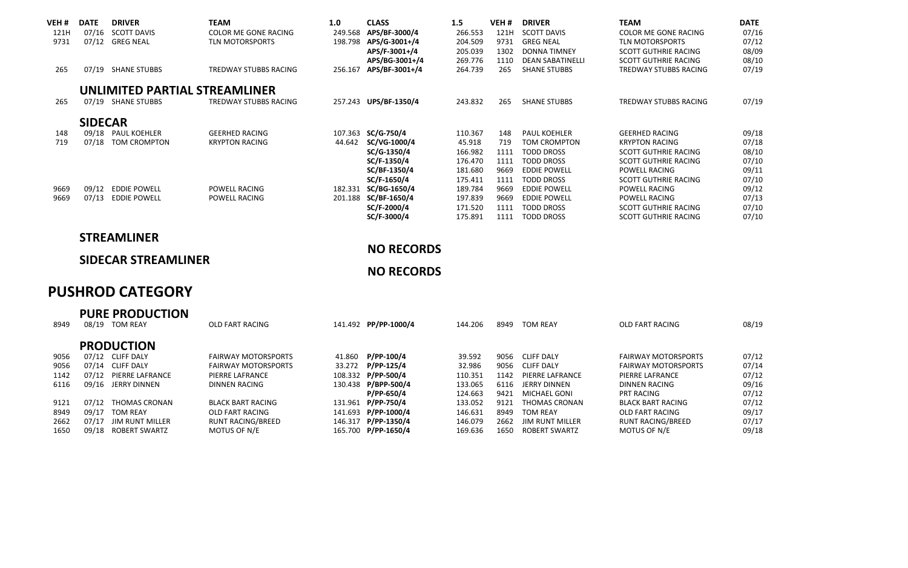| VEH # | DATE | DRIVER | TEAM | 1.0 | CLASS | 1.5 | VEH # | DRIVER | TEAM | DATE |
|---|---|---|---|---|---|---|---|---|---|---|
| 121H | 07/16 | SCOTT DAVIS | COLOR ME GONE RACING | 249.568 | APS/BF-3000/4 | 266.553 | 121H | SCOTT DAVIS | COLOR ME GONE RACING | 07/16 |
| 9731 | 07/12 | GREG NEAL | TLN MOTORSPORTS | 198.798 | APS/G-3001+/4 | 204.509 | 9731 | GREG NEAL | TLN MOTORSPORTS | 07/12 |
| | | | | | APS/F-3001+/4 | 205.039 | 1302 | DONNA TIMNEY | SCOTT GUTHRIE RACING | 08/09 |
| | | | | | APS/BG-3001+/4 | 269.776 | 1110 | DEAN SABATINELLI | SCOTT GUTHRIE RACING | 08/10 |
| 265 | 07/19 | SHANE STUBBS | TREDWAY STUBBS RACING | 256.167 | APS/BF-3001+/4 | 264.739 | 265 | SHANE STUBBS | TREDWAY STUBBS RACING | 07/19 |

## UNLIMITED PARTIAL STREAMLINER

| VEH # | DATE | DRIVER | TEAM | 1.0 | CLASS | 1.5 | VEH # | DRIVER | TEAM | DATE |
|---|---|---|---|---|---|---|---|---|---|---|
| 265 | 07/19 | SHANE STUBBS | TREDWAY STUBBS RACING | 257.243 | UPS/BF-1350/4 | 243.832 | 265 | SHANE STUBBS | TREDWAY STUBBS RACING | 07/19 |

## SIDECAR

| VEH # | DATE | DRIVER | TEAM | 1.0 | CLASS | 1.5 | VEH # | DRIVER | TEAM | DATE |
|---|---|---|---|---|---|---|---|---|---|---|
| 148 | 09/18 | PAUL KOEHLER | GEERHED RACING | 107.363 | SC/G-750/4 | 110.367 | 148 | PAUL KOEHLER | GEERHED RACING | 09/18 |
| 719 | 07/18 | TOM CROMPTON | KRYPTON RACING | 44.642 | SC/VG-1000/4 | 45.918 | 719 | TOM CROMPTON | KRYPTON RACING | 07/18 |
| | | | | | SC/G-1350/4 | 166.982 | 1111 | TODD DROSS | SCOTT GUTHRIE RACING | 08/10 |
| | | | | | SC/F-1350/4 | 176.470 | 1111 | TODD DROSS | SCOTT GUTHRIE RACING | 07/10 |
| | | | | | SC/BF-1350/4 | 181.680 | 9669 | EDDIE POWELL | POWELL RACING | 09/11 |
| | | | | | SC/F-1650/4 | 175.411 | 1111 | TODD DROSS | SCOTT GUTHRIE RACING | 07/10 |
| 9669 | 09/12 | EDDIE POWELL | POWELL RACING | 182.331 | SC/BG-1650/4 | 189.784 | 9669 | EDDIE POWELL | POWELL RACING | 09/12 |
| 9669 | 07/13 | EDDIE POWELL | POWELL RACING | 201.188 | SC/BF-1650/4 | 197.839 | 9669 | EDDIE POWELL | POWELL RACING | 07/13 |
| | | | | | SC/F-2000/4 | 171.520 | 1111 | TODD DROSS | SCOTT GUTHRIE RACING | 07/10 |
| | | | | | SC/F-3000/4 | 175.891 | 1111 | TODD DROSS | SCOTT GUTHRIE RACING | 07/10 |

## STREAMLINER

**NO RECORDS**

## SIDECAR STREAMLINER

**NO RECORDS**

# PUSHROD CATEGORY

## PURE PRODUCTION

| VEH # | DATE | DRIVER | TEAM | 1.0 | CLASS | 1.5 | VEH # | DRIVER | TEAM | DATE |
|---|---|---|---|---|---|---|---|---|---|---|
| 8949 | 08/19 | TOM REAY | OLD FART RACING | 141.492 | PP/PP-1000/4 | 144.206 | 8949 | TOM REAY | OLD FART RACING | 08/19 |

## PRODUCTION

| VEH # | DATE | DRIVER | TEAM | 1.0 | CLASS | 1.5 | VEH # | DRIVER | TEAM | DATE |
|---|---|---|---|---|---|---|---|---|---|---|
| 9056 | 07/12 | CLIFF DALY | FAIRWAY MOTORSPORTS | 41.860 | P/PP-100/4 | 39.592 | 9056 | CLIFF DALY | FAIRWAY MOTORSPORTS | 07/12 |
| 9056 | 07/14 | CLIFF DALY | FAIRWAY MOTORSPORTS | 33.272 | P/PP-125/4 | 32.986 | 9056 | CLIFF DALY | FAIRWAY MOTORSPORTS | 07/14 |
| 1142 | 07/12 | PIERRE LAFRANCE | PIERRE LAFRANCE | 108.332 | P/PP-500/4 | 110.351 | 1142 | PIERRE LAFRANCE | PIERRE LAFRANCE | 07/12 |
| 6116 | 09/16 | JERRY DINNEN | DINNEN RACING | 130.438 | P/BPP-500/4 | 133.065 | 6116 | JERRY DINNEN | DINNEN RACING | 09/16 |
| | | | | | P/PP-650/4 | 124.663 | 9421 | MICHAEL GONI | PRT RACING | 07/12 |
| 9121 | 07/12 | THOMAS CRONAN | BLACK BART RACING | 131.961 | P/PP-750/4 | 133.052 | 9121 | THOMAS CRONAN | BLACK BART RACING | 07/12 |
| 8949 | 09/17 | TOM REAY | OLD FART RACING | 141.693 | P/PP-1000/4 | 146.631 | 8949 | TOM REAY | OLD FART RACING | 09/17 |
| 2662 | 07/17 | JIM RUNT MILLER | RUNT RACING/BREED | 146.317 | P/PP-1350/4 | 146.079 | 2662 | JIM RUNT MILLER | RUNT RACING/BREED | 07/17 |
| 1650 | 09/18 | ROBERT SWARTZ | MOTUS OF N/E | 165.700 | P/PP-1650/4 | 169.636 | 1650 | ROBERT SWARTZ | MOTUS OF N/E | 09/18 |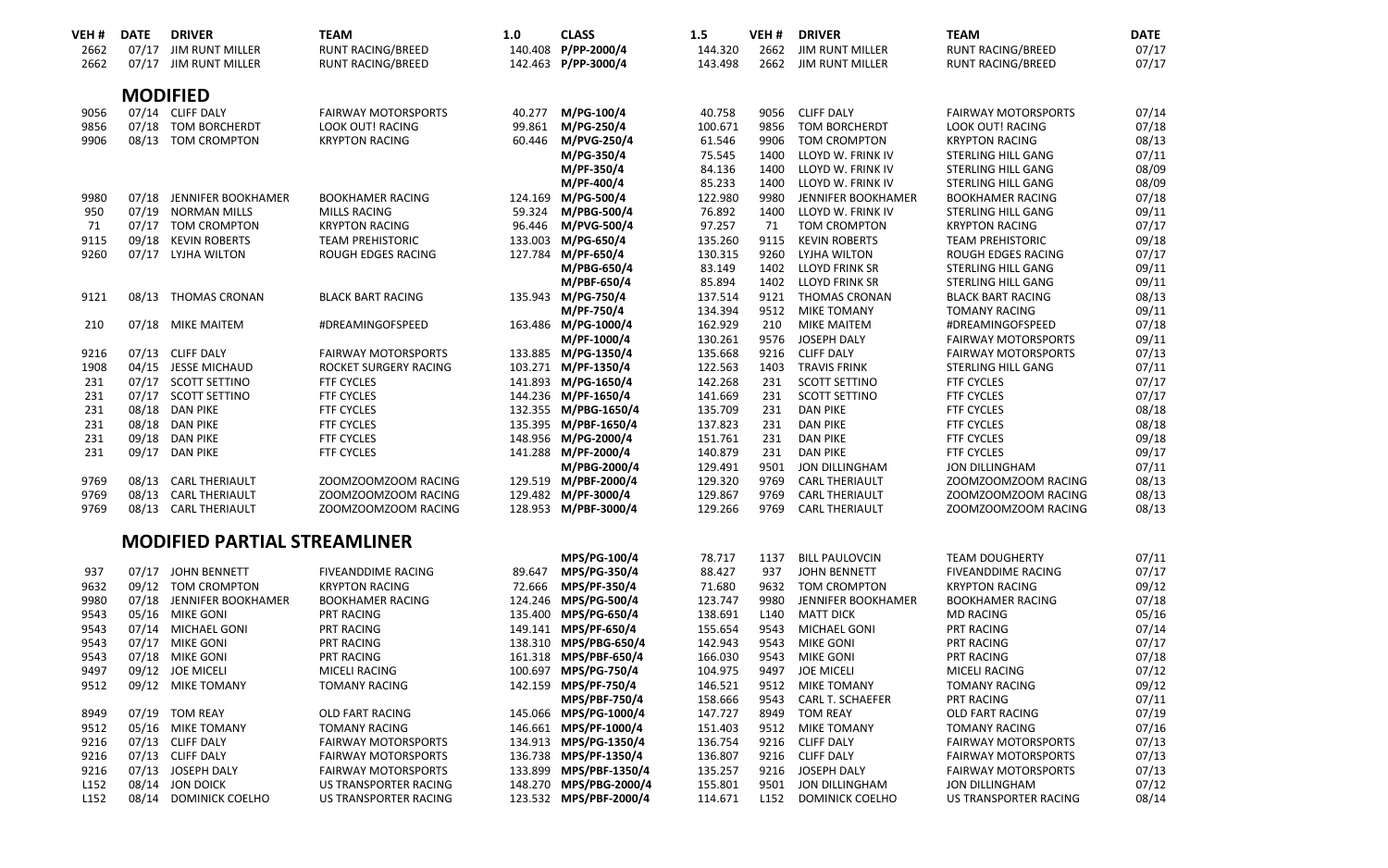| VEH # | DATE | DRIVER | TEAM | 1.0 | CLASS | 1.5 | VEH # | DRIVER | TEAM | DATE |
|---|---|---|---|---|---|---|---|---|---|---|
| 2662 | 07/17 | JIM RUNT MILLER | RUNT RACING/BREED | 140.408 | **P/PP-2000/4** | 144.320 | 2662 | JIM RUNT MILLER | RUNT RACING/BREED | 07/17 |
| 2662 | 07/17 | JIM RUNT MILLER | RUNT RACING/BREED | 142.463 | **P/PP-3000/4** | 143.498 | 2662 | JIM RUNT MILLER | RUNT RACING/BREED | 07/17 |

## MODIFIED

| VEH # | DATE | DRIVER | TEAM | 1.0 | CLASS | 1.5 | VEH # | DRIVER | TEAM | DATE |
|---|---|---|---|---|---|---|---|---|---|---|
| 9056 | 07/14 | CLIFF DALY | FAIRWAY MOTORSPORTS | 40.277 | **M/PG-100/4** | 40.758 | 9056 | CLIFF DALY | FAIRWAY MOTORSPORTS | 07/14 |
| 9856 | 07/18 | TOM BORCHERDT | LOOK OUT! RACING | 99.861 | **M/PG-250/4** | 100.671 | 9856 | TOM BORCHERDT | LOOK OUT! RACING | 07/18 |
| 9906 | 08/13 | TOM CROMPTON | KRYPTON RACING | 60.446 | **M/PVG-250/4** | 61.546 | 9906 | TOM CROMPTON | KRYPTON RACING | 08/13 |
| | | | | | **M/PG-350/4** | 75.545 | 1400 | LLOYD W. FRINK IV | STERLING HILL GANG | 07/11 |
| | | | | | **M/PF-350/4** | 84.136 | 1400 | LLOYD W. FRINK IV | STERLING HILL GANG | 08/09 |
| | | | | | **M/PF-400/4** | 85.233 | 1400 | LLOYD W. FRINK IV | STERLING HILL GANG | 08/09 |
| 9980 | 07/18 | JENNIFER BOOKHAMER | BOOKHAMER RACING | 124.169 | **M/PG-500/4** | 122.980 | 9980 | JENNIFER BOOKHAMER | BOOKHAMER RACING | 07/18 |
| 950 | 07/19 | NORMAN MILLS | MILLS RACING | 59.324 | **M/PBG-500/4** | 76.892 | 1400 | LLOYD W. FRINK IV | STERLING HILL GANG | 09/11 |
| 71 | 07/17 | TOM CROMPTON | KRYPTON RACING | 96.446 | **M/PVG-500/4** | 97.257 | 71 | TOM CROMPTON | KRYPTON RACING | 07/17 |
| 9115 | 09/18 | KEVIN ROBERTS | TEAM PREHISTORIC | 133.003 | **M/PG-650/4** | 135.260 | 9115 | KEVIN ROBERTS | TEAM PREHISTORIC | 09/18 |
| 9260 | 07/17 | LYJHA WILTON | ROUGH EDGES RACING | 127.784 | **M/PF-650/4** | 130.315 | 9260 | LYJHA WILTON | ROUGH EDGES RACING | 07/17 |
| | | | | | **M/PBG-650/4** | 83.149 | 1402 | LLOYD FRINK SR | STERLING HILL GANG | 09/11 |
| | | | | | **M/PBF-650/4** | 85.894 | 1402 | LLOYD FRINK SR | STERLING HILL GANG | 09/11 |
| 9121 | 08/13 | THOMAS CRONAN | BLACK BART RACING | 135.943 | **M/PG-750/4** | 137.514 | 9121 | THOMAS CRONAN | BLACK BART RACING | 08/13 |
| | | | | | **M/PF-750/4** | 134.394 | 9512 | MIKE TOMANY | TOMANY RACING | 09/11 |
| 210 | 07/18 | MIKE MAITEM | #DREAMINGOFSPEED | 163.486 | **M/PG-1000/4** | 162.929 | 210 | MIKE MAITEM | #DREAMINGOFSPEED | 07/18 |
| | | | | | **M/PF-1000/4** | 130.261 | 9576 | JOSEPH DALY | FAIRWAY MOTORSPORTS | 09/11 |
| 9216 | 07/13 | CLIFF DALY | FAIRWAY MOTORSPORTS | 133.885 | **M/PG-1350/4** | 135.668 | 9216 | CLIFF DALY | FAIRWAY MOTORSPORTS | 07/13 |
| 1908 | 04/15 | JESSE MICHAUD | ROCKET SURGERY RACING | 103.271 | **M/PF-1350/4** | 122.563 | 1403 | TRAVIS FRINK | STERLING HILL GANG | 07/11 |
| 231 | 07/17 | SCOTT SETTINO | FTF CYCLES | 141.893 | **M/PG-1650/4** | 142.268 | 231 | SCOTT SETTINO | FTF CYCLES | 07/17 |
| 231 | 07/17 | SCOTT SETTINO | FTF CYCLES | 144.236 | **M/PF-1650/4** | 141.669 | 231 | SCOTT SETTINO | FTF CYCLES | 07/17 |
| 231 | 08/18 | DAN PIKE | FTF CYCLES | 132.355 | **M/PBG-1650/4** | 135.709 | 231 | DAN PIKE | FTF CYCLES | 08/18 |
| 231 | 08/18 | DAN PIKE | FTF CYCLES | 135.395 | **M/PBF-1650/4** | 137.823 | 231 | DAN PIKE | FTF CYCLES | 08/18 |
| 231 | 09/18 | DAN PIKE | FTF CYCLES | 148.956 | **M/PG-2000/4** | 151.761 | 231 | DAN PIKE | FTF CYCLES | 09/18 |
| 231 | 09/17 | DAN PIKE | FTF CYCLES | 141.288 | **M/PF-2000/4** | 140.879 | 231 | DAN PIKE | FTF CYCLES | 09/17 |
| | | | | | **M/PBG-2000/4** | 129.491 | 9501 | JON DILLINGHAM | JON DILLINGHAM | 07/11 |
| 9769 | 08/13 | CARL THERIAULT | ZOOMZOOMZOOM RACING | 129.519 | **M/PBF-2000/4** | 129.320 | 9769 | CARL THERIAULT | ZOOMZOOMZOOM RACING | 08/13 |
| 9769 | 08/13 | CARL THERIAULT | ZOOMZOOMZOOM RACING | 129.482 | **M/PF-3000/4** | 129.867 | 9769 | CARL THERIAULT | ZOOMZOOMZOOM RACING | 08/13 |
| 9769 | 08/13 | CARL THERIAULT | ZOOMZOOMZOOM RACING | 128.953 | **M/PBF-3000/4** | 129.266 | 9769 | CARL THERIAULT | ZOOMZOOMZOOM RACING | 08/13 |

## MODIFIED PARTIAL STREAMLINER

| VEH # | DATE | DRIVER | TEAM | 1.0 | CLASS | 1.5 | VEH # | DRIVER | TEAM | DATE |
|---|---|---|---|---|---|---|---|---|---|---|
| | | | | | **MPS/PG-100/4** | 78.717 | 1137 | BILL PAULOVCIN | TEAM DOUGHERTY | 07/11 |
| 937 | 07/17 | JOHN BENNETT | FIVEANDDIME RACING | 89.647 | **MPS/PG-350/4** | 88.427 | 937 | JOHN BENNETT | FIVEANDDIME RACING | 07/17 |
| 9632 | 09/12 | TOM CROMPTON | KRYPTON RACING | 72.666 | **MPS/PF-350/4** | 71.680 | 9632 | TOM CROMPTON | KRYPTON RACING | 09/12 |
| 9980 | 07/18 | JENNIFER BOOKHAMER | BOOKHAMER RACING | 124.246 | **MPS/PG-500/4** | 123.747 | 9980 | JENNIFER BOOKHAMER | BOOKHAMER RACING | 07/18 |
| 9543 | 05/16 | MIKE GONI | PRT RACING | 135.400 | **MPS/PG-650/4** | 138.691 | L140 | MATT DICK | MD RACING | 05/16 |
| 9543 | 07/14 | MICHAEL GONI | PRT RACING | 149.141 | **MPS/PF-650/4** | 155.654 | 9543 | MICHAEL GONI | PRT RACING | 07/14 |
| 9543 | 07/17 | MIKE GONI | PRT RACING | 138.310 | **MPS/PBG-650/4** | 142.943 | 9543 | MIKE GONI | PRT RACING | 07/17 |
| 9543 | 07/18 | MIKE GONI | PRT RACING | 161.318 | **MPS/PBF-650/4** | 166.030 | 9543 | MIKE GONI | PRT RACING | 07/18 |
| 9497 | 09/12 | JOE MICELI | MICELI RACING | 100.697 | **MPS/PG-750/4** | 104.975 | 9497 | JOE MICELI | MICELI RACING | 07/12 |
| 9512 | 09/12 | MIKE TOMANY | TOMANY RACING | 142.159 | **MPS/PF-750/4** | 146.521 | 9512 | MIKE TOMANY | TOMANY RACING | 09/12 |
| | | | | | **MPS/PBF-750/4** | 158.666 | 9543 | CARL T. SCHAEFER | PRT RACING | 07/11 |
| 8949 | 07/19 | TOM REAY | OLD FART RACING | 145.066 | **MPS/PG-1000/4** | 147.727 | 8949 | TOM REAY | OLD FART RACING | 07/19 |
| 9512 | 05/16 | MIKE TOMANY | TOMANY RACING | 146.661 | **MPS/PF-1000/4** | 151.403 | 9512 | MIKE TOMANY | TOMANY RACING | 07/16 |
| 9216 | 07/13 | CLIFF DALY | FAIRWAY MOTORSPORTS | 134.913 | **MPS/PG-1350/4** | 136.754 | 9216 | CLIFF DALY | FAIRWAY MOTORSPORTS | 07/13 |
| 9216 | 07/13 | CLIFF DALY | FAIRWAY MOTORSPORTS | 136.738 | **MPS/PF-1350/4** | 136.807 | 9216 | CLIFF DALY | FAIRWAY MOTORSPORTS | 07/13 |
| 9216 | 07/13 | JOSEPH DALY | FAIRWAY MOTORSPORTS | 133.899 | **MPS/PBF-1350/4** | 135.257 | 9216 | JOSEPH DALY | FAIRWAY MOTORSPORTS | 07/13 |
| L152 | 08/14 | JON DOICK | US TRANSPORTER RACING | 148.270 | **MPS/PBG-2000/4** | 155.801 | 9501 | JON DILLINGHAM | JON DILLINGHAM | 07/12 |
| L152 | 08/14 | DOMINICK COELHO | US TRANSPORTER RACING | 123.532 | **MPS/PBF-2000/4** | 114.671 | L152 | DOMINICK COELHO | US TRANSPORTER RACING | 08/14 |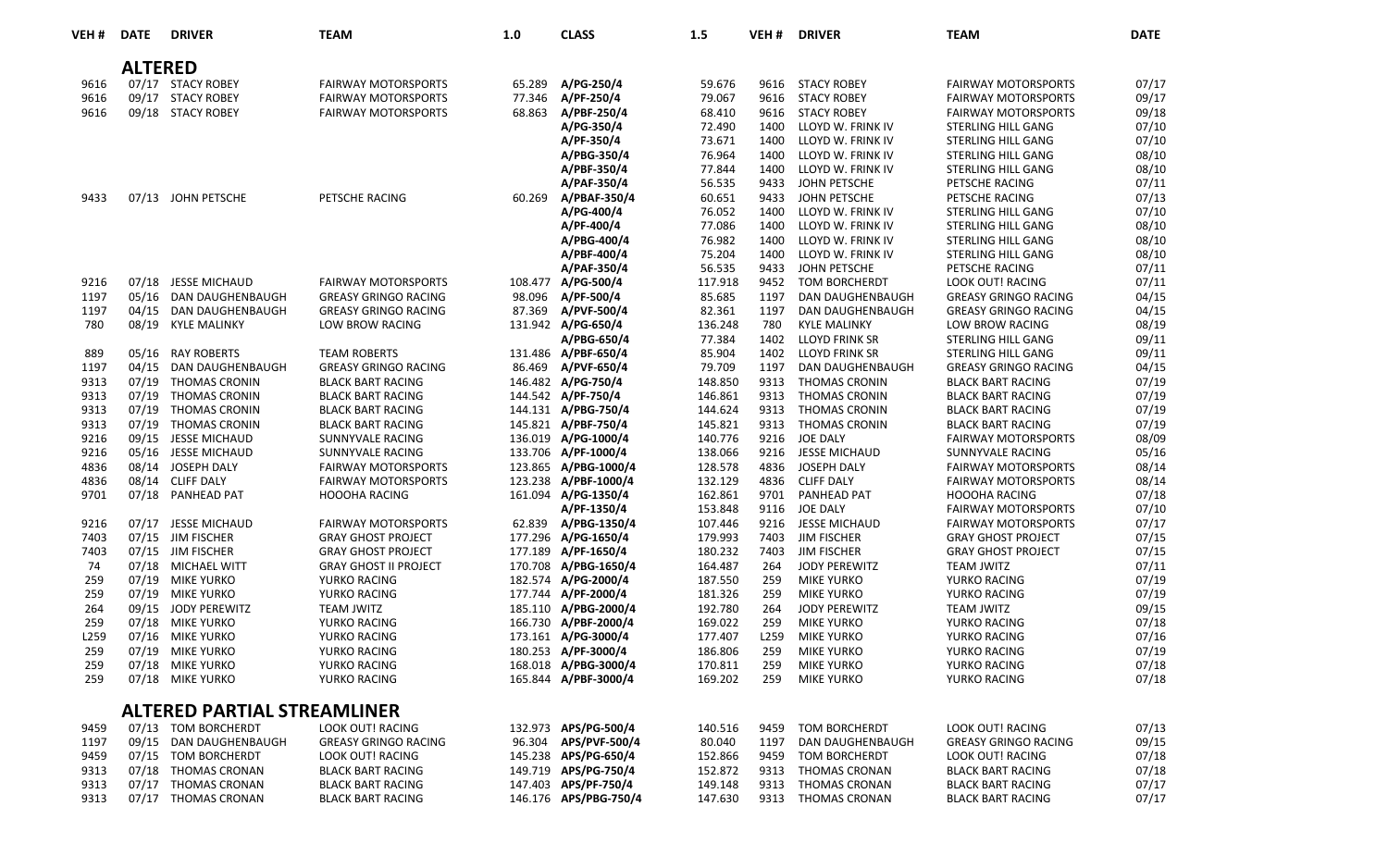| VEH # | DATE | DRIVER | TEAM | 1.0 | CLASS | 1.5 | VEH # | DRIVER | TEAM | DATE |
|---|---|---|---|---|---|---|---|---|---|---|
| | **ALTERED** | | | | | | | | | |
| 9616 | 07/17 | STACY ROBEY | FAIRWAY MOTORSPORTS | 65.289 | **A/PG-250/4** | 59.676 | 9616 | STACY ROBEY | FAIRWAY MOTORSPORTS | 07/17 |
| 9616 | 09/17 | STACY ROBEY | FAIRWAY MOTORSPORTS | 77.346 | **A/PF-250/4** | 79.067 | 9616 | STACY ROBEY | FAIRWAY MOTORSPORTS | 09/17 |
| 9616 | 09/18 | STACY ROBEY | FAIRWAY MOTORSPORTS | 68.863 | **A/PBF-250/4** | 68.410 | 9616 | STACY ROBEY | FAIRWAY MOTORSPORTS | 09/18 |
| | | | | | **A/PG-350/4** | 72.490 | 1400 | LLOYD W. FRINK IV | STERLING HILL GANG | 07/10 |
| | | | | | **A/PF-350/4** | 73.671 | 1400 | LLOYD W. FRINK IV | STERLING HILL GANG | 07/10 |
| | | | | | **A/PBG-350/4** | 76.964 | 1400 | LLOYD W. FRINK IV | STERLING HILL GANG | 08/10 |
| | | | | | **A/PBF-350/4** | 77.844 | 1400 | LLOYD W. FRINK IV | STERLING HILL GANG | 08/10 |
| | | | | | **A/PAF-350/4** | 56.535 | 9433 | JOHN PETSCHE | PETSCHE RACING | 07/11 |
| 9433 | 07/13 | JOHN PETSCHE | PETSCHE RACING | 60.269 | **A/PBAF-350/4** | 60.651 | 9433 | JOHN PETSCHE | PETSCHE RACING | 07/13 |
| | | | | | **A/PG-400/4** | 76.052 | 1400 | LLOYD W. FRINK IV | STERLING HILL GANG | 07/10 |
| | | | | | **A/PF-400/4** | 77.086 | 1400 | LLOYD W. FRINK IV | STERLING HILL GANG | 08/10 |
| | | | | | **A/PBG-400/4** | 76.982 | 1400 | LLOYD W. FRINK IV | STERLING HILL GANG | 08/10 |
| | | | | | **A/PBF-400/4** | 75.204 | 1400 | LLOYD W. FRINK IV | STERLING HILL GANG | 08/10 |
| | | | | | **A/PAF-350/4** | 56.535 | 9433 | JOHN PETSCHE | PETSCHE RACING | 07/11 |
| 9216 | 07/18 | JESSE MICHAUD | FAIRWAY MOTORSPORTS | 108.477 | **A/PG-500/4** | 117.918 | 9452 | TOM BORCHERDT | LOOK OUT! RACING | 07/11 |
| 1197 | 05/16 | DAN DAUGHENBAUGH | GREASY GRINGO RACING | 98.096 | **A/PF-500/4** | 85.685 | 1197 | DAN DAUGHENBAUGH | GREASY GRINGO RACING | 04/15 |
| 1197 | 04/15 | DAN DAUGHENBAUGH | GREASY GRINGO RACING | 87.369 | **A/PVF-500/4** | 82.361 | 1197 | DAN DAUGHENBAUGH | GREASY GRINGO RACING | 04/15 |
| 780 | 08/19 | KYLE MALINKY | LOW BROW RACING | 131.942 | **A/PG-650/4** | 136.248 | 780 | KYLE MALINKY | LOW BROW RACING | 08/19 |
| | | | | | **A/PBG-650/4** | 77.384 | 1402 | LLOYD FRINK SR | STERLING HILL GANG | 09/11 |
| 889 | 05/16 | RAY ROBERTS | TEAM ROBERTS | 131.486 | **A/PBF-650/4** | 85.904 | 1402 | LLOYD FRINK SR | STERLING HILL GANG | 09/11 |
| 1197 | 04/15 | DAN DAUGHENBAUGH | GREASY GRINGO RACING | 86.469 | **A/PVF-650/4** | 79.709 | 1197 | DAN DAUGHENBAUGH | GREASY GRINGO RACING | 04/15 |
| 9313 | 07/19 | THOMAS CRONIN | BLACK BART RACING | 146.482 | **A/PG-750/4** | 148.850 | 9313 | THOMAS CRONIN | BLACK BART RACING | 07/19 |
| 9313 | 07/19 | THOMAS CRONIN | BLACK BART RACING | 144.542 | **A/PF-750/4** | 146.861 | 9313 | THOMAS CRONIN | BLACK BART RACING | 07/19 |
| 9313 | 07/19 | THOMAS CRONIN | BLACK BART RACING | 144.131 | **A/PBG-750/4** | 144.624 | 9313 | THOMAS CRONIN | BLACK BART RACING | 07/19 |
| 9313 | 07/19 | THOMAS CRONIN | BLACK BART RACING | 145.821 | **A/PBF-750/4** | 145.821 | 9313 | THOMAS CRONIN | BLACK BART RACING | 07/19 |
| 9216 | 09/15 | JESSE MICHAUD | SUNNYVALE RACING | 136.019 | **A/PG-1000/4** | 140.776 | 9216 | JOE DALY | FAIRWAY MOTORSPORTS | 08/09 |
| 9216 | 05/16 | JESSE MICHAUD | SUNNYVALE RACING | 133.706 | **A/PF-1000/4** | 138.066 | 9216 | JESSE MICHAUD | SUNNYVALE RACING | 05/16 |
| 4836 | 08/14 | JOSEPH DALY | FAIRWAY MOTORSPORTS | 123.865 | **A/PBG-1000/4** | 128.578 | 4836 | JOSEPH DALY | FAIRWAY MOTORSPORTS | 08/14 |
| 4836 | 08/14 | CLIFF DALY | FAIRWAY MOTORSPORTS | 123.238 | **A/PBF-1000/4** | 132.129 | 4836 | CLIFF DALY | FAIRWAY MOTORSPORTS | 08/14 |
| 9701 | 07/18 | PANHEAD PAT | HOOOHA RACING | 161.094 | **A/PG-1350/4** | 162.861 | 9701 | PANHEAD PAT | HOOOHA RACING | 07/18 |
| | | | | | **A/PF-1350/4** | 153.848 | 9116 | JOE DALY | FAIRWAY MOTORSPORTS | 07/10 |
| 9216 | 07/17 | JESSE MICHAUD | FAIRWAY MOTORSPORTS | 62.839 | **A/PBG-1350/4** | 107.446 | 9216 | JESSE MICHAUD | FAIRWAY MOTORSPORTS | 07/17 |
| 7403 | 07/15 | JIM FISCHER | GRAY GHOST PROJECT | 177.296 | **A/PG-1650/4** | 179.993 | 7403 | JIM FISCHER | GRAY GHOST PROJECT | 07/15 |
| 7403 | 07/15 | JIM FISCHER | GRAY GHOST PROJECT | 177.189 | **A/PF-1650/4** | 180.232 | 7403 | JIM FISCHER | GRAY GHOST PROJECT | 07/15 |
| 74 | 07/18 | MICHAEL WITT | GRAY GHOST II PROJECT | 170.708 | **A/PBG-1650/4** | 164.487 | 264 | JODY PEREWITZ | TEAM JWITZ | 07/11 |
| 259 | 07/19 | MIKE YURKO | YURKO RACING | 182.574 | **A/PG-2000/4** | 187.550 | 259 | MIKE YURKO | YURKO RACING | 07/19 |
| 259 | 07/19 | MIKE YURKO | YURKO RACING | 177.744 | **A/PF-2000/4** | 181.326 | 259 | MIKE YURKO | YURKO RACING | 07/19 |
| 264 | 09/15 | JODY PEREWITZ | TEAM JWITZ | 185.110 | **A/PBG-2000/4** | 192.780 | 264 | JODY PEREWITZ | TEAM JWITZ | 09/15 |
| 259 | 07/18 | MIKE YURKO | YURKO RACING | 166.730 | **A/PBF-2000/4** | 169.022 | 259 | MIKE YURKO | YURKO RACING | 07/18 |
| L259 | 07/16 | MIKE YURKO | YURKO RACING | 173.161 | **A/PG-3000/4** | 177.407 | L259 | MIKE YURKO | YURKO RACING | 07/16 |
| 259 | 07/19 | MIKE YURKO | YURKO RACING | 180.253 | **A/PF-3000/4** | 186.806 | 259 | MIKE YURKO | YURKO RACING | 07/19 |
| 259 | 07/18 | MIKE YURKO | YURKO RACING | 168.018 | **A/PBG-3000/4** | 170.811 | 259 | MIKE YURKO | YURKO RACING | 07/18 |
| 259 | 07/18 | MIKE YURKO | YURKO RACING | 165.844 | **A/PBF-3000/4** | 169.202 | 259 | MIKE YURKO | YURKO RACING | 07/18 |
| | **ALTERED PARTIAL STREAMLINER** | | | | | | | | | |
| 9459 | 07/13 | TOM BORCHERDT | LOOK OUT! RACING | 132.973 | **APS/PG-500/4** | 140.516 | 9459 | TOM BORCHERDT | LOOK OUT! RACING | 07/13 |
| 1197 | 09/15 | DAN DAUGHENBAUGH | GREASY GRINGO RACING | 96.304 | **APS/PVF-500/4** | 80.040 | 1197 | DAN DAUGHENBAUGH | GREASY GRINGO RACING | 09/15 |
| 9459 | 07/15 | TOM BORCHERDT | LOOK OUT! RACING | 145.238 | **APS/PG-650/4** | 152.866 | 9459 | TOM BORCHERDT | LOOK OUT! RACING | 07/18 |
| 9313 | 07/18 | THOMAS CRONAN | BLACK BART RACING | 149.719 | **APS/PG-750/4** | 152.872 | 9313 | THOMAS CRONAN | BLACK BART RACING | 07/18 |
| 9313 | 07/17 | THOMAS CRONAN | BLACK BART RACING | 147.403 | **APS/PF-750/4** | 149.148 | 9313 | THOMAS CRONAN | BLACK BART RACING | 07/17 |
| 9313 | 07/17 | THOMAS CRONAN | BLACK BART RACING | 146.176 | **APS/PBG-750/4** | 147.630 | 9313 | THOMAS CRONAN | BLACK BART RACING | 07/17 |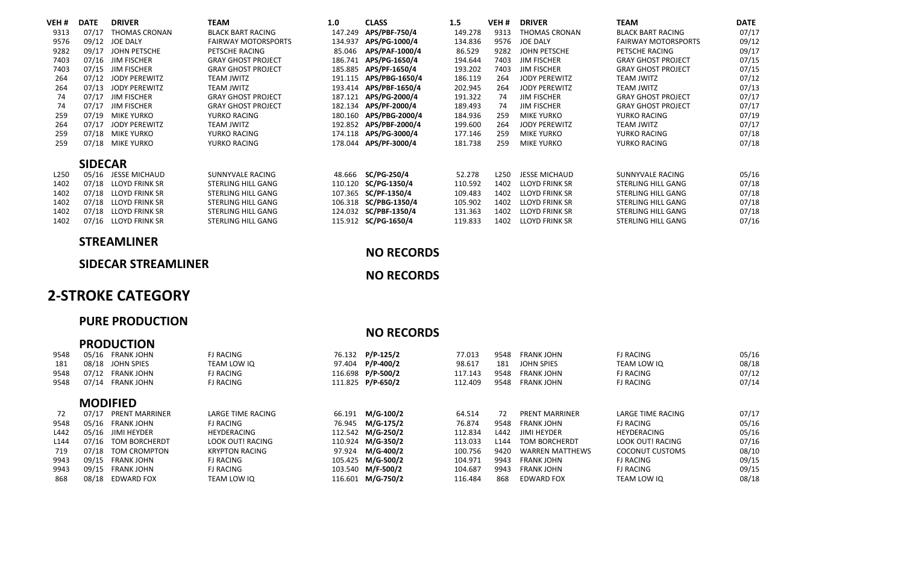| VEH # | DATE | DRIVER | TEAM | 1.0 | CLASS | 1.5 | VEH # | DRIVER | TEAM | DATE |
|---|---|---|---|---|---|---|---|---|---|---|
| 9313 | 07/17 | THOMAS CRONAN | BLACK BART RACING | 147.249 | **APS/PBF-750/4** | 149.278 | 9313 | THOMAS CRONAN | BLACK BART RACING | 07/17 |
| 9576 | 09/12 | JOE DALY | FAIRWAY MOTORSPORTS | 134.937 | **APS/PG-1000/4** | 134.836 | 9576 | JOE DALY | FAIRWAY MOTORSPORTS | 09/12 |
| 9282 | 09/17 | JOHN PETSCHE | PETSCHE RACING | 85.046 | **APS/PAF-1000/4** | 86.529 | 9282 | JOHN PETSCHE | PETSCHE RACING | 09/17 |
| 7403 | 07/16 | JIM FISCHER | GRAY GHOST PROJECT | 186.741 | **APS/PG-1650/4** | 194.644 | 7403 | JIM FISCHER | GRAY GHOST PROJECT | 07/15 |
| 7403 | 07/15 | JIM FISCHER | GRAY GHOST PROJECT | 185.885 | **APS/PF-1650/4** | 193.202 | 7403 | JIM FISCHER | GRAY GHOST PROJECT | 07/15 |
| 264 | 07/12 | JODY PEREWITZ | TEAM JWITZ | 191.115 | **APS/PBG-1650/4** | 186.119 | 264 | JODY PEREWITZ | TEAM JWITZ | 07/12 |
| 264 | 07/13 | JODY PEREWITZ | TEAM JWITZ | 193.414 | **APS/PBF-1650/4** | 202.945 | 264 | JODY PEREWITZ | TEAM JWITZ | 07/13 |
| 74 | 07/17 | JIM FISCHER | GRAY GHOST PROJECT | 187.121 | **APS/PG-2000/4** | 191.322 | 74 | JIM FISCHER | GRAY GHOST PROJECT | 07/17 |
| 74 | 07/17 | JIM FISCHER | GRAY GHOST PROJECT | 182.134 | **APS/PF-2000/4** | 189.493 | 74 | JIM FISCHER | GRAY GHOST PROJECT | 07/17 |
| 259 | 07/19 | MIKE YURKO | YURKO RACING | 180.160 | **APS/PBG-2000/4** | 184.936 | 259 | MIKE YURKO | YURKO RACING | 07/19 |
| 264 | 07/17 | JODY PEREWITZ | TEAM JWITZ | 192.852 | **APS/PBF-2000/4** | 199.600 | 264 | JODY PEREWITZ | TEAM JWITZ | 07/17 |
| 259 | 07/18 | MIKE YURKO | YURKO RACING | 174.118 | **APS/PG-3000/4** | 177.146 | 259 | MIKE YURKO | YURKO RACING | 07/18 |
| 259 | 07/18 | MIKE YURKO | YURKO RACING | 178.044 | **APS/PF-3000/4** | 181.738 | 259 | MIKE YURKO | YURKO RACING | 07/18 |

### SIDECAR

| VEH # | DATE | DRIVER | TEAM | 1.0 | CLASS | 1.5 | VEH # | DRIVER | TEAM | DATE |
|---|---|---|---|---|---|---|---|---|---|---|
| L250 | 05/16 | JESSE MICHAUD | SUNNYVALE RACING | 48.666 | **SC/PG-250/4** | 52.278 | L250 | JESSE MICHAUD | SUNNYVALE RACING | 05/16 |
| 1402 | 07/18 | LLOYD FRINK SR | STERLING HILL GANG | 110.120 | **SC/PG-1350/4** | 110.592 | 1402 | LLOYD FRINK SR | STERLING HILL GANG | 07/18 |
| 1402 | 07/18 | LLOYD FRINK SR | STERLING HILL GANG | 107.365 | **SC/PF-1350/4** | 109.483 | 1402 | LLOYD FRINK SR | STERLING HILL GANG | 07/18 |
| 1402 | 07/18 | LLOYD FRINK SR | STERLING HILL GANG | 106.318 | **SC/PBG-1350/4** | 105.902 | 1402 | LLOYD FRINK SR | STERLING HILL GANG | 07/18 |
| 1402 | 07/18 | LLOYD FRINK SR | STERLING HILL GANG | 124.032 | **SC/PBF-1350/4** | 131.363 | 1402 | LLOYD FRINK SR | STERLING HILL GANG | 07/18 |
| 1402 | 07/16 | LLOYD FRINK SR | STERLING HILL GANG | 115.912 | **SC/PG-1650/4** | 119.833 | 1402 | LLOYD FRINK SR | STERLING HILL GANG | 07/16 |

### STREAMLINER

**NO RECORDS**

### SIDECAR STREAMLINER

**NO RECORDS**

## 2-STROKE CATEGORY

### PURE PRODUCTION

**NO RECORDS**

### PRODUCTION

| VEH # | DATE | DRIVER | TEAM | 1.0 | CLASS | 1.5 | VEH # | DRIVER | TEAM | DATE |
|---|---|---|---|---|---|---|---|---|---|---|
| 9548 | 05/16 | FRANK JOHN | FJ RACING | 76.132 | **P/P-125/2** | 77.013 | 9548 | FRANK JOHN | FJ RACING | 05/16 |
| 181 | 08/18 | JOHN SPIES | TEAM LOW IQ | 97.404 | **P/P-400/2** | 98.617 | 181 | JOHN SPIES | TEAM LOW IQ | 08/18 |
| 9548 | 07/12 | FRANK JOHN | FJ RACING | 116.698 | **P/P-500/2** | 117.143 | 9548 | FRANK JOHN | FJ RACING | 07/12 |
| 9548 | 07/14 | FRANK JOHN | FJ RACING | 111.825 | **P/P-650/2** | 112.409 | 9548 | FRANK JOHN | FJ RACING | 07/14 |

### MODIFIED

| VEH # | DATE | DRIVER | TEAM | 1.0 | CLASS | 1.5 | VEH # | DRIVER | TEAM | DATE |
|---|---|---|---|---|---|---|---|---|---|---|
| 72 | 07/17 | PRENT MARRINER | LARGE TIME RACING | 66.191 | **M/G-100/2** | 64.514 | 72 | PRENT MARRINER | LARGE TIME RACING | 07/17 |
| 9548 | 05/16 | FRANK JOHN | FJ RACING | 76.945 | **M/G-175/2** | 76.874 | 9548 | FRANK JOHN | FJ RACING | 05/16 |
| L442 | 05/16 | JIMI HEYDER | HEYDERACING | 112.542 | **M/G-250/2** | 112.834 | L442 | JIMI HEYDER | HEYDERACING | 05/16 |
| L144 | 07/16 | TOM BORCHERDT | LOOK OUT! RACING | 110.924 | **M/G-350/2** | 113.033 | L144 | TOM BORCHERDT | LOOK OUT! RACING | 07/16 |
| 719 | 07/18 | TOM CROMPTON | KRYPTON RACING | 97.924 | **M/G-400/2** | 100.756 | 9420 | WARREN MATTHEWS | COCONUT CUSTOMS | 08/10 |
| 9943 | 09/15 | FRANK JOHN | FJ RACING | 105.425 | **M/G-500/2** | 104.971 | 9943 | FRANK JOHN | FJ RACING | 09/15 |
| 9943 | 09/15 | FRANK JOHN | FJ RACING | 103.540 | **M/F-500/2** | 104.687 | 9943 | FRANK JOHN | FJ RACING | 09/15 |
| 868 | 08/18 | EDWARD FOX | TEAM LOW IQ | 116.601 | **M/G-750/2** | 116.484 | 868 | EDWARD FOX | TEAM LOW IQ | 08/18 |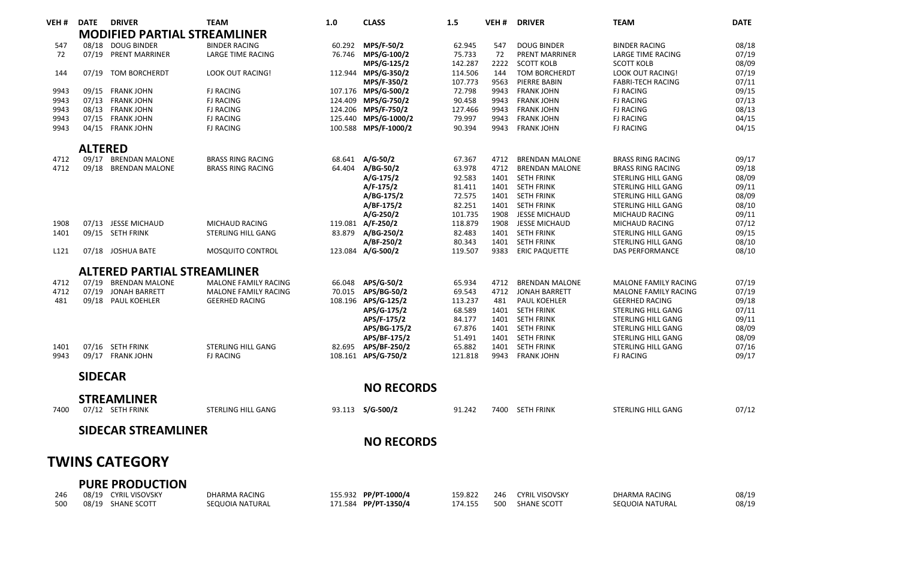| VEH # | DATE | DRIVER | TEAM | 1.0 | CLASS | 1.5 | VEH # | DRIVER | TEAM | DATE |
|---|---|---|---|---|---|---|---|---|---|---|
| | **MODIFIED PARTIAL STREAMLINER** | | | | | | | | | |
| 547 | 08/18 | DOUG BINDER | BINDER RACING | 60.292 | **MPS/F-50/2** | 62.945 | 547 | DOUG BINDER | BINDER RACING | 08/18 |
| 72 | 07/19 | PRENT MARRINER | LARGE TIME RACING | 76.746 | **MPS/G-100/2** | 75.733 | 72 | PRENT MARRINER | LARGE TIME RACING | 07/19 |
| | | | | | **MPS/G-125/2** | 142.287 | 2222 | SCOTT KOLB | SCOTT KOLB | 08/09 |
| 144 | 07/19 | TOM BORCHERDT | LOOK OUT RACING! | 112.944 | **MPS/G-350/2** | 114.506 | 144 | TOM BORCHERDT | LOOK OUT RACING! | 07/19 |
| | | | | | **MPS/F-350/2** | 107.773 | 9563 | PIERRE BABIN | FABRI-TECH RACING | 07/11 |
| 9943 | 09/15 | FRANK JOHN | FJ RACING | 107.176 | **MPS/G-500/2** | 72.798 | 9943 | FRANK JOHN | FJ RACING | 09/15 |
| 9943 | 07/13 | FRANK JOHN | FJ RACING | 124.409 | **MPS/G-750/2** | 90.458 | 9943 | FRANK JOHN | FJ RACING | 07/13 |
| 9943 | 08/13 | FRANK JOHN | FJ RACING | 124.206 | **MPS/F-750/2** | 127.466 | 9943 | FRANK JOHN | FJ RACING | 08/13 |
| 9943 | 07/15 | FRANK JOHN | FJ RACING | 125.440 | **MPS/G-1000/2** | 79.997 | 9943 | FRANK JOHN | FJ RACING | 04/15 |
| 9943 | 04/15 | FRANK JOHN | FJ RACING | 100.588 | **MPS/F-1000/2** | 90.394 | 9943 | FRANK JOHN | FJ RACING | 04/15 |
| | **ALTERED** | | | | | | | | | |
| 4712 | 09/17 | BRENDAN MALONE | BRASS RING RACING | 68.641 | **A/G-50/2** | 67.367 | 4712 | BRENDAN MALONE | BRASS RING RACING | 09/17 |
| 4712 | 09/18 | BRENDAN MALONE | BRASS RING RACING | 64.404 | **A/BG-50/2** | 63.978 | 4712 | BRENDAN MALONE | BRASS RING RACING | 09/18 |
| | | | | | **A/G-175/2** | 92.583 | 1401 | SETH FRINK | STERLING HILL GANG | 08/09 |
| | | | | | **A/F-175/2** | 81.411 | 1401 | SETH FRINK | STERLING HILL GANG | 09/11 |
| | | | | | **A/BG-175/2** | 72.575 | 1401 | SETH FRINK | STERLING HILL GANG | 08/09 |
| | | | | | **A/BF-175/2** | 82.251 | 1401 | SETH FRINK | STERLING HILL GANG | 08/10 |
| | | | | | **A/G-250/2** | 101.735 | 1908 | JESSE MICHAUD | MICHAUD RACING | 09/11 |
| 1908 | 07/13 | JESSE MICHAUD | MICHAUD RACING | 119.081 | **A/F-250/2** | 118.879 | 1908 | JESSE MICHAUD | MICHAUD RACING | 07/12 |
| 1401 | 09/15 | SETH FRINK | STERLING HILL GANG | 83.879 | **A/BG-250/2** | 82.483 | 1401 | SETH FRINK | STERLING HILL GANG | 09/15 |
| | | | | | **A/BF-250/2** | 80.343 | 1401 | SETH FRINK | STERLING HILL GANG | 08/10 |
| L121 | 07/18 | JOSHUA BATE | MOSQUITO CONTROL | 123.084 | **A/G-500/2** | 119.507 | 9383 | ERIC PAQUETTE | DAS PERFORMANCE | 08/10 |
| | **ALTERED PARTIAL STREAMLINER** | | | | | | | | | |
| 4712 | 07/19 | BRENDAN MALONE | MALONE FAMILY RACING | 66.048 | **APS/G-50/2** | 65.934 | 4712 | BRENDAN MALONE | MALONE FAMILY RACING | 07/19 |
| 4712 | 07/19 | JONAH BARRETT | MALONE FAMILY RACING | 70.015 | **APS/BG-50/2** | 69.543 | 4712 | JONAH BARRETT | MALONE FAMILY RACING | 07/19 |
| 481 | 09/18 | PAUL KOEHLER | GEERHED RACING | 108.196 | **APS/G-125/2** | 113.237 | 481 | PAUL KOEHLER | GEERHED RACING | 09/18 |
| | | | | | **APS/G-175/2** | 68.589 | 1401 | SETH FRINK | STERLING HILL GANG | 07/11 |
| | | | | | **APS/F-175/2** | 84.177 | 1401 | SETH FRINK | STERLING HILL GANG | 09/11 |
| | | | | | **APS/BG-175/2** | 67.876 | 1401 | SETH FRINK | STERLING HILL GANG | 08/09 |
| | | | | | **APS/BF-175/2** | 51.491 | 1401 | SETH FRINK | STERLING HILL GANG | 08/09 |
| 1401 | 07/16 | SETH FRINK | STERLING HILL GANG | 82.695 | **APS/BF-250/2** | 65.882 | 1401 | SETH FRINK | STERLING HILL GANG | 07/16 |
| 9943 | 09/17 | FRANK JOHN | FJ RACING | 108.161 | **APS/G-750/2** | 121.818 | 9943 | FRANK JOHN | FJ RACING | 09/17 |
| | **SIDECAR** | | | | | | | | | |
| | | | | | **NO RECORDS** | | | | | |
| | **STREAMLINER** | | | | | | | | | |
| 7400 | 07/12 | SETH FRINK | STERLING HILL GANG | 93.113 | **S/G-500/2** | 91.242 | 7400 | SETH FRINK | STERLING HILL GANG | 07/12 |
| | **SIDECAR STREAMLINER** | | | | | | | | | |
| | | | | | **NO RECORDS** | | | | | |

## TWINS CATEGORY

### PURE PRODUCTION

| VEH # | DATE | DRIVER | TEAM | 1.0 | CLASS | 1.5 | VEH # | DRIVER | TEAM | DATE |
|---|---|---|---|---|---|---|---|---|---|---|
| 246 | 08/19 | CYRIL VISOVSKY | DHARMA RACING | 155.932 | **PP/PT-1000/4** | 159.822 | 246 | CYRIL VISOVSKY | DHARMA RACING | 08/19 |
| 500 | 08/19 | SHANE SCOTT | SEQUOIA NATURAL | 171.584 | **PP/PT-1350/4** | 174.155 | 500 | SHANE SCOTT | SEQUOIA NATURAL | 08/19 |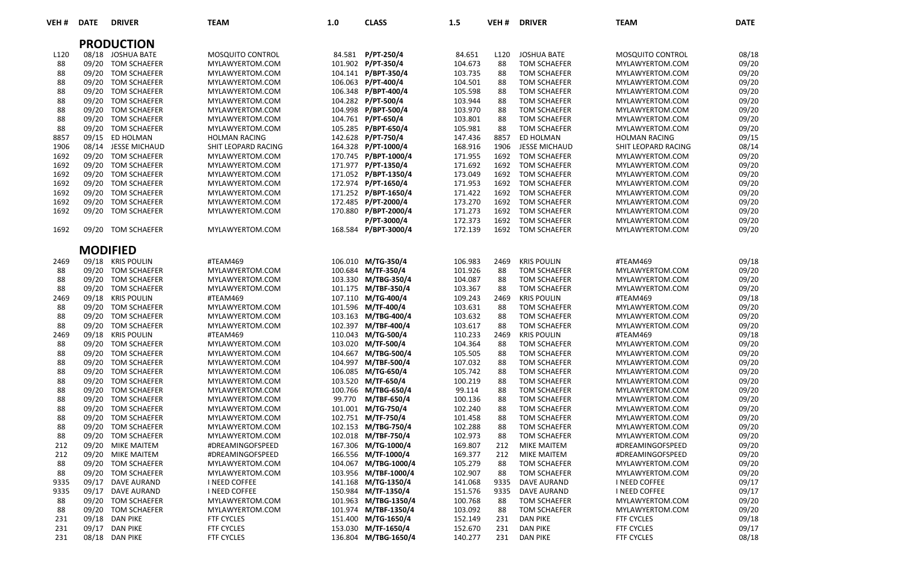| VEH # | DATE | DRIVER | TEAM | 1.0 | CLASS | 1.5 | VEH # | DRIVER | TEAM | DATE |
|---|---|---|---|---|---|---|---|---|---|---|
| | | **PRODUCTION** | | | | | | | | |
| L120 | 08/18 | JOSHUA BATE | MOSQUITO CONTROL | 84.581 | **P/PT-250/4** | 84.651 | L120 | JOSHUA BATE | MOSQUITO CONTROL | 08/18 |
| 88 | 09/20 | TOM SCHAEFER | MYLAWYERTOM.COM | 101.902 | **P/PT-350/4** | 104.673 | 88 | TOM SCHAEFER | MYLAWYERTOM.COM | 09/20 |
| 88 | 09/20 | TOM SCHAEFER | MYLAWYERTOM.COM | 104.141 | **P/BPT-350/4** | 103.735 | 88 | TOM SCHAEFER | MYLAWYERTOM.COM | 09/20 |
| 88 | 09/20 | TOM SCHAEFER | MYLAWYERTOM.COM | 106.063 | **P/PT-400/4** | 104.501 | 88 | TOM SCHAEFER | MYLAWYERTOM.COM | 09/20 |
| 88 | 09/20 | TOM SCHAEFER | MYLAWYERTOM.COM | 106.348 | **P/BPT-400/4** | 105.598 | 88 | TOM SCHAEFER | MYLAWYERTOM.COM | 09/20 |
| 88 | 09/20 | TOM SCHAEFER | MYLAWYERTOM.COM | 104.282 | **P/PT-500/4** | 103.944 | 88 | TOM SCHAEFER | MYLAWYERTOM.COM | 09/20 |
| 88 | 09/20 | TOM SCHAEFER | MYLAWYERTOM.COM | 104.998 | **P/BPT-500/4** | 103.970 | 88 | TOM SCHAEFER | MYLAWYERTOM.COM | 09/20 |
| 88 | 09/20 | TOM SCHAEFER | MYLAWYERTOM.COM | 104.761 | **P/PT-650/4** | 103.801 | 88 | TOM SCHAEFER | MYLAWYERTOM.COM | 09/20 |
| 88 | 09/20 | TOM SCHAEFER | MYLAWYERTOM.COM | 105.285 | **P/BPT-650/4** | 105.981 | 88 | TOM SCHAEFER | MYLAWYERTOM.COM | 09/20 |
| 8857 | 09/15 | ED HOLMAN | HOLMAN RACING | 142.628 | **P/PT-750/4** | 147.436 | 8857 | ED HOLMAN | HOLMAN RACING | 09/15 |
| 1906 | 08/14 | JESSE MICHAUD | SHIT LEOPARD RACING | 164.328 | **P/PT-1000/4** | 168.916 | 1906 | JESSE MICHAUD | SHIT LEOPARD RACING | 08/14 |
| 1692 | 09/20 | TOM SCHAEFER | MYLAWYERTOM.COM | 170.745 | **P/BPT-1000/4** | 171.955 | 1692 | TOM SCHAEFER | MYLAWYERTOM.COM | 09/20 |
| 1692 | 09/20 | TOM SCHAEFER | MYLAWYERTOM.COM | 171.977 | **P/PT-1350/4** | 171.692 | 1692 | TOM SCHAEFER | MYLAWYERTOM.COM | 09/20 |
| 1692 | 09/20 | TOM SCHAEFER | MYLAWYERTOM.COM | 171.052 | **P/BPT-1350/4** | 173.049 | 1692 | TOM SCHAEFER | MYLAWYERTOM.COM | 09/20 |
| 1692 | 09/20 | TOM SCHAEFER | MYLAWYERTOM.COM | 172.974 | **P/PT-1650/4** | 171.953 | 1692 | TOM SCHAEFER | MYLAWYERTOM.COM | 09/20 |
| 1692 | 09/20 | TOM SCHAEFER | MYLAWYERTOM.COM | 171.252 | **P/BPT-1650/4** | 171.422 | 1692 | TOM SCHAEFER | MYLAWYERTOM.COM | 09/20 |
| 1692 | 09/20 | TOM SCHAEFER | MYLAWYERTOM.COM | 172.485 | **P/PT-2000/4** | 173.270 | 1692 | TOM SCHAEFER | MYLAWYERTOM.COM | 09/20 |
| 1692 | 09/20 | TOM SCHAEFER | MYLAWYERTOM.COM | 170.880 | **P/BPT-2000/4** | 171.273 | 1692 | TOM SCHAEFER | MYLAWYERTOM.COM | 09/20 |
| | | | | | **P/PT-3000/4** | 172.373 | 1692 | TOM SCHAEFER | MYLAWYERTOM.COM | 09/20 |
| 1692 | 09/20 | TOM SCHAEFER | MYLAWYERTOM.COM | 168.584 | **P/BPT-3000/4** | 172.139 | 1692 | TOM SCHAEFER | MYLAWYERTOM.COM | 09/20 |
| | | **MODIFIED** | | | | | | | | |
| 2469 | 09/18 | KRIS POULIN | #TEAM469 | 106.010 | **M/TG-350/4** | 106.983 | 2469 | KRIS POULIN | #TEAM469 | 09/18 |
| 88 | 09/20 | TOM SCHAEFER | MYLAWYERTOM.COM | 100.684 | **M/TF-350/4** | 101.926 | 88 | TOM SCHAEFER | MYLAWYERTOM.COM | 09/20 |
| 88 | 09/20 | TOM SCHAEFER | MYLAWYERTOM.COM | 103.330 | **M/TBG-350/4** | 104.087 | 88 | TOM SCHAEFER | MYLAWYERTOM.COM | 09/20 |
| 88 | 09/20 | TOM SCHAEFER | MYLAWYERTOM.COM | 101.175 | **M/TBF-350/4** | 103.367 | 88 | TOM SCHAEFER | MYLAWYERTOM.COM | 09/20 |
| 2469 | 09/18 | KRIS POULIN | #TEAM469 | 107.110 | **M/TG-400/4** | 109.243 | 2469 | KRIS POULIN | #TEAM469 | 09/18 |
| 88 | 09/20 | TOM SCHAEFER | MYLAWYERTOM.COM | 101.596 | **M/TF-400/4** | 103.631 | 88 | TOM SCHAEFER | MYLAWYERTOM.COM | 09/20 |
| 88 | 09/20 | TOM SCHAEFER | MYLAWYERTOM.COM | 103.163 | **M/TBG-400/4** | 103.632 | 88 | TOM SCHAEFER | MYLAWYERTOM.COM | 09/20 |
| 88 | 09/20 | TOM SCHAEFER | MYLAWYERTOM.COM | 102.397 | **M/TBF-400/4** | 103.617 | 88 | TOM SCHAEFER | MYLAWYERTOM.COM | 09/20 |
| 2469 | 09/18 | KRIS POULIN | #TEAM469 | 110.043 | **M/TG-500/4** | 110.233 | 2469 | KRIS POULIN | #TEAM469 | 09/18 |
| 88 | 09/20 | TOM SCHAEFER | MYLAWYERTOM.COM | 103.020 | **M/TF-500/4** | 104.364 | 88 | TOM SCHAEFER | MYLAWYERTOM.COM | 09/20 |
| 88 | 09/20 | TOM SCHAEFER | MYLAWYERTOM.COM | 104.667 | **M/TBG-500/4** | 105.505 | 88 | TOM SCHAEFER | MYLAWYERTOM.COM | 09/20 |
| 88 | 09/20 | TOM SCHAEFER | MYLAWYERTOM.COM | 104.997 | **M/TBF-500/4** | 107.032 | 88 | TOM SCHAEFER | MYLAWYERTOM.COM | 09/20 |
| 88 | 09/20 | TOM SCHAEFER | MYLAWYERTOM.COM | 106.085 | **M/TG-650/4** | 105.742 | 88 | TOM SCHAEFER | MYLAWYERTOM.COM | 09/20 |
| 88 | 09/20 | TOM SCHAEFER | MYLAWYERTOM.COM | 103.520 | **M/TF-650/4** | 100.219 | 88 | TOM SCHAEFER | MYLAWYERTOM.COM | 09/20 |
| 88 | 09/20 | TOM SCHAEFER | MYLAWYERTOM.COM | 100.766 | **M/TBG-650/4** | 99.114 | 88 | TOM SCHAEFER | MYLAWYERTOM.COM | 09/20 |
| 88 | 09/20 | TOM SCHAEFER | MYLAWYERTOM.COM | 99.770 | **M/TBF-650/4** | 100.136 | 88 | TOM SCHAEFER | MYLAWYERTOM.COM | 09/20 |
| 88 | 09/20 | TOM SCHAEFER | MYLAWYERTOM.COM | 101.001 | **M/TG-750/4** | 102.240 | 88 | TOM SCHAEFER | MYLAWYERTOM.COM | 09/20 |
| 88 | 09/20 | TOM SCHAEFER | MYLAWYERTOM.COM | 102.751 | **M/TF-750/4** | 101.458 | 88 | TOM SCHAEFER | MYLAWYERTOM.COM | 09/20 |
| 88 | 09/20 | TOM SCHAEFER | MYLAWYERTOM.COM | 102.153 | **M/TBG-750/4** | 102.288 | 88 | TOM SCHAEFER | MYLAWYERTOM.COM | 09/20 |
| 88 | 09/20 | TOM SCHAEFER | MYLAWYERTOM.COM | 102.018 | **M/TBF-750/4** | 102.973 | 88 | TOM SCHAEFER | MYLAWYERTOM.COM | 09/20 |
| 212 | 09/20 | MIKE MAITEM | #DREAMINGOFSPEED | 167.306 | **M/TG-1000/4** | 169.807 | 212 | MIKE MAITEM | #DREAMINGOFSPEED | 09/20 |
| 212 | 09/20 | MIKE MAITEM | #DREAMINGOFSPEED | 166.556 | **M/TF-1000/4** | 169.377 | 212 | MIKE MAITEM | #DREAMINGOFSPEED | 09/20 |
| 88 | 09/20 | TOM SCHAEFER | MYLAWYERTOM.COM | 104.067 | **M/TBG-1000/4** | 105.279 | 88 | TOM SCHAEFER | MYLAWYERTOM.COM | 09/20 |
| 88 | 09/20 | TOM SCHAEFER | MYLAWYERTOM.COM | 103.956 | **M/TBF-1000/4** | 102.907 | 88 | TOM SCHAEFER | MYLAWYERTOM.COM | 09/20 |
| 9335 | 09/17 | DAVE AURAND | I NEED COFFEE | 141.168 | **M/TG-1350/4** | 141.068 | 9335 | DAVE AURAND | I NEED COFFEE | 09/17 |
| 9335 | 09/17 | DAVE AURAND | I NEED COFFEE | 150.984 | **M/TF-1350/4** | 151.576 | 9335 | DAVE AURAND | I NEED COFFEE | 09/17 |
| 88 | 09/20 | TOM SCHAEFER | MYLAWYERTOM.COM | 101.963 | **M/TBG-1350/4** | 100.768 | 88 | TOM SCHAEFER | MYLAWYERTOM.COM | 09/20 |
| 88 | 09/20 | TOM SCHAEFER | MYLAWYERTOM.COM | 101.974 | **M/TBF-1350/4** | 103.092 | 88 | TOM SCHAEFER | MYLAWYERTOM.COM | 09/20 |
| 231 | 09/18 | DAN PIKE | FTF CYCLES | 151.400 | **M/TG-1650/4** | 152.149 | 231 | DAN PIKE | FTF CYCLES | 09/18 |
| 231 | 09/17 | DAN PIKE | FTF CYCLES | 153.030 | **M/TF-1650/4** | 152.670 | 231 | DAN PIKE | FTF CYCLES | 09/17 |
| 231 | 08/18 | DAN PIKE | FTF CYCLES | 136.804 | **M/TBG-1650/4** | 140.277 | 231 | DAN PIKE | FTF CYCLES | 08/18 |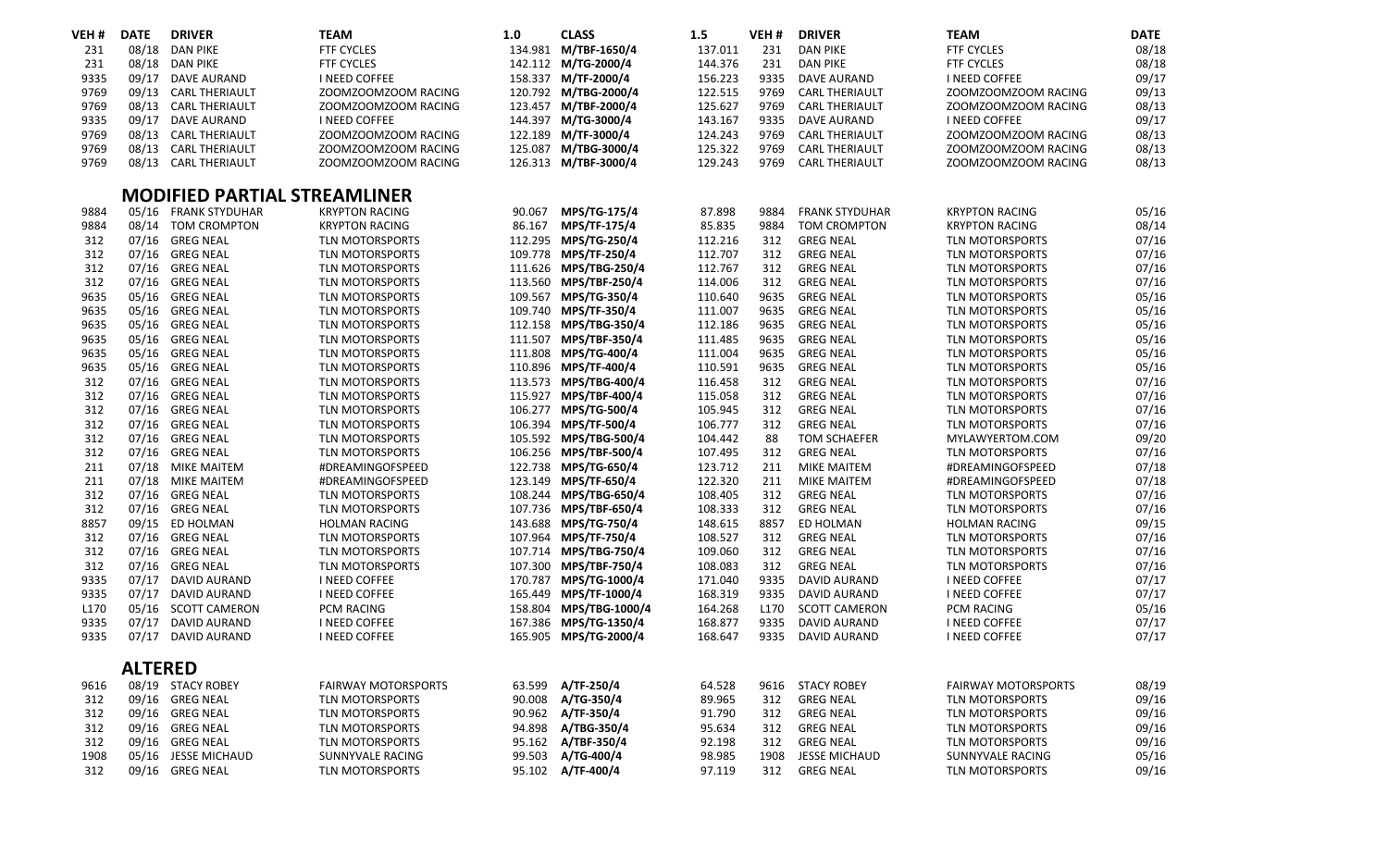| VEH # | DATE | DRIVER | TEAM | 1.0 | CLASS | 1.5 | VEH # | DRIVER | TEAM | DATE |
|---|---|---|---|---|---|---|---|---|---|---|
| 231 | 08/18 | DAN PIKE | FTF CYCLES | 134.981 | **M/TBF-1650/4** | 137.011 | 231 | DAN PIKE | FTF CYCLES | 08/18 |
| 231 | 08/18 | DAN PIKE | FTF CYCLES | 142.112 | **M/TG-2000/4** | 144.376 | 231 | DAN PIKE | FTF CYCLES | 08/18 |
| 9335 | 09/17 | DAVE AURAND | I NEED COFFEE | 158.337 | **M/TF-2000/4** | 156.223 | 9335 | DAVE AURAND | I NEED COFFEE | 09/17 |
| 9769 | 09/13 | CARL THERIAULT | ZOOMZOOMZOOM RACING | 120.792 | **M/TBG-2000/4** | 122.515 | 9769 | CARL THERIAULT | ZOOMZOOMZOOM RACING | 09/13 |
| 9769 | 08/13 | CARL THERIAULT | ZOOMZOOMZOOM RACING | 123.457 | **M/TBF-2000/4** | 125.627 | 9769 | CARL THERIAULT | ZOOMZOOMZOOM RACING | 08/13 |
| 9335 | 09/17 | DAVE AURAND | I NEED COFFEE | 144.397 | **M/TG-3000/4** | 143.167 | 9335 | DAVE AURAND | I NEED COFFEE | 09/17 |
| 9769 | 08/13 | CARL THERIAULT | ZOOMZOOMZOOM RACING | 122.189 | **M/TF-3000/4** | 124.243 | 9769 | CARL THERIAULT | ZOOMZOOMZOOM RACING | 08/13 |
| 9769 | 08/13 | CARL THERIAULT | ZOOMZOOMZOOM RACING | 125.087 | **M/TBG-3000/4** | 125.322 | 9769 | CARL THERIAULT | ZOOMZOOMZOOM RACING | 08/13 |
| 9769 | 08/13 | CARL THERIAULT | ZOOMZOOMZOOM RACING | 126.313 | **M/TBF-3000/4** | 129.243 | 9769 | CARL THERIAULT | ZOOMZOOMZOOM RACING | 08/13 |

## MODIFIED PARTIAL STREAMLINER

| VEH # | DATE | DRIVER | TEAM | 1.0 | CLASS | 1.5 | VEH # | DRIVER | TEAM | DATE |
|---|---|---|---|---|---|---|---|---|---|---|
| 9884 | 05/16 | FRANK STYDUHAR | KRYPTON RACING | 90.067 | **MPS/TG-175/4** | 87.898 | 9884 | FRANK STYDUHAR | KRYPTON RACING | 05/16 |
| 9884 | 08/14 | TOM CROMPTON | KRYPTON RACING | 86.167 | **MPS/TF-175/4** | 85.835 | 9884 | TOM CROMPTON | KRYPTON RACING | 08/14 |
| 312 | 07/16 | GREG NEAL | TLN MOTORSPORTS | 112.295 | **MPS/TG-250/4** | 112.216 | 312 | GREG NEAL | TLN MOTORSPORTS | 07/16 |
| 312 | 07/16 | GREG NEAL | TLN MOTORSPORTS | 109.778 | **MPS/TF-250/4** | 112.707 | 312 | GREG NEAL | TLN MOTORSPORTS | 07/16 |
| 312 | 07/16 | GREG NEAL | TLN MOTORSPORTS | 111.626 | **MPS/TBG-250/4** | 112.767 | 312 | GREG NEAL | TLN MOTORSPORTS | 07/16 |
| 312 | 07/16 | GREG NEAL | TLN MOTORSPORTS | 113.560 | **MPS/TBF-250/4** | 114.006 | 312 | GREG NEAL | TLN MOTORSPORTS | 07/16 |
| 9635 | 05/16 | GREG NEAL | TLN MOTORSPORTS | 109.567 | **MPS/TG-350/4** | 110.640 | 9635 | GREG NEAL | TLN MOTORSPORTS | 05/16 |
| 9635 | 05/16 | GREG NEAL | TLN MOTORSPORTS | 109.740 | **MPS/TF-350/4** | 111.007 | 9635 | GREG NEAL | TLN MOTORSPORTS | 05/16 |
| 9635 | 05/16 | GREG NEAL | TLN MOTORSPORTS | 112.158 | **MPS/TBG-350/4** | 112.186 | 9635 | GREG NEAL | TLN MOTORSPORTS | 05/16 |
| 9635 | 05/16 | GREG NEAL | TLN MOTORSPORTS | 111.507 | **MPS/TBF-350/4** | 111.485 | 9635 | GREG NEAL | TLN MOTORSPORTS | 05/16 |
| 9635 | 05/16 | GREG NEAL | TLN MOTORSPORTS | 111.808 | **MPS/TG-400/4** | 111.004 | 9635 | GREG NEAL | TLN MOTORSPORTS | 05/16 |
| 9635 | 05/16 | GREG NEAL | TLN MOTORSPORTS | 110.896 | **MPS/TF-400/4** | 110.591 | 9635 | GREG NEAL | TLN MOTORSPORTS | 05/16 |
| 312 | 07/16 | GREG NEAL | TLN MOTORSPORTS | 113.573 | **MPS/TBG-400/4** | 116.458 | 312 | GREG NEAL | TLN MOTORSPORTS | 07/16 |
| 312 | 07/16 | GREG NEAL | TLN MOTORSPORTS | 115.927 | **MPS/TBF-400/4** | 115.058 | 312 | GREG NEAL | TLN MOTORSPORTS | 07/16 |
| 312 | 07/16 | GREG NEAL | TLN MOTORSPORTS | 106.277 | **MPS/TG-500/4** | 105.945 | 312 | GREG NEAL | TLN MOTORSPORTS | 07/16 |
| 312 | 07/16 | GREG NEAL | TLN MOTORSPORTS | 106.394 | **MPS/TF-500/4** | 106.777 | 312 | GREG NEAL | TLN MOTORSPORTS | 07/16 |
| 312 | 07/16 | GREG NEAL | TLN MOTORSPORTS | 105.592 | **MPS/TBG-500/4** | 104.442 | 88 | TOM SCHAEFER | MYLAWYERTOM.COM | 09/20 |
| 312 | 07/16 | GREG NEAL | TLN MOTORSPORTS | 106.256 | **MPS/TBF-500/4** | 107.495 | 312 | GREG NEAL | TLN MOTORSPORTS | 07/16 |
| 211 | 07/18 | MIKE MAITEM | #DREAMINGOFSPEED | 122.738 | **MPS/TG-650/4** | 123.712 | 211 | MIKE MAITEM | #DREAMINGOFSPEED | 07/18 |
| 211 | 07/18 | MIKE MAITEM | #DREAMINGOFSPEED | 123.149 | **MPS/TF-650/4** | 122.320 | 211 | MIKE MAITEM | #DREAMINGOFSPEED | 07/18 |
| 312 | 07/16 | GREG NEAL | TLN MOTORSPORTS | 108.244 | **MPS/TBG-650/4** | 108.405 | 312 | GREG NEAL | TLN MOTORSPORTS | 07/16 |
| 312 | 07/16 | GREG NEAL | TLN MOTORSPORTS | 107.736 | **MPS/TBF-650/4** | 108.333 | 312 | GREG NEAL | TLN MOTORSPORTS | 07/16 |
| 8857 | 09/15 | ED HOLMAN | HOLMAN RACING | 143.688 | **MPS/TG-750/4** | 148.615 | 8857 | ED HOLMAN | HOLMAN RACING | 09/15 |
| 312 | 07/16 | GREG NEAL | TLN MOTORSPORTS | 107.964 | **MPS/TF-750/4** | 108.527 | 312 | GREG NEAL | TLN MOTORSPORTS | 07/16 |
| 312 | 07/16 | GREG NEAL | TLN MOTORSPORTS | 107.714 | **MPS/TBG-750/4** | 109.060 | 312 | GREG NEAL | TLN MOTORSPORTS | 07/16 |
| 312 | 07/16 | GREG NEAL | TLN MOTORSPORTS | 107.300 | **MPS/TBF-750/4** | 108.083 | 312 | GREG NEAL | TLN MOTORSPORTS | 07/16 |
| 9335 | 07/17 | DAVID AURAND | I NEED COFFEE | 170.787 | **MPS/TG-1000/4** | 171.040 | 9335 | DAVID AURAND | I NEED COFFEE | 07/17 |
| 9335 | 07/17 | DAVID AURAND | I NEED COFFEE | 165.449 | **MPS/TF-1000/4** | 168.319 | 9335 | DAVID AURAND | I NEED COFFEE | 07/17 |
| L170 | 05/16 | SCOTT CAMERON | PCM RACING | 158.804 | **MPS/TBG-1000/4** | 164.268 | L170 | SCOTT CAMERON | PCM RACING | 05/16 |
| 9335 | 07/17 | DAVID AURAND | I NEED COFFEE | 167.386 | **MPS/TG-1350/4** | 168.877 | 9335 | DAVID AURAND | I NEED COFFEE | 07/17 |
| 9335 | 07/17 | DAVID AURAND | I NEED COFFEE | 165.905 | **MPS/TG-2000/4** | 168.647 | 9335 | DAVID AURAND | I NEED COFFEE | 07/17 |

## ALTERED

| VEH # | DATE | DRIVER | TEAM | 1.0 | CLASS | 1.5 | VEH # | DRIVER | TEAM | DATE |
|---|---|---|---|---|---|---|---|---|---|---|
| 9616 | 08/19 | STACY ROBEY | FAIRWAY MOTORSPORTS | 63.599 | **A/TF-250/4** | 64.528 | 9616 | STACY ROBEY | FAIRWAY MOTORSPORTS | 08/19 |
| 312 | 09/16 | GREG NEAL | TLN MOTORSPORTS | 90.008 | **A/TG-350/4** | 89.965 | 312 | GREG NEAL | TLN MOTORSPORTS | 09/16 |
| 312 | 09/16 | GREG NEAL | TLN MOTORSPORTS | 90.962 | **A/TF-350/4** | 91.790 | 312 | GREG NEAL | TLN MOTORSPORTS | 09/16 |
| 312 | 09/16 | GREG NEAL | TLN MOTORSPORTS | 94.898 | **A/TBG-350/4** | 95.634 | 312 | GREG NEAL | TLN MOTORSPORTS | 09/16 |
| 312 | 09/16 | GREG NEAL | TLN MOTORSPORTS | 95.162 | **A/TBF-350/4** | 92.198 | 312 | GREG NEAL | TLN MOTORSPORTS | 09/16 |
| 1908 | 05/16 | JESSE MICHAUD | SUNNYVALE RACING | 99.503 | **A/TG-400/4** | 98.985 | 1908 | JESSE MICHAUD | SUNNYVALE RACING | 05/16 |
| 312 | 09/16 | GREG NEAL | TLN MOTORSPORTS | 95.102 | **A/TF-400/4** | 97.119 | 312 | GREG NEAL | TLN MOTORSPORTS | 09/16 |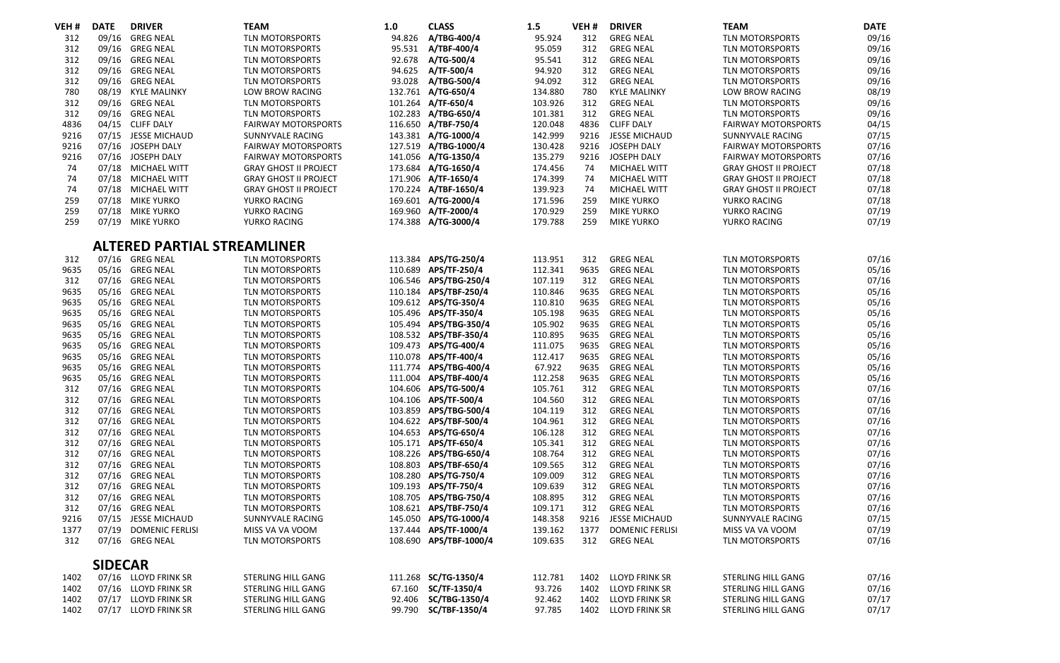| VEH # | DATE | DRIVER | TEAM | 1.0 | CLASS | 1.5 | VEH # | DRIVER | TEAM | DATE |
|---|---|---|---|---|---|---|---|---|---|---|
| 312 | 09/16 | GREG NEAL | TLN MOTORSPORTS | 94.826 | A/TBG-400/4 | 95.924 | 312 | GREG NEAL | TLN MOTORSPORTS | 09/16 |
| 312 | 09/16 | GREG NEAL | TLN MOTORSPORTS | 95.531 | A/TBF-400/4 | 95.059 | 312 | GREG NEAL | TLN MOTORSPORTS | 09/16 |
| 312 | 09/16 | GREG NEAL | TLN MOTORSPORTS | 92.678 | A/TG-500/4 | 95.541 | 312 | GREG NEAL | TLN MOTORSPORTS | 09/16 |
| 312 | 09/16 | GREG NEAL | TLN MOTORSPORTS | 94.625 | A/TF-500/4 | 94.920 | 312 | GREG NEAL | TLN MOTORSPORTS | 09/16 |
| 312 | 09/16 | GREG NEAL | TLN MOTORSPORTS | 93.028 | A/TBG-500/4 | 94.092 | 312 | GREG NEAL | TLN MOTORSPORTS | 09/16 |
| 780 | 08/19 | KYLE MALINKY | LOW BROW RACING | 132.761 | A/TG-650/4 | 134.880 | 780 | KYLE MALINKY | LOW BROW RACING | 08/19 |
| 312 | 09/16 | GREG NEAL | TLN MOTORSPORTS | 101.264 | A/TF-650/4 | 103.926 | 312 | GREG NEAL | TLN MOTORSPORTS | 09/16 |
| 312 | 09/16 | GREG NEAL | TLN MOTORSPORTS | 102.283 | A/TBG-650/4 | 101.381 | 312 | GREG NEAL | TLN MOTORSPORTS | 09/16 |
| 4836 | 04/15 | CLIFF DALY | FAIRWAY MOTORSPORTS | 116.650 | A/TBF-750/4 | 120.048 | 4836 | CLIFF DALY | FAIRWAY MOTORSPORTS | 04/15 |
| 9216 | 07/15 | JESSE MICHAUD | SUNNYVALE RACING | 143.381 | A/TG-1000/4 | 142.999 | 9216 | JESSE MICHAUD | SUNNYVALE RACING | 07/15 |
| 9216 | 07/16 | JOSEPH DALY | FAIRWAY MOTORSPORTS | 127.519 | A/TBG-1000/4 | 130.428 | 9216 | JOSEPH DALY | FAIRWAY MOTORSPORTS | 07/16 |
| 9216 | 07/16 | JOSEPH DALY | FAIRWAY MOTORSPORTS | 141.056 | A/TG-1350/4 | 135.279 | 9216 | JOSEPH DALY | FAIRWAY MOTORSPORTS | 07/16 |
| 74 | 07/18 | MICHAEL WITT | GRAY GHOST II PROJECT | 173.684 | A/TG-1650/4 | 174.456 | 74 | MICHAEL WITT | GRAY GHOST II PROJECT | 07/18 |
| 74 | 07/18 | MICHAEL WITT | GRAY GHOST II PROJECT | 171.906 | A/TF-1650/4 | 174.399 | 74 | MICHAEL WITT | GRAY GHOST II PROJECT | 07/18 |
| 74 | 07/18 | MICHAEL WITT | GRAY GHOST II PROJECT | 170.224 | A/TBF-1650/4 | 139.923 | 74 | MICHAEL WITT | GRAY GHOST II PROJECT | 07/18 |
| 259 | 07/18 | MIKE YURKO | YURKO RACING | 169.601 | A/TG-2000/4 | 171.596 | 259 | MIKE YURKO | YURKO RACING | 07/18 |
| 259 | 07/18 | MIKE YURKO | YURKO RACING | 169.960 | A/TF-2000/4 | 170.929 | 259 | MIKE YURKO | YURKO RACING | 07/19 |
| 259 | 07/19 | MIKE YURKO | YURKO RACING | 174.388 | A/TG-3000/4 | 179.788 | 259 | MIKE YURKO | YURKO RACING | 07/19 |

## ALTERED PARTIAL STREAMLINER

| VEH # | DATE | DRIVER | TEAM | 1.0 | CLASS | 1.5 | VEH # | DRIVER | TEAM | DATE |
|---|---|---|---|---|---|---|---|---|---|---|
| 312 | 07/16 | GREG NEAL | TLN MOTORSPORTS | 113.384 | APS/TG-250/4 | 113.951 | 312 | GREG NEAL | TLN MOTORSPORTS | 07/16 |
| 9635 | 05/16 | GREG NEAL | TLN MOTORSPORTS | 110.689 | APS/TF-250/4 | 112.341 | 9635 | GREG NEAL | TLN MOTORSPORTS | 05/16 |
| 312 | 07/16 | GREG NEAL | TLN MOTORSPORTS | 106.546 | APS/TBG-250/4 | 107.119 | 312 | GREG NEAL | TLN MOTORSPORTS | 07/16 |
| 9635 | 05/16 | GREG NEAL | TLN MOTORSPORTS | 110.184 | APS/TBF-250/4 | 110.846 | 9635 | GREG NEAL | TLN MOTORSPORTS | 05/16 |
| 9635 | 05/16 | GREG NEAL | TLN MOTORSPORTS | 109.612 | APS/TG-350/4 | 110.810 | 9635 | GREG NEAL | TLN MOTORSPORTS | 05/16 |
| 9635 | 05/16 | GREG NEAL | TLN MOTORSPORTS | 105.496 | APS/TF-350/4 | 105.198 | 9635 | GREG NEAL | TLN MOTORSPORTS | 05/16 |
| 9635 | 05/16 | GREG NEAL | TLN MOTORSPORTS | 105.494 | APS/TBG-350/4 | 105.902 | 9635 | GREG NEAL | TLN MOTORSPORTS | 05/16 |
| 9635 | 05/16 | GREG NEAL | TLN MOTORSPORTS | 108.532 | APS/TBF-350/4 | 110.895 | 9635 | GREG NEAL | TLN MOTORSPORTS | 05/16 |
| 9635 | 05/16 | GREG NEAL | TLN MOTORSPORTS | 109.473 | APS/TG-400/4 | 111.075 | 9635 | GREG NEAL | TLN MOTORSPORTS | 05/16 |
| 9635 | 05/16 | GREG NEAL | TLN MOTORSPORTS | 110.078 | APS/TF-400/4 | 112.417 | 9635 | GREG NEAL | TLN MOTORSPORTS | 05/16 |
| 9635 | 05/16 | GREG NEAL | TLN MOTORSPORTS | 111.774 | APS/TBG-400/4 | 67.922 | 9635 | GREG NEAL | TLN MOTORSPORTS | 05/16 |
| 9635 | 05/16 | GREG NEAL | TLN MOTORSPORTS | 111.004 | APS/TBF-400/4 | 112.258 | 9635 | GREG NEAL | TLN MOTORSPORTS | 05/16 |
| 312 | 07/16 | GREG NEAL | TLN MOTORSPORTS | 104.606 | APS/TG-500/4 | 105.761 | 312 | GREG NEAL | TLN MOTORSPORTS | 07/16 |
| 312 | 07/16 | GREG NEAL | TLN MOTORSPORTS | 104.106 | APS/TF-500/4 | 104.560 | 312 | GREG NEAL | TLN MOTORSPORTS | 07/16 |
| 312 | 07/16 | GREG NEAL | TLN MOTORSPORTS | 103.859 | APS/TBG-500/4 | 104.119 | 312 | GREG NEAL | TLN MOTORSPORTS | 07/16 |
| 312 | 07/16 | GREG NEAL | TLN MOTORSPORTS | 104.622 | APS/TBF-500/4 | 104.961 | 312 | GREG NEAL | TLN MOTORSPORTS | 07/16 |
| 312 | 07/16 | GREG NEAL | TLN MOTORSPORTS | 104.653 | APS/TG-650/4 | 106.128 | 312 | GREG NEAL | TLN MOTORSPORTS | 07/16 |
| 312 | 07/16 | GREG NEAL | TLN MOTORSPORTS | 105.171 | APS/TF-650/4 | 105.341 | 312 | GREG NEAL | TLN MOTORSPORTS | 07/16 |
| 312 | 07/16 | GREG NEAL | TLN MOTORSPORTS | 108.226 | APS/TBG-650/4 | 108.764 | 312 | GREG NEAL | TLN MOTORSPORTS | 07/16 |
| 312 | 07/16 | GREG NEAL | TLN MOTORSPORTS | 108.803 | APS/TBF-650/4 | 109.565 | 312 | GREG NEAL | TLN MOTORSPORTS | 07/16 |
| 312 | 07/16 | GREG NEAL | TLN MOTORSPORTS | 108.280 | APS/TG-750/4 | 109.009 | 312 | GREG NEAL | TLN MOTORSPORTS | 07/16 |
| 312 | 07/16 | GREG NEAL | TLN MOTORSPORTS | 109.193 | APS/TF-750/4 | 109.639 | 312 | GREG NEAL | TLN MOTORSPORTS | 07/16 |
| 312 | 07/16 | GREG NEAL | TLN MOTORSPORTS | 108.705 | APS/TBG-750/4 | 108.895 | 312 | GREG NEAL | TLN MOTORSPORTS | 07/16 |
| 312 | 07/16 | GREG NEAL | TLN MOTORSPORTS | 108.621 | APS/TBF-750/4 | 109.171 | 312 | GREG NEAL | TLN MOTORSPORTS | 07/16 |
| 9216 | 07/15 | JESSE MICHAUD | SUNNYVALE RACING | 145.050 | APS/TG-1000/4 | 148.358 | 9216 | JESSE MICHAUD | SUNNYVALE RACING | 07/15 |
| 1377 | 07/19 | DOMENIC FERLISI | MISS VA VA VOOM | 137.444 | APS/TF-1000/4 | 139.162 | 1377 | DOMENIC FERLISI | MISS VA VA VOOM | 07/19 |
| 312 | 07/16 | GREG NEAL | TLN MOTORSPORTS | 108.690 | APS/TBF-1000/4 | 109.635 | 312 | GREG NEAL | TLN MOTORSPORTS | 07/16 |

## SIDECAR

| VEH # | DATE | DRIVER | TEAM | 1.0 | CLASS | 1.5 | VEH # | DRIVER | TEAM | DATE |
|---|---|---|---|---|---|---|---|---|---|---|
| 1402 | 07/16 | LLOYD FRINK SR | STERLING HILL GANG | 111.268 | SC/TG-1350/4 | 112.781 | 1402 | LLOYD FRINK SR | STERLING HILL GANG | 07/16 |
| 1402 | 07/16 | LLOYD FRINK SR | STERLING HILL GANG | 67.160 | SC/TF-1350/4 | 93.726 | 1402 | LLOYD FRINK SR | STERLING HILL GANG | 07/16 |
| 1402 | 07/17 | LLOYD FRINK SR | STERLING HILL GANG | 92.406 | SC/TBG-1350/4 | 92.462 | 1402 | LLOYD FRINK SR | STERLING HILL GANG | 07/17 |
| 1402 | 07/17 | LLOYD FRINK SR | STERLING HILL GANG | 99.790 | SC/TBF-1350/4 | 97.785 | 1402 | LLOYD FRINK SR | STERLING HILL GANG | 07/17 |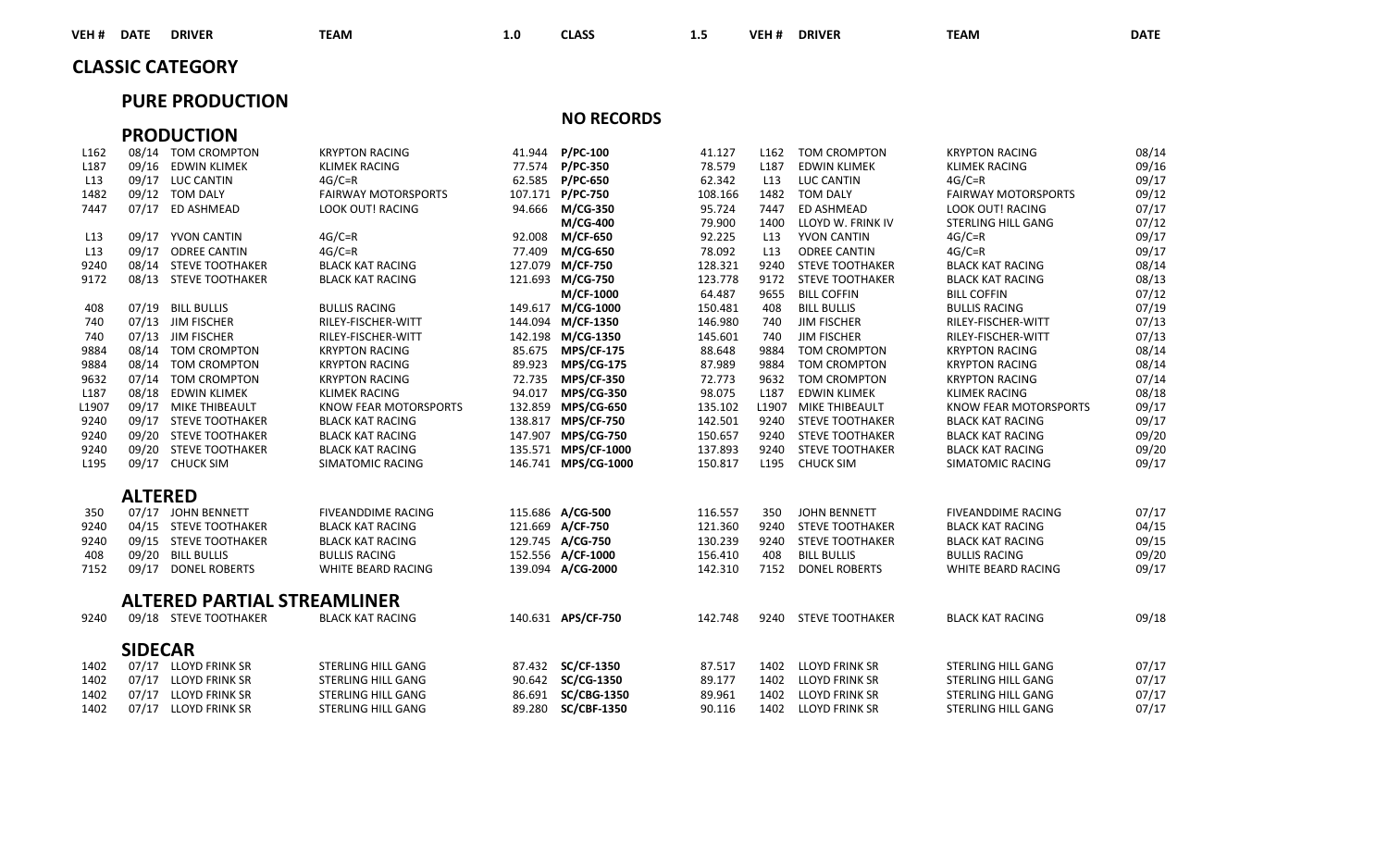| VEH # | DATE | DRIVER | TEAM | 1.0 | CLASS | 1.5 | VEH # | DRIVER | TEAM | DATE |
|---|---|---|---|---|---|---|---|---|---|---|

## CLASSIC CATEGORY

### PURE PRODUCTION

**NO RECORDS**

### PRODUCTION

| VEH # | DATE | DRIVER | TEAM | 1.0 | CLASS | 1.5 | VEH # | DRIVER | TEAM | DATE |
|---|---|---|---|---|---|---|---|---|---|---|
| L162 | 08/14 | TOM CROMPTON | KRYPTON RACING | 41.944 | **P/PC-100** | 41.127 | L162 | TOM CROMPTON | KRYPTON RACING | 08/14 |
| L187 | 09/16 | EDWIN KLIMEK | KLIMEK RACING | 77.574 | **P/PC-350** | 78.579 | L187 | EDWIN KLIMEK | KLIMEK RACING | 09/16 |
| L13 | 09/17 | LUC CANTIN | 4G/C=R | 62.585 | **P/PC-650** | 62.342 | L13 | LUC CANTIN | 4G/C=R | 09/17 |
| 1482 | 09/12 | TOM DALY | FAIRWAY MOTORSPORTS | 107.171 | **P/PC-750** | 108.166 | 1482 | TOM DALY | FAIRWAY MOTORSPORTS | 09/12 |
| 7447 | 07/17 | ED ASHMEAD | LOOK OUT! RACING | 94.666 | **M/CG-350** | 95.724 | 7447 | ED ASHMEAD | LOOK OUT! RACING | 07/17 |
| | | | | | **M/CG-400** | 79.900 | 1400 | LLOYD W. FRINK IV | STERLING HILL GANG | 07/12 |
| L13 | 09/17 | YVON CANTIN | 4G/C=R | 92.008 | **M/CF-650** | 92.225 | L13 | YVON CANTIN | 4G/C=R | 09/17 |
| L13 | 09/17 | ODREE CANTIN | 4G/C=R | 77.409 | **M/CG-650** | 78.092 | L13 | ODREE CANTIN | 4G/C=R | 09/17 |
| 9240 | 08/14 | STEVE TOOTHAKER | BLACK KAT RACING | 127.079 | **M/CF-750** | 128.321 | 9240 | STEVE TOOTHAKER | BLACK KAT RACING | 08/14 |
| 9172 | 08/13 | STEVE TOOTHAKER | BLACK KAT RACING | 121.693 | **M/CG-750** | 123.778 | 9172 | STEVE TOOTHAKER | BLACK KAT RACING | 08/13 |
| | | | | | **M/CF-1000** | 64.487 | 9655 | BILL COFFIN | BILL COFFIN | 07/12 |
| 408 | 07/19 | BILL BULLIS | BULLIS RACING | 149.617 | **M/CG-1000** | 150.481 | 408 | BILL BULLIS | BULLIS RACING | 07/19 |
| 740 | 07/13 | JIM FISCHER | RILEY-FISCHER-WITT | 144.094 | **M/CF-1350** | 146.980 | 740 | JIM FISCHER | RILEY-FISCHER-WITT | 07/13 |
| 740 | 07/13 | JIM FISCHER | RILEY-FISCHER-WITT | 142.198 | **M/CG-1350** | 145.601 | 740 | JIM FISCHER | RILEY-FISCHER-WITT | 07/13 |
| 9884 | 08/14 | TOM CROMPTON | KRYPTON RACING | 85.675 | **MPS/CF-175** | 88.648 | 9884 | TOM CROMPTON | KRYPTON RACING | 08/14 |
| 9884 | 08/14 | TOM CROMPTON | KRYPTON RACING | 89.923 | **MPS/CG-175** | 87.989 | 9884 | TOM CROMPTON | KRYPTON RACING | 08/14 |
| 9632 | 07/14 | TOM CROMPTON | KRYPTON RACING | 72.735 | **MPS/CF-350** | 72.773 | 9632 | TOM CROMPTON | KRYPTON RACING | 07/14 |
| L187 | 08/18 | EDWIN KLIMEK | KLIMEK RACING | 94.017 | **MPS/CG-350** | 98.075 | L187 | EDWIN KLIMEK | KLIMEK RACING | 08/18 |
| L1907 | 09/17 | MIKE THIBEAULT | KNOW FEAR MOTORSPORTS | 132.859 | **MPS/CG-650** | 135.102 | L1907 | MIKE THIBEAULT | KNOW FEAR MOTORSPORTS | 09/17 |
| 9240 | 09/17 | STEVE TOOTHAKER | BLACK KAT RACING | 138.817 | **MPS/CF-750** | 142.501 | 9240 | STEVE TOOTHAKER | BLACK KAT RACING | 09/17 |
| 9240 | 09/20 | STEVE TOOTHAKER | BLACK KAT RACING | 147.907 | **MPS/CG-750** | 150.657 | 9240 | STEVE TOOTHAKER | BLACK KAT RACING | 09/20 |
| 9240 | 09/20 | STEVE TOOTHAKER | BLACK KAT RACING | 135.571 | **MPS/CF-1000** | 137.893 | 9240 | STEVE TOOTHAKER | BLACK KAT RACING | 09/20 |
| L195 | 09/17 | CHUCK SIM | SIMATOMIC RACING | 146.741 | **MPS/CG-1000** | 150.817 | L195 | CHUCK SIM | SIMATOMIC RACING | 09/17 |

### ALTERED

| VEH # | DATE | DRIVER | TEAM | 1.0 | CLASS | 1.5 | VEH # | DRIVER | TEAM | DATE |
|---|---|---|---|---|---|---|---|---|---|---|
| 350 | 07/17 | JOHN BENNETT | FIVEANDDIME RACING | 115.686 | **A/CG-500** | 116.557 | 350 | JOHN BENNETT | FIVEANDDIME RACING | 07/17 |
| 9240 | 04/15 | STEVE TOOTHAKER | BLACK KAT RACING | 121.669 | **A/CF-750** | 121.360 | 9240 | STEVE TOOTHAKER | BLACK KAT RACING | 04/15 |
| 9240 | 09/15 | STEVE TOOTHAKER | BLACK KAT RACING | 129.745 | **A/CG-750** | 130.239 | 9240 | STEVE TOOTHAKER | BLACK KAT RACING | 09/15 |
| 408 | 09/20 | BILL BULLIS | BULLIS RACING | 152.556 | **A/CF-1000** | 156.410 | 408 | BILL BULLIS | BULLIS RACING | 09/20 |
| 7152 | 09/17 | DONEL ROBERTS | WHITE BEARD RACING | 139.094 | **A/CG-2000** | 142.310 | 7152 | DONEL ROBERTS | WHITE BEARD RACING | 09/17 |

### ALTERED PARTIAL STREAMLINER

| VEH # | DATE | DRIVER | TEAM | 1.0 | CLASS | 1.5 | VEH # | DRIVER | TEAM | DATE |
|---|---|---|---|---|---|---|---|---|---|---|
| 9240 | 09/18 | STEVE TOOTHAKER | BLACK KAT RACING | 140.631 | **APS/CF-750** | 142.748 | 9240 | STEVE TOOTHAKER | BLACK KAT RACING | 09/18 |

### SIDECAR

| VEH # | DATE | DRIVER | TEAM | 1.0 | CLASS | 1.5 | VEH # | DRIVER | TEAM | DATE |
|---|---|---|---|---|---|---|---|---|---|---|
| 1402 | 07/17 | LLOYD FRINK SR | STERLING HILL GANG | 87.432 | **SC/CF-1350** | 87.517 | 1402 | LLOYD FRINK SR | STERLING HILL GANG | 07/17 |
| 1402 | 07/17 | LLOYD FRINK SR | STERLING HILL GANG | 90.642 | **SC/CG-1350** | 89.177 | 1402 | LLOYD FRINK SR | STERLING HILL GANG | 07/17 |
| 1402 | 07/17 | LLOYD FRINK SR | STERLING HILL GANG | 86.691 | **SC/CBG-1350** | 89.961 | 1402 | LLOYD FRINK SR | STERLING HILL GANG | 07/17 |
| 1402 | 07/17 | LLOYD FRINK SR | STERLING HILL GANG | 89.280 | **SC/CBF-1350** | 90.116 | 1402 | LLOYD FRINK SR | STERLING HILL GANG | 07/17 |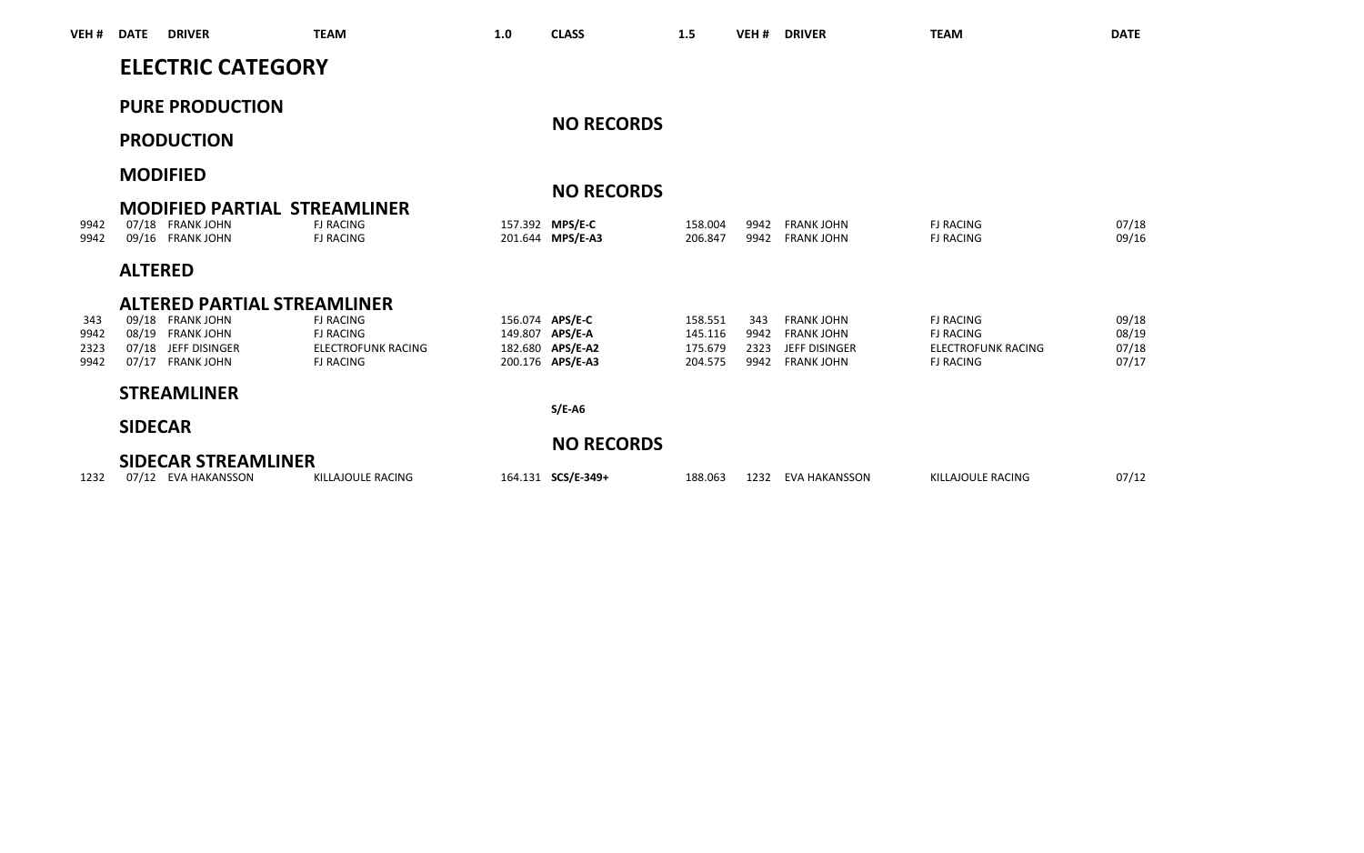| VEH # | DATE | DRIVER | TEAM | 1.0 | CLASS | 1.5 | VEH # | DRIVER | TEAM | DATE |
|---|---|---|---|---|---|---|---|---|---|---|
| | **ELECTRIC CATEGORY** | | | | | | | | | |
| | **PURE PRODUCTION** | | | | | | | | | |
| | | | | | **NO RECORDS** | | | | | |
| | **PRODUCTION** | | | | | | | | | |
| | **MODIFIED** | | | | | | | | | |
| | | | | | **NO RECORDS** | | | | | |
| | **MODIFIED PARTIAL STREAMLINER** | | | | | | | | | |
| 9942 | 07/18 | FRANK JOHN | FJ RACING | 157.392 | **MPS/E-C** | 158.004 | 9942 | FRANK JOHN | FJ RACING | 07/18 |
| 9942 | 09/16 | FRANK JOHN | FJ RACING | 201.644 | **MPS/E-A3** | 206.847 | 9942 | FRANK JOHN | FJ RACING | 09/16 |
| | **ALTERED** | | | | | | | | | |
| | **ALTERED PARTIAL STREAMLINER** | | | | | | | | | |
| 343 | 09/18 | FRANK JOHN | FJ RACING | 156.074 | **APS/E-C** | 158.551 | 343 | FRANK JOHN | FJ RACING | 09/18 |
| 9942 | 08/19 | FRANK JOHN | FJ RACING | 149.807 | **APS/E-A** | 145.116 | 9942 | FRANK JOHN | FJ RACING | 08/19 |
| 2323 | 07/18 | JEFF DISINGER | ELECTROFUNK RACING | 182.680 | **APS/E-A2** | 175.679 | 2323 | JEFF DISINGER | ELECTROFUNK RACING | 07/18 |
| 9942 | 07/17 | FRANK JOHN | FJ RACING | 200.176 | **APS/E-A3** | 204.575 | 9942 | FRANK JOHN | FJ RACING | 07/17 |
| | **STREAMLINER** | | | | | | | | | |
| | | | | | **S/E-A6** | | | | | |
| | **SIDECAR** | | | | | | | | | |
| | | | | | **NO RECORDS** | | | | | |
| | **SIDECAR STREAMLINER** | | | | | | | | | |
| 1232 | 07/12 | EVA HAKANSSON | KILLAJOULE RACING | 164.131 | **SCS/E-349+** | 188.063 | 1232 | EVA HAKANSSON | KILLAJOULE RACING | 07/12 |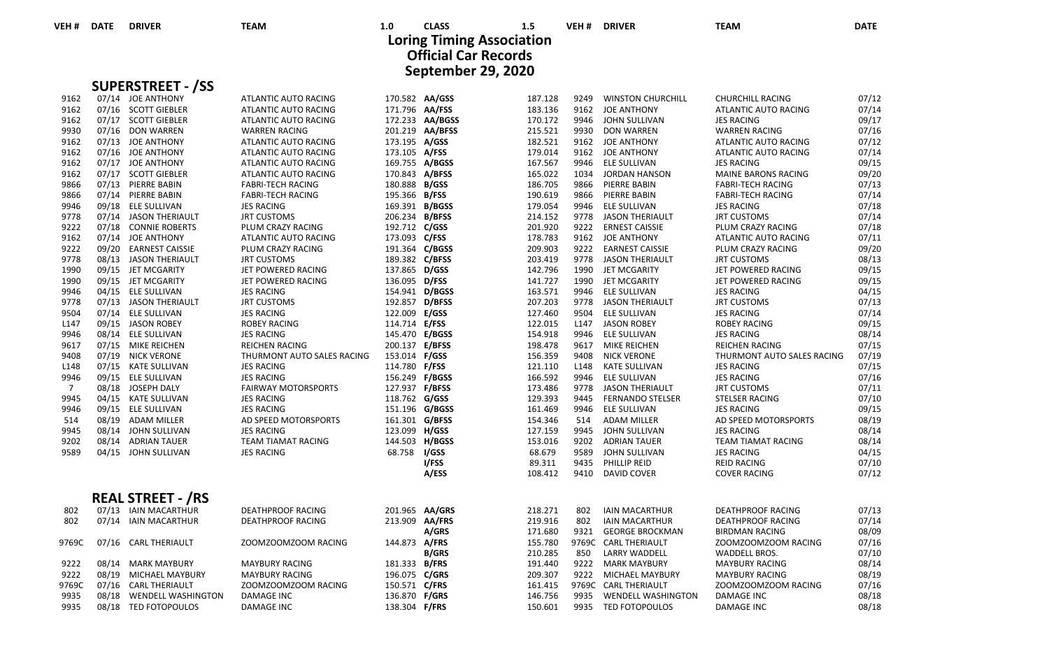# Loring Timing Association
## Official Car Records
## September 29, 2020

### SUPERSTREET - /SS

| VEH # | DATE | DRIVER | TEAM | 1.0 | CLASS | 1.5 | VEH # | DRIVER | TEAM | DATE |
|---|---|---|---|---|---|---|---|---|---|---|
| 9162 | 07/14 | JOE ANTHONY | ATLANTIC AUTO RACING | 170.582 | **AA/GSS** | 187.128 | 9249 | WINSTON CHURCHILL | CHURCHILL RACING | 07/12 |
| 9162 | 07/16 | SCOTT GIEBLER | ATLANTIC AUTO RACING | 171.796 | **AA/FSS** | 183.136 | 9162 | JOE ANTHONY | ATLANTIC AUTO RACING | 07/14 |
| 9162 | 07/17 | SCOTT GIEBLER | ATLANTIC AUTO RACING | 172.233 | **AA/BGSS** | 170.172 | 9946 | JOHN SULLIVAN | JES RACING | 09/17 |
| 9930 | 07/16 | DON WARREN | WARREN RACING | 201.219 | **AA/BFSS** | 215.521 | 9930 | DON WARREN | WARREN RACING | 07/16 |
| 9162 | 07/13 | JOE ANTHONY | ATLANTIC AUTO RACING | 173.195 | **A/GSS** | 182.521 | 9162 | JOE ANTHONY | ATLANTIC AUTO RACING | 07/12 |
| 9162 | 07/16 | JOE ANTHONY | ATLANTIC AUTO RACING | 173.105 | **A/FSS** | 179.014 | 9162 | JOE ANTHONY | ATLANTIC AUTO RACING | 07/14 |
| 9162 | 07/17 | JOE ANTHONY | ATLANTIC AUTO RACING | 169.755 | **A/BGSS** | 167.567 | 9946 | ELE SULLIVAN | JES RACING | 09/15 |
| 9162 | 07/17 | SCOTT GIEBLER | ATLANTIC AUTO RACING | 170.843 | **A/BFSS** | 165.022 | 1034 | JORDAN HANSON | MAINE BARONS RACING | 09/20 |
| 9866 | 07/13 | PIERRE BABIN | FABRI-TECH RACING | 180.888 | **B/GSS** | 186.705 | 9866 | PIERRE BABIN | FABRI-TECH RACING | 07/13 |
| 9866 | 07/14 | PIERRE BABIN | FABRI-TECH RACING | 195.366 | **B/FSS** | 190.619 | 9866 | PIERRE BABIN | FABRI-TECH RACING | 07/14 |
| 9946 | 09/18 | ELE SULLIVAN | JES RACING | 169.391 | **B/BGSS** | 179.054 | 9946 | ELE SULLIVAN | JES RACING | 07/18 |
| 9778 | 07/14 | JASON THERIAULT | JRT CUSTOMS | 206.234 | **B/BFSS** | 214.152 | 9778 | JASON THERIAULT | JRT CUSTOMS | 07/14 |
| 9222 | 07/18 | CONNIE ROBERTS | PLUM CRAZY RACING | 192.712 | **C/GSS** | 201.920 | 9222 | ERNEST CAISSIE | PLUM CRAZY RACING | 07/18 |
| 9162 | 07/14 | JOE ANTHONY | ATLANTIC AUTO RACING | 173.093 | **C/FSS** | 178.783 | 9162 | JOE ANTHONY | ATLANTIC AUTO RACING | 07/11 |
| 9222 | 09/20 | EARNEST CAISSIE | PLUM CRAZY RACING | 191.364 | **C/BGSS** | 209.903 | 9222 | EARNEST CAISSIE | PLUM CRAZY RACING | 09/20 |
| 9778 | 08/13 | JASON THERIAULT | JRT CUSTOMS | 189.382 | **C/BFSS** | 203.419 | 9778 | JASON THERIAULT | JRT CUSTOMS | 08/13 |
| 1990 | 09/15 | JET MCGARITY | JET POWERED RACING | 137.865 | **D/GSS** | 142.796 | 1990 | JET MCGARITY | JET POWERED RACING | 09/15 |
| 1990 | 09/15 | JET MCGARITY | JET POWERED RACING | 136.095 | **D/FSS** | 141.727 | 1990 | JET MCGARITY | JET POWERED RACING | 09/15 |
| 9946 | 04/15 | ELE SULLIVAN | JES RACING | 154.941 | **D/BGSS** | 163.571 | 9946 | ELE SULLIVAN | JES RACING | 04/15 |
| 9778 | 07/13 | JASON THERIAULT | JRT CUSTOMS | 192.857 | **D/BFSS** | 207.203 | 9778 | JASON THERIAULT | JRT CUSTOMS | 07/13 |
| 9504 | 07/14 | ELE SULLIVAN | JES RACING | 122.009 | **E/GSS** | 127.460 | 9504 | ELE SULLIVAN | JES RACING | 07/14 |
| L147 | 09/15 | JASON ROBEY | ROBEY RACING | 114.714 | **E/FSS** | 122.015 | L147 | JASON ROBEY | ROBEY RACING | 09/15 |
| 9946 | 08/14 | ELE SULLIVAN | JES RACING | 145.470 | **E/BGSS** | 154.918 | 9946 | ELE SULLIVAN | JES RACING | 08/14 |
| 9617 | 07/15 | MIKE REICHEN | REICHEN RACING | 200.137 | **E/BFSS** | 198.478 | 9617 | MIKE REICHEN | REICHEN RACING | 07/15 |
| 9408 | 07/19 | NICK VERONE | THURMONT AUTO SALES RACING | 153.014 | **F/GSS** | 156.359 | 9408 | NICK VERONE | THURMONT AUTO SALES RACING | 07/19 |
| L148 | 07/15 | KATE SULLIVAN | JES RACING | 114.780 | **F/FSS** | 121.110 | L148 | KATE SULLIVAN | JES RACING | 07/15 |
| 9946 | 09/15 | ELE SULLIVAN | JES RACING | 156.249 | **F/BGSS** | 166.592 | 9946 | ELE SULLIVAN | JES RACING | 07/16 |
| 7 | 08/18 | JOSEPH DALY | FAIRWAY MOTORSPORTS | 127.937 | **F/BFSS** | 173.486 | 9778 | JASON THERIAULT | JRT CUSTOMS | 07/11 |
| 9945 | 04/15 | KATE SULLIVAN | JES RACING | 118.762 | **G/GSS** | 129.393 | 9445 | FERNANDO STELSER | STELSER RACING | 07/10 |
| 9946 | 09/15 | ELE SULLIVAN | JES RACING | 151.196 | **G/BGSS** | 161.469 | 9946 | ELE SULLIVAN | JES RACING | 09/15 |
| 514 | 08/19 | ADAM MILLER | AD SPEED MOTORSPORTS | 161.301 | **G/BFSS** | 154.346 | 514 | ADAM MILLER | AD SPEED MOTORSPORTS | 08/19 |
| 9945 | 08/14 | JOHN SULLIVAN | JES RACING | 123.099 | **H/GSS** | 127.159 | 9945 | JOHN SULLIVAN | JES RACING | 08/14 |
| 9202 | 08/14 | ADRIAN TAUER | TEAM TIAMAT RACING | 144.503 | **H/BGSS** | 153.016 | 9202 | ADRIAN TAUER | TEAM TIAMAT RACING | 08/14 |
| 9589 | 04/15 | JOHN SULLIVAN | JES RACING | 68.758 | **I/GSS** | 68.679 | 9589 | JOHN SULLIVAN | JES RACING | 04/15 |
| | | | | | **I/FSS** | 89.311 | 9435 | PHILLIP REID | REID RACING | 07/10 |
| | | | | | **A/ESS** | 108.412 | 9410 | DAVID COVER | COVER RACING | 07/12 |

### REAL STREET - /RS

| VEH # | DATE | DRIVER | TEAM | 1.0 | CLASS | 1.5 | VEH # | DRIVER | TEAM | DATE |
|---|---|---|---|---|---|---|---|---|---|---|
| 802 | 07/13 | IAIN MACARTHUR | DEATHPROOF RACING | 201.965 | **AA/GRS** | 218.271 | 802 | IAIN MACARTHUR | DEATHPROOF RACING | 07/13 |
| 802 | 07/14 | IAIN MACARTHUR | DEATHPROOF RACING | 213.909 | **AA/FRS** | 219.916 | 802 | IAIN MACARTHUR | DEATHPROOF RACING | 07/14 |
| | | | | | **A/GRS** | 171.680 | 9321 | GEORGE BROCKMAN | BIRDMAN RACING | 08/09 |
| 9769C | 07/16 | CARL THERIAULT | ZOOMZOOMZOOM RACING | 144.873 | **A/FRS** | 155.780 | 9769C | CARL THERIAULT | ZOOMZOOMZOOM RACING | 07/16 |
| | | | | | **B/GRS** | 210.285 | 850 | LARRY WADDELL | WADDELL BROS. | 07/10 |
| 9222 | 08/14 | MARK MAYBURY | MAYBURY RACING | 181.333 | **B/FRS** | 191.440 | 9222 | MARK MAYBURY | MAYBURY RACING | 08/14 |
| 9222 | 08/19 | MICHAEL MAYBURY | MAYBURY RACING | 196.075 | **C/GRS** | 209.307 | 9222 | MICHAEL MAYBURY | MAYBURY RACING | 08/19 |
| 9769C | 07/16 | CARL THERIAULT | ZOOMZOOMZOOM RACING | 150.571 | **C/FRS** | 161.415 | 9769C | CARL THERIAULT | ZOOMZOOMZOOM RACING | 07/16 |
| 9935 | 08/18 | WENDELL WASHINGTON | DAMAGE INC | 136.870 | **F/GRS** | 146.756 | 9935 | WENDELL WASHINGTON | DAMAGE INC | 08/18 |
| 9935 | 08/18 | TED FOTOPOULOS | DAMAGE INC | 138.304 | **F/FRS** | 150.601 | 9935 | TED FOTOPOULOS | DAMAGE INC | 08/18 |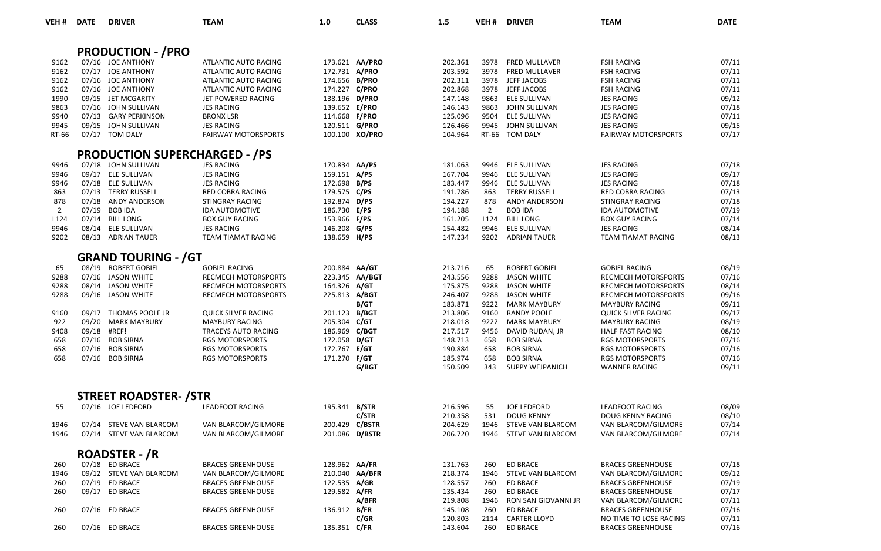| VEH # | DATE | DRIVER | TEAM | 1.0 | CLASS | 1.5 | VEH # | DRIVER | TEAM | DATE |
|---|---|---|---|---|---|---|---|---|---|---|
| | | **PRODUCTION - /PRO** | | | | | | | | |
| 9162 | 07/16 | JOE ANTHONY | ATLANTIC AUTO RACING | 173.621 | **AA/PRO** | 202.361 | 3978 | FRED MULLAVER | FSH RACING | 07/11 |
| 9162 | 07/17 | JOE ANTHONY | ATLANTIC AUTO RACING | 172.731 | **A/PRO** | 203.592 | 3978 | FRED MULLAVER | FSH RACING | 07/11 |
| 9162 | 07/16 | JOE ANTHONY | ATLANTIC AUTO RACING | 174.656 | **B/PRO** | 202.311 | 3978 | JEFF JACOBS | FSH RACING | 07/11 |
| 9162 | 07/16 | JOE ANTHONY | ATLANTIC AUTO RACING | 174.227 | **C/PRO** | 202.868 | 3978 | JEFF JACOBS | FSH RACING | 07/11 |
| 1990 | 09/15 | JET MCGARITY | JET POWERED RACING | 138.196 | **D/PRO** | 147.148 | 9863 | ELE SULLIVAN | JES RACING | 09/12 |
| 9863 | 07/16 | JOHN SULLIVAN | JES RACING | 139.652 | **E/PRO** | 146.143 | 9863 | JOHN SULLIVAN | JES RACING | 07/18 |
| 9940 | 07/13 | GARY PERKINSON | BRONX LSR | 114.668 | **F/PRO** | 125.096 | 9504 | ELE SULLIVAN | JES RACING | 07/11 |
| 9945 | 09/15 | JOHN SULLIVAN | JES RACING | 120.511 | **G/PRO** | 126.466 | 9945 | JOHN SULLIVAN | JES RACING | 09/15 |
| RT-66 | 07/17 | TOM DALY | FAIRWAY MOTORSPORTS | 100.100 | **XO/PRO** | 104.964 | RT-66 | TOM DALY | FAIRWAY MOTORSPORTS | 07/17 |
| | | **PRODUCTION SUPERCHARGED - /PS** | | | | | | | | |
| 9946 | 07/18 | JOHN SULLIVAN | JES RACING | 170.834 | **AA/PS** | 181.063 | 9946 | ELE SULLIVAN | JES RACING | 07/18 |
| 9946 | 09/17 | ELE SULLIVAN | JES RACING | 159.151 | **A/PS** | 167.704 | 9946 | ELE SULLIVAN | JES RACING | 09/17 |
| 9946 | 07/18 | ELE SULLIVAN | JES RACING | 172.698 | **B/PS** | 183.447 | 9946 | ELE SULLIVAN | JES RACING | 07/18 |
| 863 | 07/13 | TERRY RUSSELL | RED COBRA RACING | 179.575 | **C/PS** | 191.786 | 863 | TERRY RUSSELL | RED COBRA RACING | 07/13 |
| 878 | 07/18 | ANDY ANDERSON | STINGRAY RACING | 192.874 | **D/PS** | 194.227 | 878 | ANDY ANDERSON | STINGRAY RACING | 07/18 |
| 2 | 07/19 | BOB IDA | IDA AUTOMOTIVE | 186.730 | **E/PS** | 194.188 | 2 | BOB IDA | IDA AUTOMOTIVE | 07/19 |
| L124 | 07/14 | BILL LONG | BOX GUY RACING | 153.966 | **F/PS** | 161.205 | L124 | BILL LONG | BOX GUY RACING | 07/14 |
| 9946 | 08/14 | ELE SULLIVAN | JES RACING | 146.208 | **G/PS** | 154.482 | 9946 | ELE SULLIVAN | JES RACING | 08/14 |
| 9202 | 08/13 | ADRIAN TAUER | TEAM TIAMAT RACING | 138.659 | **H/PS** | 147.234 | 9202 | ADRIAN TAUER | TEAM TIAMAT RACING | 08/13 |
| | | **GRAND TOURING - /GT** | | | | | | | | |
| 65 | 08/19 | ROBERT GOBIEL | GOBIEL RACING | 200.884 | **AA/GT** | 213.716 | 65 | ROBERT GOBIEL | GOBIEL RACING | 08/19 |
| 9288 | 07/16 | JASON WHITE | RECMECH MOTORSPORTS | 223.345 | **AA/BGT** | 243.556 | 9288 | JASON WHITE | RECMECH MOTORSPORTS | 07/16 |
| 9288 | 08/14 | JASON WHITE | RECMECH MOTORSPORTS | 164.326 | **A/GT** | 175.875 | 9288 | JASON WHITE | RECMECH MOTORSPORTS | 08/14 |
| 9288 | 09/16 | JASON WHITE | RECMECH MOTORSPORTS | 225.813 | **A/BGT** | 246.407 | 9288 | JASON WHITE | RECMECH MOTORSPORTS | 09/16 |
| | | | | | **B/GT** | 183.871 | 9222 | MARK MAYBURY | MAYBURY RACING | 09/11 |
| 9160 | 09/17 | THOMAS POOLE JR | QUICK SILVER RACING | 201.123 | **B/BGT** | 213.806 | 9160 | RANDY POOLE | QUICK SILVER RACING | 09/17 |
| 922 | 09/20 | MARK MAYBURY | MAYBURY RACING | 205.304 | **C/GT** | 218.018 | 9222 | MARK MAYBURY | MAYBURY RACING | 08/19 |
| 9408 | 09/18 | #REF! | TRACEYS AUTO RACING | 186.969 | **C/BGT** | 217.517 | 9456 | DAVID RUDAN, JR | HALF FAST RACING | 08/10 |
| 658 | 07/16 | BOB SIRNA | RGS MOTORSPORTS | 172.058 | **D/GT** | 148.713 | 658 | BOB SIRNA | RGS MOTORSPORTS | 07/16 |
| 658 | 07/16 | BOB SIRNA | RGS MOTORSPORTS | 172.767 | **E/GT** | 190.884 | 658 | BOB SIRNA | RGS MOTORSPORTS | 07/16 |
| 658 | 07/16 | BOB SIRNA | RGS MOTORSPORTS | 171.270 | **F/GT** | 185.974 | 658 | BOB SIRNA | RGS MOTORSPORTS | 07/16 |
| | | | | | **G/BGT** | 150.509 | 343 | SUPPY WEJPANICH | WANNER RACING | 09/11 |
| | | **STREET ROADSTER- /STR** | | | | | | | | |
| 55 | 07/16 | JOE LEDFORD | LEADFOOT RACING | 195.341 | **B/STR** | 216.596 | 55 | JOE LEDFORD | LEADFOOT RACING | 08/09 |
| | | | | | **C/STR** | 210.358 | 531 | DOUG KENNY | DOUG KENNY RACING | 08/10 |
| 1946 | 07/14 | STEVE VAN BLARCOM | VAN BLARCOM/GILMORE | 200.429 | **C/BSTR** | 204.629 | 1946 | STEVE VAN BLARCOM | VAN BLARCOM/GILMORE | 07/14 |
| 1946 | 07/14 | STEVE VAN BLARCOM | VAN BLARCOM/GILMORE | 201.086 | **D/BSTR** | 206.720 | 1946 | STEVE VAN BLARCOM | VAN BLARCOM/GILMORE | 07/14 |
| | | **ROADSTER - /R** | | | | | | | | |
| 260 | 07/18 | ED BRACE | BRACES GREENHOUSE | 128.962 | **AA/FR** | 131.763 | 260 | ED BRACE | BRACES GREENHOUSE | 07/18 |
| 1946 | 09/12 | STEVE VAN BLARCOM | VAN BLARCOM/GILMORE | 210.040 | **AA/BFR** | 218.374 | 1946 | STEVE VAN BLARCOM | VAN BLARCOM/GILMORE | 09/12 |
| 260 | 07/19 | ED BRACE | BRACES GREENHOUSE | 122.535 | **A/GR** | 128.557 | 260 | ED BRACE | BRACES GREENHOUSE | 07/19 |
| 260 | 09/17 | ED BRACE | BRACES GREENHOUSE | 129.582 | **A/FR** | 135.434 | 260 | ED BRACE | BRACES GREENHOUSE | 07/17 |
| | | | | | **A/BFR** | 219.808 | 1946 | RON SAN GIOVANNI JR | VAN BLARCOM/GILMORE | 07/11 |
| 260 | 07/16 | ED BRACE | BRACES GREENHOUSE | 136.912 | **B/FR** | 145.108 | 260 | ED BRACE | BRACES GREENHOUSE | 07/16 |
| | | | | | **C/GR** | 120.803 | 2114 | CARTER LLOYD | NO TIME TO LOSE RACING | 07/11 |
| 260 | 07/16 | ED BRACE | BRACES GREENHOUSE | 135.351 | **C/FR** | 143.604 | 260 | ED BRACE | BRACES GREENHOUSE | 07/16 |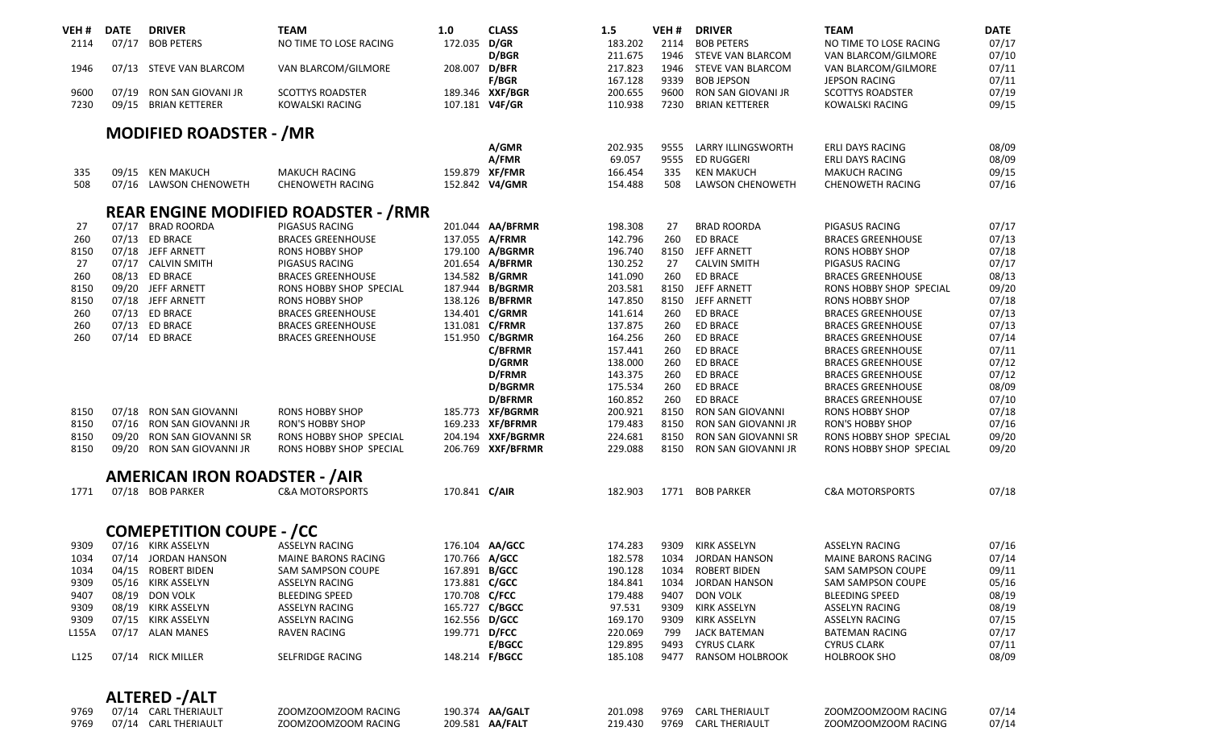| VEH # | DATE | DRIVER | TEAM | 1.0 | CLASS | 1.5 | VEH # | DRIVER | TEAM | DATE |
|---|---|---|---|---|---|---|---|---|---|---|
| 2114 | 07/17 | BOB PETERS | NO TIME TO LOSE RACING | 172.035 | **D/GR** | 183.202 | 2114 | BOB PETERS | NO TIME TO LOSE RACING | 07/17 |
| | | | | | **D/BGR** | 211.675 | 1946 | STEVE VAN BLARCOM | VAN BLARCOM/GILMORE | 07/10 |
| 1946 | 07/13 | STEVE VAN BLARCOM | VAN BLARCOM/GILMORE | 208.007 | **D/BFR** | 217.823 | 1946 | STEVE VAN BLARCOM | VAN BLARCOM/GILMORE | 07/11 |
| | | | | | **F/BGR** | 167.128 | 9339 | BOB JEPSON | JEPSON RACING | 07/11 |
| 9600 | 07/19 | RON SAN GIOVANI JR | SCOTTYS ROADSTER | 189.346 | **XXF/BGR** | 200.655 | 9600 | RON SAN GIOVANI JR | SCOTTYS ROADSTER | 07/19 |
| 7230 | 09/15 | BRIAN KETTERER | KOWALSKI RACING | 107.181 | **V4F/GR** | 110.938 | 7230 | BRIAN KETTERER | KOWALSKI RACING | 09/15 |

## MODIFIED ROADSTER - /MR

| VEH # | DATE | DRIVER | TEAM | 1.0 | CLASS | 1.5 | VEH # | DRIVER | TEAM | DATE |
|---|---|---|---|---|---|---|---|---|---|---|
| | | | | | **A/GMR** | 202.935 | 9555 | LARRY ILLINGSWORTH | ERLI DAYS RACING | 08/09 |
| | | | | | **A/FMR** | 69.057 | 9555 | ED RUGGERI | ERLI DAYS RACING | 08/09 |
| 335 | 09/15 | KEN MAKUCH | MAKUCH RACING | 159.879 | **XF/FMR** | 166.454 | 335 | KEN MAKUCH | MAKUCH RACING | 09/15 |
| 508 | 07/16 | LAWSON CHENOWETH | CHENOWETH RACING | 152.842 | **V4/GMR** | 154.488 | 508 | LAWSON CHENOWETH | CHENOWETH RACING | 07/16 |

## REAR ENGINE MODIFIED ROADSTER - /RMR

| VEH # | DATE | DRIVER | TEAM | 1.0 | CLASS | 1.5 | VEH # | DRIVER | TEAM | DATE |
|---|---|---|---|---|---|---|---|---|---|---|
| 27 | 07/17 | BRAD ROORDA | PIGASUS RACING | 201.044 | **AA/BFRMR** | 198.308 | 27 | BRAD ROORDA | PIGASUS RACING | 07/17 |
| 260 | 07/13 | ED BRACE | BRACES GREENHOUSE | 137.055 | **A/FRMR** | 142.796 | 260 | ED BRACE | BRACES GREENHOUSE | 07/13 |
| 8150 | 07/18 | JEFF ARNETT | RONS HOBBY SHOP | 179.100 | **A/BGRMR** | 196.740 | 8150 | JEFF ARNETT | RONS HOBBY SHOP | 07/18 |
| 27 | 07/17 | CALVIN SMITH | PIGASUS RACING | 201.654 | **A/BFRMR** | 130.252 | 27 | CALVIN SMITH | PIGASUS RACING | 07/17 |
| 260 | 08/13 | ED BRACE | BRACES GREENHOUSE | 134.582 | **B/GRMR** | 141.090 | 260 | ED BRACE | BRACES GREENHOUSE | 08/13 |
| 8150 | 09/20 | JEFF ARNETT | RONS HOBBY SHOP SPECIAL | 187.944 | **B/BGRMR** | 203.581 | 8150 | JEFF ARNETT | RONS HOBBY SHOP SPECIAL | 09/20 |
| 8150 | 07/18 | JEFF ARNETT | RONS HOBBY SHOP | 138.126 | **B/BFRMR** | 147.850 | 8150 | JEFF ARNETT | RONS HOBBY SHOP | 07/18 |
| 260 | 07/13 | ED BRACE | BRACES GREENHOUSE | 134.401 | **C/GRMR** | 141.614 | 260 | ED BRACE | BRACES GREENHOUSE | 07/13 |
| 260 | 07/13 | ED BRACE | BRACES GREENHOUSE | 131.081 | **C/FRMR** | 137.875 | 260 | ED BRACE | BRACES GREENHOUSE | 07/13 |
| 260 | 07/14 | ED BRACE | BRACES GREENHOUSE | 151.950 | **C/BGRMR** | 164.256 | 260 | ED BRACE | BRACES GREENHOUSE | 07/14 |
| | | | | | **C/BFRMR** | 157.441 | 260 | ED BRACE | BRACES GREENHOUSE | 07/11 |
| | | | | | **D/GRMR** | 138.000 | 260 | ED BRACE | BRACES GREENHOUSE | 07/12 |
| | | | | | **D/FRMR** | 143.375 | 260 | ED BRACE | BRACES GREENHOUSE | 07/12 |
| | | | | | **D/BGRMR** | 175.534 | 260 | ED BRACE | BRACES GREENHOUSE | 08/09 |
| | | | | | **D/BFRMR** | 160.852 | 260 | ED BRACE | BRACES GREENHOUSE | 07/10 |
| 8150 | 07/18 | RON SAN GIOVANNI | RONS HOBBY SHOP | 185.773 | **XF/BGRMR** | 200.921 | 8150 | RON SAN GIOVANNI | RONS HOBBY SHOP | 07/18 |
| 8150 | 07/16 | RON SAN GIOVANNI JR | RON'S HOBBY SHOP | 169.233 | **XF/BFRMR** | 179.483 | 8150 | RON SAN GIOVANNI JR | RON'S HOBBY SHOP | 07/16 |
| 8150 | 09/20 | RON SAN GIOVANNI SR | RONS HOBBY SHOP SPECIAL | 204.194 | **XXF/BGRMR** | 224.681 | 8150 | RON SAN GIOVANNI SR | RONS HOBBY SHOP SPECIAL | 09/20 |
| 8150 | 09/20 | RON SAN GIOVANNI JR | RONS HOBBY SHOP SPECIAL | 206.769 | **XXF/BFRMR** | 229.088 | 8150 | RON SAN GIOVANNI JR | RONS HOBBY SHOP SPECIAL | 09/20 |

## AMERICAN IRON ROADSTER - /AIR

| VEH # | DATE | DRIVER | TEAM | 1.0 | CLASS | 1.5 | VEH # | DRIVER | TEAM | DATE |
|---|---|---|---|---|---|---|---|---|---|---|
| 1771 | 07/18 | BOB PARKER | C&A MOTORSPORTS | 170.841 | **C/AIR** | 182.903 | 1771 | BOB PARKER | C&A MOTORSPORTS | 07/18 |

## COMEPETITION COUPE - /CC

| VEH # | DATE | DRIVER | TEAM | 1.0 | CLASS | 1.5 | VEH # | DRIVER | TEAM | DATE |
|---|---|---|---|---|---|---|---|---|---|---|
| 9309 | 07/16 | KIRK ASSELYN | ASSELYN RACING | 176.104 | **AA/GCC** | 174.283 | 9309 | KIRK ASSELYN | ASSELYN RACING | 07/16 |
| 1034 | 07/14 | JORDAN HANSON | MAINE BARONS RACING | 170.766 | **A/GCC** | 182.578 | 1034 | JORDAN HANSON | MAINE BARONS RACING | 07/14 |
| 1034 | 04/15 | ROBERT BIDEN | SAM SAMPSON COUPE | 167.891 | **B/GCC** | 190.128 | 1034 | ROBERT BIDEN | SAM SAMPSON COUPE | 09/11 |
| 9309 | 05/16 | KIRK ASSELYN | ASSELYN RACING | 173.881 | **C/GCC** | 184.841 | 1034 | JORDAN HANSON | SAM SAMPSON COUPE | 05/16 |
| 9407 | 08/19 | DON VOLK | BLEEDING SPEED | 170.708 | **C/FCC** | 179.488 | 9407 | DON VOLK | BLEEDING SPEED | 08/19 |
| 9309 | 08/19 | KIRK ASSELYN | ASSELYN RACING | 165.727 | **C/BGCC** | 97.531 | 9309 | KIRK ASSELYN | ASSELYN RACING | 08/19 |
| 9309 | 07/15 | KIRK ASSELYN | ASSELYN RACING | 162.556 | **D/GCC** | 169.170 | 9309 | KIRK ASSELYN | ASSELYN RACING | 07/15 |
| L155A | 07/17 | ALAN MANES | RAVEN RACING | 199.771 | **D/FCC** | 220.069 | 799 | JACK BATEMAN | BATEMAN RACING | 07/17 |
| | | | | | **E/BGCC** | 129.895 | 9493 | CYRUS CLARK | CYRUS CLARK | 07/11 |
| L125 | 07/14 | RICK MILLER | SELFRIDGE RACING | 148.214 | **F/BGCC** | 185.108 | 9477 | RANSOM HOLBROOK | HOLBROOK SHO | 08/09 |

## ALTERED -/ALT

| VEH # | DATE | DRIVER | TEAM | 1.0 | CLASS | 1.5 | VEH # | DRIVER | TEAM | DATE |
|---|---|---|---|---|---|---|---|---|---|---|
| 9769 | 07/14 | CARL THERIAULT | ZOOMZOOMZOOM RACING | 190.374 | **AA/GALT** | 201.098 | 9769 | CARL THERIAULT | ZOOMZOOMZOOM RACING | 07/14 |
| 9769 | 07/14 | CARL THERIAULT | ZOOMZOOMZOOM RACING | 209.581 | **AA/FALT** | 219.430 | 9769 | CARL THERIAULT | ZOOMZOOMZOOM RACING | 07/14 |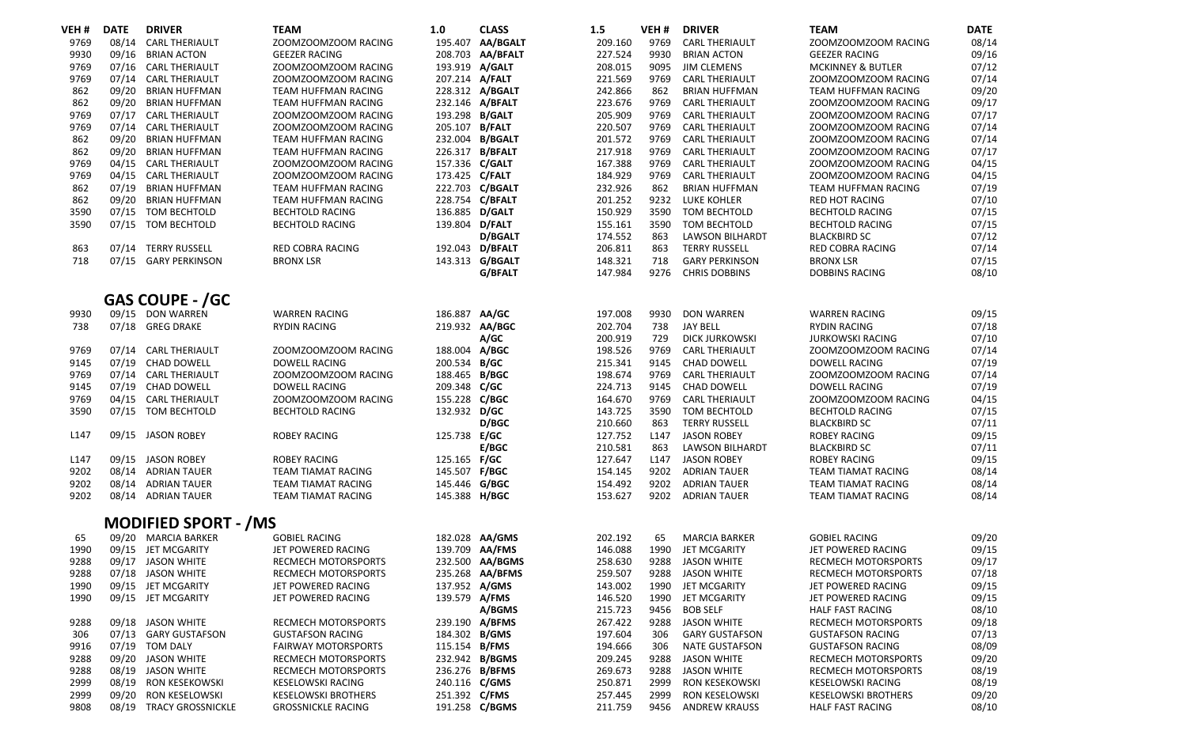| VEH # | DATE | DRIVER | TEAM | 1.0 | CLASS | 1.5 | VEH # | DRIVER | TEAM | DATE |
|---|---|---|---|---|---|---|---|---|---|---|
| 9769 | 08/14 | CARL THERIAULT | ZOOMZOOMZOOM RACING | 195.407 | **AA/BGALT** | 209.160 | 9769 | CARL THERIAULT | ZOOMZOOMZOOM RACING | 08/14 |
| 9930 | 09/16 | BRIAN ACTON | GEEZER RACING | 208.703 | **AA/BFALT** | 227.524 | 9930 | BRIAN ACTON | GEEZER RACING | 09/16 |
| 9769 | 07/16 | CARL THERIAULT | ZOOMZOOMZOOM RACING | 193.919 | **A/GALT** | 208.015 | 9095 | JIM CLEMENS | MCKINNEY & BUTLER | 07/12 |
| 9769 | 07/14 | CARL THERIAULT | ZOOMZOOMZOOM RACING | 207.214 | **A/FALT** | 221.569 | 9769 | CARL THERIAULT | ZOOMZOOMZOOM RACING | 07/14 |
| 862 | 09/20 | BRIAN HUFFMAN | TEAM HUFFMAN RACING | 228.312 | **A/BGALT** | 242.866 | 862 | BRIAN HUFFMAN | TEAM HUFFMAN RACING | 09/20 |
| 862 | 09/20 | BRIAN HUFFMAN | TEAM HUFFMAN RACING | 232.146 | **A/BFALT** | 223.676 | 9769 | CARL THERIAULT | ZOOMZOOMZOOM RACING | 09/17 |
| 9769 | 07/17 | CARL THERIAULT | ZOOMZOOMZOOM RACING | 193.298 | **B/GALT** | 205.909 | 9769 | CARL THERIAULT | ZOOMZOOMZOOM RACING | 07/17 |
| 9769 | 07/14 | CARL THERIAULT | ZOOMZOOMZOOM RACING | 205.107 | **B/FALT** | 220.507 | 9769 | CARL THERIAULT | ZOOMZOOMZOOM RACING | 07/14 |
| 862 | 09/20 | BRIAN HUFFMAN | TEAM HUFFMAN RACING | 232.004 | **B/BGALT** | 201.572 | 9769 | CARL THERIAULT | ZOOMZOOMZOOM RACING | 07/14 |
| 862 | 09/20 | BRIAN HUFFMAN | TEAM HUFFMAN RACING | 226.317 | **B/BFALT** | 217.918 | 9769 | CARL THERIAULT | ZOOMZOOMZOOM RACING | 07/17 |
| 9769 | 04/15 | CARL THERIAULT | ZOOMZOOMZOOM RACING | 157.336 | **C/GALT** | 167.388 | 9769 | CARL THERIAULT | ZOOMZOOMZOOM RACING | 04/15 |
| 9769 | 04/15 | CARL THERIAULT | ZOOMZOOMZOOM RACING | 173.425 | **C/FALT** | 184.929 | 9769 | CARL THERIAULT | ZOOMZOOMZOOM RACING | 04/15 |
| 862 | 07/19 | BRIAN HUFFMAN | TEAM HUFFMAN RACING | 222.703 | **C/BGALT** | 232.926 | 862 | BRIAN HUFFMAN | TEAM HUFFMAN RACING | 07/19 |
| 862 | 09/20 | BRIAN HUFFMAN | TEAM HUFFMAN RACING | 228.754 | **C/BFALT** | 201.252 | 9232 | LUKE KOHLER | RED HOT RACING | 07/10 |
| 3590 | 07/15 | TOM BECHTOLD | BECHTOLD RACING | 136.885 | **D/GALT** | 150.929 | 3590 | TOM BECHTOLD | BECHTOLD RACING | 07/15 |
| 3590 | 07/15 | TOM BECHTOLD | BECHTOLD RACING | 139.804 | **D/FALT** | 155.161 | 3590 | TOM BECHTOLD | BECHTOLD RACING | 07/15 |
| | | | | | **D/BGALT** | 174.552 | 863 | LAWSON BILHARDT | BLACKBIRD SC | 07/12 |
| 863 | 07/14 | TERRY RUSSELL | RED COBRA RACING | 192.043 | **D/BFALT** | 206.811 | 863 | TERRY RUSSELL | RED COBRA RACING | 07/14 |
| 718 | 07/15 | GARY PERKINSON | BRONX LSR | 143.313 | **G/BGALT** | 148.321 | 718 | GARY PERKINSON | BRONX LSR | 07/15 |
| | | | | | **G/BFALT** | 147.984 | 9276 | CHRIS DOBBINS | DOBBINS RACING | 08/10 |

## GAS COUPE - /GC

| VEH # | DATE | DRIVER | TEAM | 1.0 | CLASS | 1.5 | VEH # | DRIVER | TEAM | DATE |
|---|---|---|---|---|---|---|---|---|---|---|
| 9930 | 09/15 | DON WARREN | WARREN RACING | 186.887 | **AA/GC** | 197.008 | 9930 | DON WARREN | WARREN RACING | 09/15 |
| 738 | 07/18 | GREG DRAKE | RYDIN RACING | 219.932 | **AA/BGC** | 202.704 | 738 | JAY BELL | RYDIN RACING | 07/18 |
| | | | | | **A/GC** | 200.919 | 729 | DICK JURKOWSKI | JURKOWSKI RACING | 07/10 |
| 9769 | 07/14 | CARL THERIAULT | ZOOMZOOMZOOM RACING | 188.004 | **A/BGC** | 198.526 | 9769 | CARL THERIAULT | ZOOMZOOMZOOM RACING | 07/14 |
| 9145 | 07/19 | CHAD DOWELL | DOWELL RACING | 200.534 | **B/GC** | 215.341 | 9145 | CHAD DOWELL | DOWELL RACING | 07/19 |
| 9769 | 07/14 | CARL THERIAULT | ZOOMZOOMZOOM RACING | 188.465 | **B/BGC** | 198.674 | 9769 | CARL THERIAULT | ZOOMZOOMZOOM RACING | 07/14 |
| 9145 | 07/19 | CHAD DOWELL | DOWELL RACING | 209.348 | **C/GC** | 224.713 | 9145 | CHAD DOWELL | DOWELL RACING | 07/19 |
| 9769 | 04/15 | CARL THERIAULT | ZOOMZOOMZOOM RACING | 155.228 | **C/BGC** | 164.670 | 9769 | CARL THERIAULT | ZOOMZOOMZOOM RACING | 04/15 |
| 3590 | 07/15 | TOM BECHTOLD | BECHTOLD RACING | 132.932 | **D/GC** | 143.725 | 3590 | TOM BECHTOLD | BECHTOLD RACING | 07/15 |
| | | | | | **D/BGC** | 210.660 | 863 | TERRY RUSSELL | BLACKBIRD SC | 07/11 |
| L147 | 09/15 | JASON ROBEY | ROBEY RACING | 125.738 | **E/GC** | 127.752 | L147 | JASON ROBEY | ROBEY RACING | 09/15 |
| | | | | | **E/BGC** | 210.581 | 863 | LAWSON BILHARDT | BLACKBIRD SC | 07/11 |
| L147 | 09/15 | JASON ROBEY | ROBEY RACING | 125.165 | **F/GC** | 127.647 | L147 | JASON ROBEY | ROBEY RACING | 09/15 |
| 9202 | 08/14 | ADRIAN TAUER | TEAM TIAMAT RACING | 145.507 | **F/BGC** | 154.145 | 9202 | ADRIAN TAUER | TEAM TIAMAT RACING | 08/14 |
| 9202 | 08/14 | ADRIAN TAUER | TEAM TIAMAT RACING | 145.446 | **G/BGC** | 154.492 | 9202 | ADRIAN TAUER | TEAM TIAMAT RACING | 08/14 |
| 9202 | 08/14 | ADRIAN TAUER | TEAM TIAMAT RACING | 145.388 | **H/BGC** | 153.627 | 9202 | ADRIAN TAUER | TEAM TIAMAT RACING | 08/14 |

## MODIFIED SPORT - /MS

| VEH # | DATE | DRIVER | TEAM | 1.0 | CLASS | 1.5 | VEH # | DRIVER | TEAM | DATE |
|---|---|---|---|---|---|---|---|---|---|---|
| 65 | 09/20 | MARCIA BARKER | GOBIEL RACING | 182.028 | **AA/GMS** | 202.192 | 65 | MARCIA BARKER | GOBIEL RACING | 09/20 |
| 1990 | 09/15 | JET MCGARITY | JET POWERED RACING | 139.709 | **AA/FMS** | 146.088 | 1990 | JET MCGARITY | JET POWERED RACING | 09/15 |
| 9288 | 09/17 | JASON WHITE | RECMECH MOTORSPORTS | 232.500 | **AA/BGMS** | 258.630 | 9288 | JASON WHITE | RECMECH MOTORSPORTS | 09/17 |
| 9288 | 07/18 | JASON WHITE | RECMECH MOTORSPORTS | 235.268 | **AA/BFMS** | 259.507 | 9288 | JASON WHITE | RECMECH MOTORSPORTS | 07/18 |
| 1990 | 09/15 | JET MCGARITY | JET POWERED RACING | 137.952 | **A/GMS** | 143.002 | 1990 | JET MCGARITY | JET POWERED RACING | 09/15 |
| 1990 | 09/15 | JET MCGARITY | JET POWERED RACING | 139.579 | **A/FMS** | 146.520 | 1990 | JET MCGARITY | JET POWERED RACING | 09/15 |
| | | | | | **A/BGMS** | 215.723 | 9456 | BOB SELF | HALF FAST RACING | 08/10 |
| 9288 | 09/18 | JASON WHITE | RECMECH MOTORSPORTS | 239.190 | **A/BFMS** | 267.422 | 9288 | JASON WHITE | RECMECH MOTORSPORTS | 09/18 |
| 306 | 07/13 | GARY GUSTAFSON | GUSTAFSON RACING | 184.302 | **B/GMS** | 197.604 | 306 | GARY GUSTAFSON | GUSTAFSON RACING | 07/13 |
| 9916 | 07/19 | TOM DALY | FAIRWAY MOTORSPORTS | 115.154 | **B/FMS** | 194.666 | 306 | NATE GUSTAFSON | GUSTAFSON RACING | 08/09 |
| 9288 | 09/20 | JASON WHITE | RECMECH MOTORSPORTS | 232.942 | **B/BGMS** | 209.245 | 9288 | JASON WHITE | RECMECH MOTORSPORTS | 09/20 |
| 9288 | 08/19 | JASON WHITE | RECMECH MOTORSPORTS | 236.276 | **B/BFMS** | 269.673 | 9288 | JASON WHITE | RECMECH MOTORSPORTS | 08/19 |
| 2999 | 08/19 | RON KESEKOWSKI | KESELOWSKI RACING | 240.116 | **C/GMS** | 250.871 | 2999 | RON KESEKOWSKI | KESELOWSKI RACING | 08/19 |
| 2999 | 09/20 | RON KESELOWSKI | KESELOWSKI BROTHERS | 251.392 | **C/FMS** | 257.445 | 2999 | RON KESELOWSKI | KESELOWSKI BROTHERS | 09/20 |
| 9808 | 08/19 | TRACY GROSSNICKLE | GROSSNICKLE RACING | 191.258 | **C/BGMS** | 211.759 | 9456 | ANDREW KRAUSS | HALF FAST RACING | 08/10 |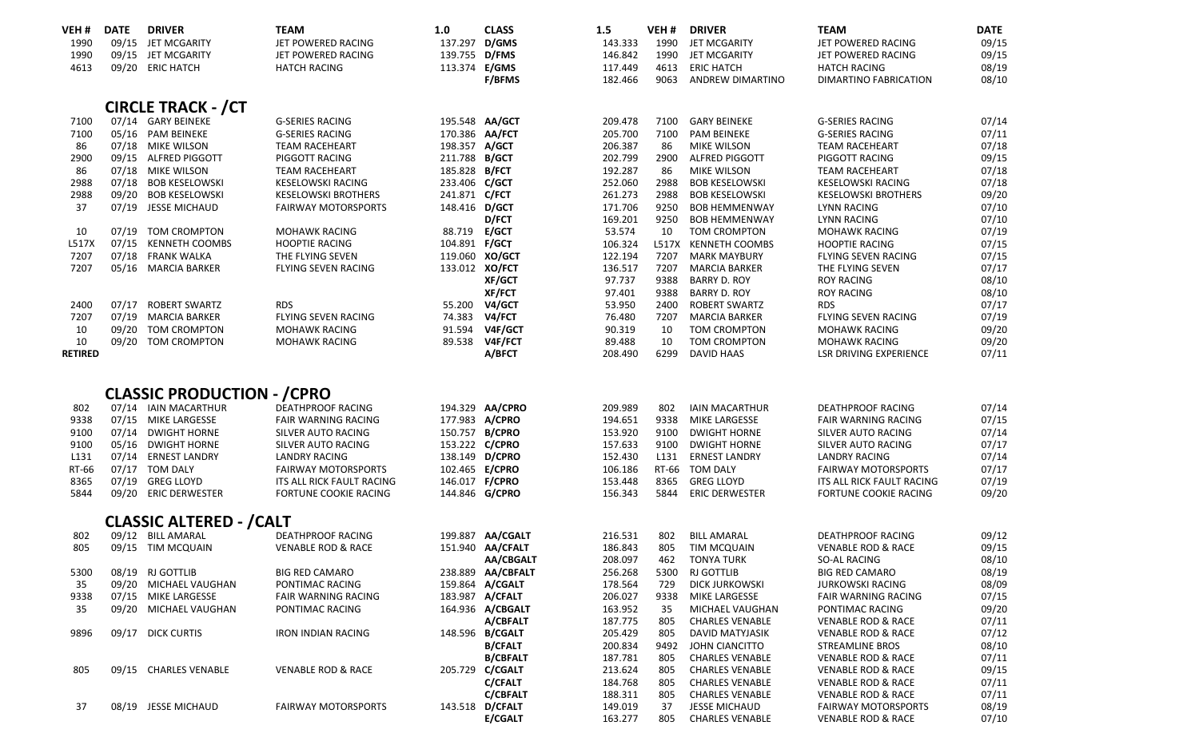| VEH # | DATE | DRIVER | TEAM | 1.0 | CLASS | 1.5 | VEH # | DRIVER | TEAM | DATE |
|---|---|---|---|---|---|---|---|---|---|---|
| 1990 | 09/15 | JET MCGARITY | JET POWERED RACING | 137.297 | D/GMS | 143.333 | 1990 | JET MCGARITY | JET POWERED RACING | 09/15 |
| 1990 | 09/15 | JET MCGARITY | JET POWERED RACING | 139.755 | D/FMS | 146.842 | 1990 | JET MCGARITY | JET POWERED RACING | 09/15 |
| 4613 | 09/20 | ERIC HATCH | HATCH RACING | 113.374 | E/GMS | 117.449 | 4613 | ERIC HATCH | HATCH RACING | 08/19 |
| | | | | | F/BFMS | 182.466 | 9063 | ANDREW DIMARTINO | DIMARTINO FABRICATION | 08/10 |

## CIRCLE TRACK - /CT

| VEH # | DATE | DRIVER | TEAM | 1.0 | CLASS | 1.5 | VEH # | DRIVER | TEAM | DATE |
|---|---|---|---|---|---|---|---|---|---|---|
| 7100 | 07/14 | GARY BEINEKE | G-SERIES RACING | 195.548 | AA/GCT | 209.478 | 7100 | GARY BEINEKE | G-SERIES RACING | 07/14 |
| 7100 | 05/16 | PAM BEINEKE | G-SERIES RACING | 170.386 | AA/FCT | 205.700 | 7100 | PAM BEINEKE | G-SERIES RACING | 07/11 |
| 86 | 07/18 | MIKE WILSON | TEAM RACEHEART | 198.357 | A/GCT | 206.387 | 86 | MIKE WILSON | TEAM RACEHEART | 07/18 |
| 2900 | 09/15 | ALFRED PIGGOTT | PIGGOTT RACING | 211.788 | B/GCT | 202.799 | 2900 | ALFRED PIGGOTT | PIGGOTT RACING | 09/15 |
| 86 | 07/18 | MIKE WILSON | TEAM RACEHEART | 185.828 | B/FCT | 192.287 | 86 | MIKE WILSON | TEAM RACEHEART | 07/18 |
| 2988 | 07/18 | BOB KESELOWSKI | KESELOWSKI RACING | 233.406 | C/GCT | 252.060 | 2988 | BOB KESELOWSKI | KESELOWSKI RACING | 07/18 |
| 2988 | 09/20 | BOB KESELOWSKI | KESELOWSKI BROTHERS | 241.871 | C/FCT | 261.273 | 2988 | BOB KESELOWSKI | KESELOWSKI BROTHERS | 09/20 |
| 37 | 07/19 | JESSE MICHAUD | FAIRWAY MOTORSPORTS | 148.416 | D/GCT | 171.706 | 9250 | BOB HEMMENWAY | LYNN RACING | 07/10 |
| | | | | | D/FCT | 169.201 | 9250 | BOB HEMMENWAY | LYNN RACING | 07/10 |
| 10 | 07/19 | TOM CROMPTON | MOHAWK RACING | 88.719 | E/GCT | 53.574 | 10 | TOM CROMPTON | MOHAWK RACING | 07/19 |
| L517X | 07/15 | KENNETH COOMBS | HOOPTIE RACING | 104.891 | F/GCT | 106.324 | L517X | KENNETH COOMBS | HOOPTIE RACING | 07/15 |
| 7207 | 07/18 | FRANK WALKA | THE FLYING SEVEN | 119.060 | XO/GCT | 122.194 | 7207 | MARK MAYBURY | FLYING SEVEN RACING | 07/15 |
| 7207 | 05/16 | MARCIA BARKER | FLYING SEVEN RACING | 133.012 | XO/FCT | 136.517 | 7207 | MARCIA BARKER | THE FLYING SEVEN | 07/17 |
| | | | | | XF/GCT | 97.737 | 9388 | BARRY D. ROY | ROY RACING | 08/10 |
| | | | | | XF/FCT | 97.401 | 9388 | BARRY D. ROY | ROY RACING | 08/10 |
| 2400 | 07/17 | ROBERT SWARTZ | RDS | 55.200 | V4/GCT | 53.950 | 2400 | ROBERT SWARTZ | RDS | 07/17 |
| 7207 | 07/19 | MARCIA BARKER | FLYING SEVEN RACING | 74.383 | V4/FCT | 76.480 | 7207 | MARCIA BARKER | FLYING SEVEN RACING | 07/19 |
| 10 | 09/20 | TOM CROMPTON | MOHAWK RACING | 91.594 | V4F/GCT | 90.319 | 10 | TOM CROMPTON | MOHAWK RACING | 09/20 |
| 10 | 09/20 | TOM CROMPTON | MOHAWK RACING | 89.538 | V4F/FCT | 89.488 | 10 | TOM CROMPTON | MOHAWK RACING | 09/20 |
| RETIRED | | | | | A/BFCT | 208.490 | 6299 | DAVID HAAS | LSR DRIVING EXPERIENCE | 07/11 |

## CLASSIC PRODUCTION - /CPRO

| VEH # | DATE | DRIVER | TEAM | 1.0 | CLASS | 1.5 | VEH # | DRIVER | TEAM | DATE |
|---|---|---|---|---|---|---|---|---|---|---|
| 802 | 07/14 | IAIN MACARTHUR | DEATHPROOF RACING | 194.329 | AA/CPRO | 209.989 | 802 | IAIN MACARTHUR | DEATHPROOF RACING | 07/14 |
| 9338 | 07/15 | MIKE LARGESSE | FAIR WARNING RACING | 177.983 | A/CPRO | 194.651 | 9338 | MIKE LARGESSE | FAIR WARNING RACING | 07/15 |
| 9100 | 07/14 | DWIGHT HORNE | SILVER AUTO RACING | 150.757 | B/CPRO | 153.920 | 9100 | DWIGHT HORNE | SILVER AUTO RACING | 07/14 |
| 9100 | 05/16 | DWIGHT HORNE | SILVER AUTO RACING | 153.222 | C/CPRO | 157.633 | 9100 | DWIGHT HORNE | SILVER AUTO RACING | 07/17 |
| L131 | 07/14 | ERNEST LANDRY | LANDRY RACING | 138.149 | D/CPRO | 152.430 | L131 | ERNEST LANDRY | LANDRY RACING | 07/14 |
| RT-66 | 07/17 | TOM DALY | FAIRWAY MOTORSPORTS | 102.465 | E/CPRO | 106.186 | RT-66 | TOM DALY | FAIRWAY MOTORSPORTS | 07/17 |
| 8365 | 07/19 | GREG LLOYD | ITS ALL RICK FAULT RACING | 146.017 | F/CPRO | 153.448 | 8365 | GREG LLOYD | ITS ALL RICK FAULT RACING | 07/19 |
| 5844 | 09/20 | ERIC DERWESTER | FORTUNE COOKIE RACING | 144.846 | G/CPRO | 156.343 | 5844 | ERIC DERWESTER | FORTUNE COOKIE RACING | 09/20 |

## CLASSIC ALTERED - /CALT

| VEH # | DATE | DRIVER | TEAM | 1.0 | CLASS | 1.5 | VEH # | DRIVER | TEAM | DATE |
|---|---|---|---|---|---|---|---|---|---|---|
| 802 | 09/12 | BILL AMARAL | DEATHPROOF RACING | 199.887 | AA/CGALT | 216.531 | 802 | BILL AMARAL | DEATHPROOF RACING | 09/12 |
| 805 | 09/15 | TIM MCQUAIN | VENABLE ROD & RACE | 151.940 | AA/CFALT | 186.843 | 805 | TIM MCQUAIN | VENABLE ROD & RACE | 09/15 |
| | | | | | AA/CBGALT | 208.097 | 462 | TONYA TURK | SO-AL RACING | 08/10 |
| 5300 | 08/19 | RJ GOTTLIB | BIG RED CAMARO | 238.889 | AA/CBFALT | 256.268 | 5300 | RJ GOTTLIB | BIG RED CAMARO | 08/19 |
| 35 | 09/20 | MICHAEL VAUGHAN | PONTIMAC RACING | 159.864 | A/CGALT | 178.564 | 729 | DICK JURKOWSKI | JURKOWSKI RACING | 08/09 |
| 9338 | 07/15 | MIKE LARGESSE | FAIR WARNING RACING | 183.987 | A/CFALT | 206.027 | 9338 | MIKE LARGESSE | FAIR WARNING RACING | 07/15 |
| 35 | 09/20 | MICHAEL VAUGHAN | PONTIMAC RACING | 164.936 | A/CBGALT | 163.952 | 35 | MICHAEL VAUGHAN | PONTIMAC RACING | 09/20 |
| | | | | | A/CBFALT | 187.775 | 805 | CHARLES VENABLE | VENABLE ROD & RACE | 07/11 |
| 9896 | 09/17 | DICK CURTIS | IRON INDIAN RACING | 148.596 | B/CGALT | 205.429 | 805 | DAVID MATYJASIK | VENABLE ROD & RACE | 07/12 |
| | | | | | B/CFALT | 200.834 | 9492 | JOHN CIANCITTO | STREAMLINE BROS | 08/10 |
| | | | | | B/CBFALT | 187.781 | 805 | CHARLES VENABLE | VENABLE ROD & RACE | 07/11 |
| 805 | 09/15 | CHARLES VENABLE | VENABLE ROD & RACE | 205.729 | C/CGALT | 213.624 | 805 | CHARLES VENABLE | VENABLE ROD & RACE | 09/15 |
| | | | | | C/CFALT | 184.768 | 805 | CHARLES VENABLE | VENABLE ROD & RACE | 07/11 |
| | | | | | C/CBFALT | 188.311 | 805 | CHARLES VENABLE | VENABLE ROD & RACE | 07/11 |
| 37 | 08/19 | JESSE MICHAUD | FAIRWAY MOTORSPORTS | 143.518 | D/CFALT | 149.019 | 37 | JESSE MICHAUD | FAIRWAY MOTORSPORTS | 08/19 |
| | | | | | E/CGALT | 163.277 | 805 | CHARLES VENABLE | VENABLE ROD & RACE | 07/10 |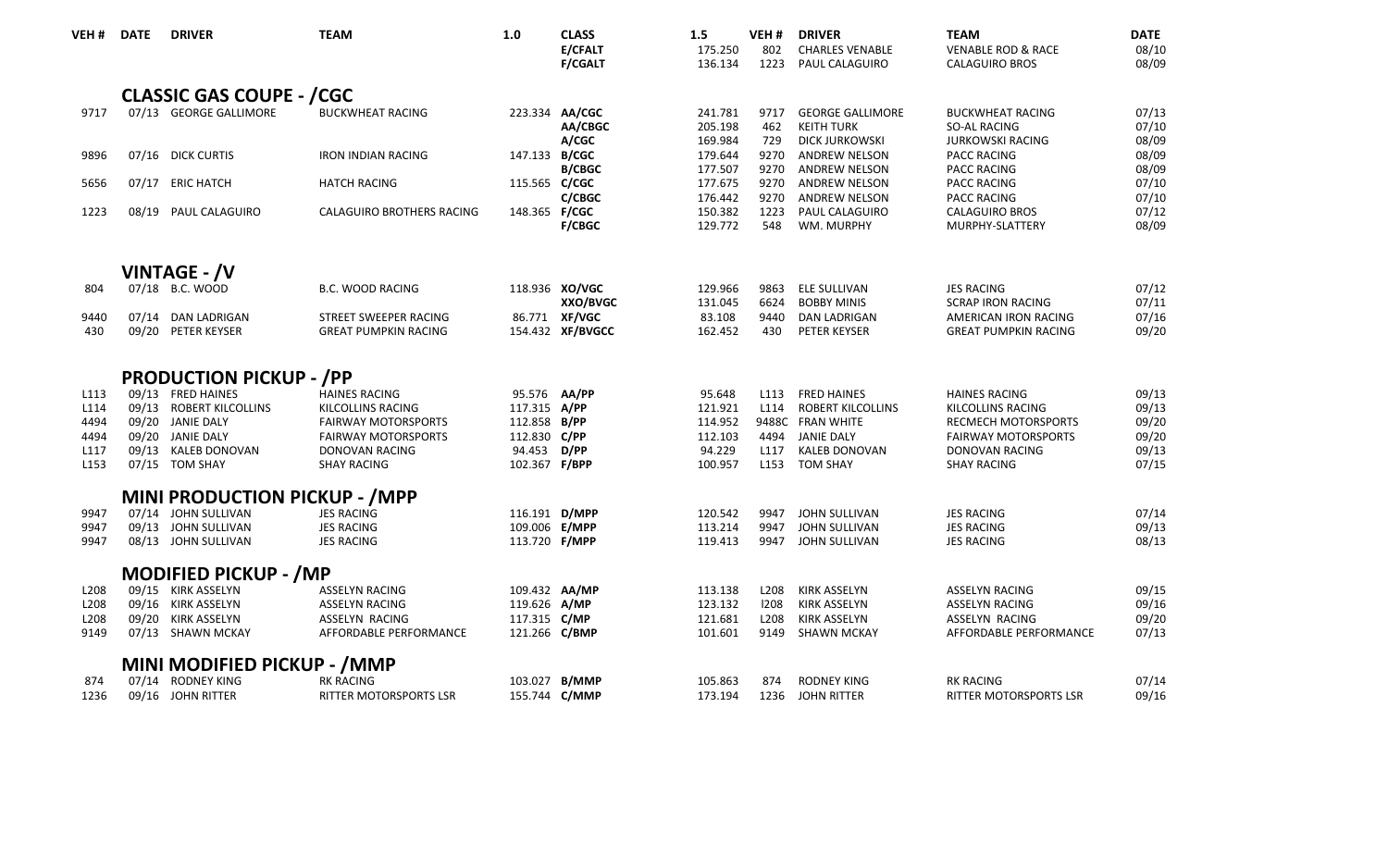| VEH # | DATE | DRIVER | TEAM | 1.0 | CLASS | 1.5 | VEH # | DRIVER | TEAM | DATE |
|---|---|---|---|---|---|---|---|---|---|---|
| | | | | | **E/CFALT** | 175.250 | 802 | CHARLES VENABLE | VENABLE ROD & RACE | 08/10 |
| | | | | | **F/CGALT** | 136.134 | 1223 | PAUL CALAGUIRO | CALAGUIRO BROS | 08/09 |

## CLASSIC GAS COUPE - /CGC

| VEH # | DATE | DRIVER | TEAM | 1.0 | CLASS | 1.5 | VEH # | DRIVER | TEAM | DATE |
|---|---|---|---|---|---|---|---|---|---|---|
| 9717 | 07/13 | GEORGE GALLIMORE | BUCKWHEAT RACING | 223.334 | **AA/CGC** | 241.781 | 9717 | GEORGE GALLIMORE | BUCKWHEAT RACING | 07/13 |
| | | | | | **AA/CBGC** | 205.198 | 462 | KEITH TURK | SO-AL RACING | 07/10 |
| | | | | | **A/CGC** | 169.984 | 729 | DICK JURKOWSKI | JURKOWSKI RACING | 08/09 |
| 9896 | 07/16 | DICK CURTIS | IRON INDIAN RACING | 147.133 | **B/CGC** | 179.644 | 9270 | ANDREW NELSON | PACC RACING | 08/09 |
| | | | | | **B/CBGC** | 177.507 | 9270 | ANDREW NELSON | PACC RACING | 08/09 |
| 5656 | 07/17 | ERIC HATCH | HATCH RACING | 115.565 | **C/CGC** | 177.675 | 9270 | ANDREW NELSON | PACC RACING | 07/10 |
| | | | | | **C/CBGC** | 176.442 | 9270 | ANDREW NELSON | PACC RACING | 07/10 |
| 1223 | 08/19 | PAUL CALAGUIRO | CALAGUIRO BROTHERS RACING | 148.365 | **F/CGC** | 150.382 | 1223 | PAUL CALAGUIRO | CALAGUIRO BROS | 07/12 |
| | | | | | **F/CBGC** | 129.772 | 548 | WM. MURPHY | MURPHY-SLATTERY | 08/09 |

## VINTAGE - /V

| VEH # | DATE | DRIVER | TEAM | 1.0 | CLASS | 1.5 | VEH # | DRIVER | TEAM | DATE |
|---|---|---|---|---|---|---|---|---|---|---|
| 804 | 07/18 | B.C. WOOD | B.C. WOOD RACING | 118.936 | **XO/VGC** | 129.966 | 9863 | ELE SULLIVAN | JES RACING | 07/12 |
| | | | | | **XXO/BVGC** | 131.045 | 6624 | BOBBY MINIS | SCRAP IRON RACING | 07/11 |
| 9440 | 07/14 | DAN LADRIGAN | STREET SWEEPER RACING | 86.771 | **XF/VGC** | 83.108 | 9440 | DAN LADRIGAN | AMERICAN IRON RACING | 07/16 |
| 430 | 09/20 | PETER KEYSER | GREAT PUMPKIN RACING | 154.432 | **XF/BVGCC** | 162.452 | 430 | PETER KEYSER | GREAT PUMPKIN RACING | 09/20 |

## PRODUCTION PICKUP - /PP

| VEH # | DATE | DRIVER | TEAM | 1.0 | CLASS | 1.5 | VEH # | DRIVER | TEAM | DATE |
|---|---|---|---|---|---|---|---|---|---|---|
| L113 | 09/13 | FRED HAINES | HAINES RACING | 95.576 | **AA/PP** | 95.648 | L113 | FRED HAINES | HAINES RACING | 09/13 |
| L114 | 09/13 | ROBERT KILCOLLINS | KILCOLLINS RACING | 117.315 | **A/PP** | 121.921 | L114 | ROBERT KILCOLLINS | KILCOLLINS RACING | 09/13 |
| 4494 | 09/20 | JANIE DALY | FAIRWAY MOTORSPORTS | 112.858 | **B/PP** | 114.952 | 9488C | FRAN WHITE | RECMECH MOTORSPORTS | 09/20 |
| 4494 | 09/20 | JANIE DALY | FAIRWAY MOTORSPORTS | 112.830 | **C/PP** | 112.103 | 4494 | JANIE DALY | FAIRWAY MOTORSPORTS | 09/20 |
| L117 | 09/13 | KALEB DONOVAN | DONOVAN RACING | 94.453 | **D/PP** | 94.229 | L117 | KALEB DONOVAN | DONOVAN RACING | 09/13 |
| L153 | 07/15 | TOM SHAY | SHAY RACING | 102.367 | **F/BPP** | 100.957 | L153 | TOM SHAY | SHAY RACING | 07/15 |

## MINI PRODUCTION PICKUP - /MPP

| VEH # | DATE | DRIVER | TEAM | 1.0 | CLASS | 1.5 | VEH # | DRIVER | TEAM | DATE |
|---|---|---|---|---|---|---|---|---|---|---|
| 9947 | 07/14 | JOHN SULLIVAN | JES RACING | 116.191 | **D/MPP** | 120.542 | 9947 | JOHN SULLIVAN | JES RACING | 07/14 |
| 9947 | 09/13 | JOHN SULLIVAN | JES RACING | 109.006 | **E/MPP** | 113.214 | 9947 | JOHN SULLIVAN | JES RACING | 09/13 |
| 9947 | 08/13 | JOHN SULLIVAN | JES RACING | 113.720 | **F/MPP** | 119.413 | 9947 | JOHN SULLIVAN | JES RACING | 08/13 |

## MODIFIED PICKUP - /MP

| VEH # | DATE | DRIVER | TEAM | 1.0 | CLASS | 1.5 | VEH # | DRIVER | TEAM | DATE |
|---|---|---|---|---|---|---|---|---|---|---|
| L208 | 09/15 | KIRK ASSELYN | ASSELYN RACING | 109.432 | **AA/MP** | 113.138 | L208 | KIRK ASSELYN | ASSELYN RACING | 09/15 |
| L208 | 09/16 | KIRK ASSELYN | ASSELYN RACING | 119.626 | **A/MP** | 123.132 | I208 | KIRK ASSELYN | ASSELYN RACING | 09/16 |
| L208 | 09/20 | KIRK ASSELYN | ASSELYN RACING | 117.315 | **C/MP** | 121.681 | L208 | KIRK ASSELYN | ASSELYN RACING | 09/20 |
| 9149 | 07/13 | SHAWN MCKAY | AFFORDABLE PERFORMANCE | 121.266 | **C/BMP** | 101.601 | 9149 | SHAWN MCKAY | AFFORDABLE PERFORMANCE | 07/13 |

## MINI MODIFIED PICKUP - /MMP

| VEH # | DATE | DRIVER | TEAM | 1.0 | CLASS | 1.5 | VEH # | DRIVER | TEAM | DATE |
|---|---|---|---|---|---|---|---|---|---|---|
| 874 | 07/14 | RODNEY KING | RK RACING | 103.027 | **B/MMP** | 105.863 | 874 | RODNEY KING | RK RACING | 07/14 |
| 1236 | 09/16 | JOHN RITTER | RITTER MOTORSPORTS LSR | 155.744 | **C/MMP** | 173.194 | 1236 | JOHN RITTER | RITTER MOTORSPORTS LSR | 09/16 |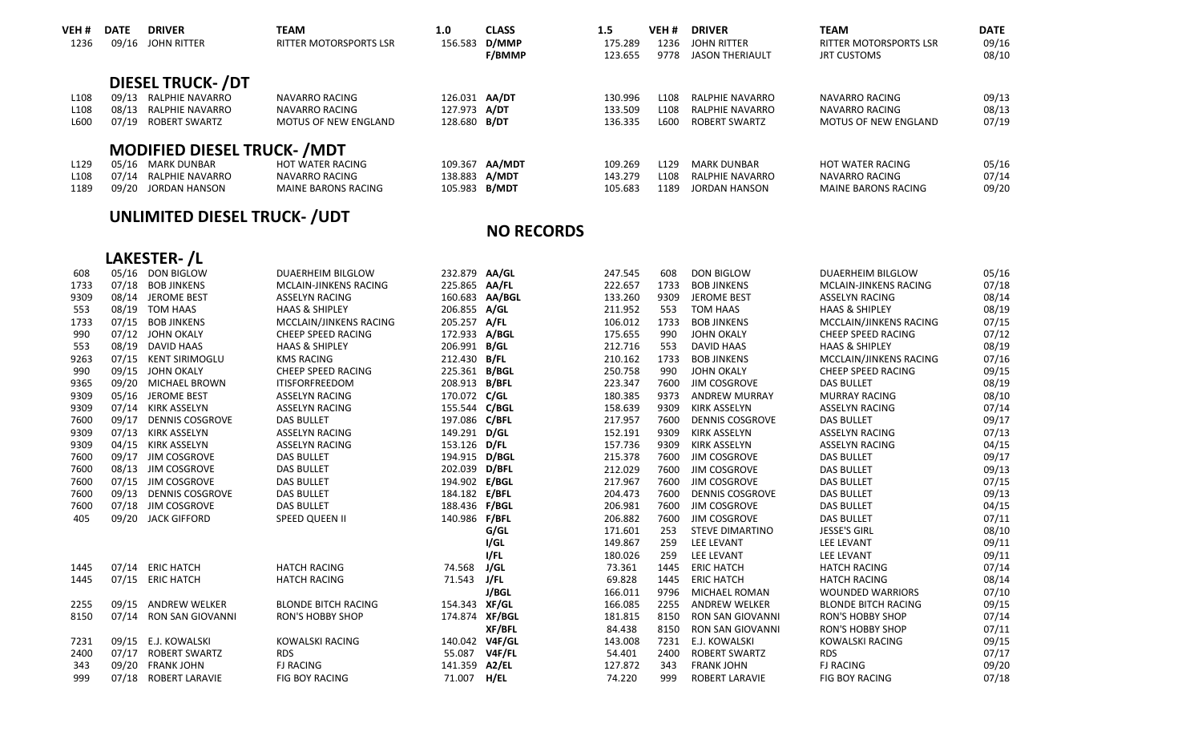| VEH # | DATE | DRIVER | TEAM | 1.0 | CLASS | 1.5 | VEH # | DRIVER | TEAM | DATE |
|---|---|---|---|---|---|---|---|---|---|---|
| 1236 | 09/16 | JOHN RITTER | RITTER MOTORSPORTS LSR | 156.583 | D/MMP | 175.289 | 1236 | JOHN RITTER | RITTER MOTORSPORTS LSR | 09/16 |
| | | | | | F/BMMP | 123.655 | 9778 | JASON THERIAULT | JRT CUSTOMS | 08/10 |

## DIESEL TRUCK- /DT

| VEH # | DATE | DRIVER | TEAM | 1.0 | CLASS | 1.5 | VEH # | DRIVER | TEAM | DATE |
|---|---|---|---|---|---|---|---|---|---|---|
| L108 | 09/13 | RALPHIE NAVARRO | NAVARRO RACING | 126.031 | AA/DT | 130.996 | L108 | RALPHIE NAVARRO | NAVARRO RACING | 09/13 |
| L108 | 08/13 | RALPHIE NAVARRO | NAVARRO RACING | 127.973 | A/DT | 133.509 | L108 | RALPHIE NAVARRO | NAVARRO RACING | 08/13 |
| L600 | 07/19 | ROBERT SWARTZ | MOTUS OF NEW ENGLAND | 128.680 | B/DT | 136.335 | L600 | ROBERT SWARTZ | MOTUS OF NEW ENGLAND | 07/19 |

## MODIFIED DIESEL TRUCK- /MDT

| VEH # | DATE | DRIVER | TEAM | 1.0 | CLASS | 1.5 | VEH # | DRIVER | TEAM | DATE |
|---|---|---|---|---|---|---|---|---|---|---|
| L129 | 05/16 | MARK DUNBAR | HOT WATER RACING | 109.367 | AA/MDT | 109.269 | L129 | MARK DUNBAR | HOT WATER RACING | 05/16 |
| L108 | 07/14 | RALPHIE NAVARRO | NAVARRO RACING | 138.883 | A/MDT | 143.279 | L108 | RALPHIE NAVARRO | NAVARRO RACING | 07/14 |
| 1189 | 09/20 | JORDAN HANSON | MAINE BARONS RACING | 105.983 | B/MDT | 105.683 | 1189 | JORDAN HANSON | MAINE BARONS RACING | 09/20 |

## UNLIMITED DIESEL TRUCK- /UDT

**NO RECORDS**

## LAKESTER- /L

| VEH # | DATE | DRIVER | TEAM | 1.0 | CLASS | 1.5 | VEH # | DRIVER | TEAM | DATE |
|---|---|---|---|---|---|---|---|---|---|---|
| 608 | 05/16 | DON BIGLOW | DUAERHEIM BILGLOW | 232.879 | AA/GL | 247.545 | 608 | DON BIGLOW | DUAERHEIM BILGLOW | 05/16 |
| 1733 | 07/18 | BOB JINKENS | MCLAIN-JINKENS RACING | 225.865 | AA/FL | 222.657 | 1733 | BOB JINKENS | MCLAIN-JINKENS RACING | 07/18 |
| 9309 | 08/14 | JEROME BEST | ASSELYN RACING | 160.683 | AA/BGL | 133.260 | 9309 | JEROME BEST | ASSELYN RACING | 08/14 |
| 553 | 08/19 | TOM HAAS | HAAS & SHIPLEY | 206.855 | A/GL | 211.952 | 553 | TOM HAAS | HAAS & SHIPLEY | 08/19 |
| 1733 | 07/15 | BOB JINKENS | MCCLAIN/JINKENS RACING | 205.257 | A/FL | 106.012 | 1733 | BOB JINKENS | MCCLAIN/JINKENS RACING | 07/15 |
| 990 | 07/12 | JOHN OKALY | CHEEP SPEED RACING | 172.933 | A/BGL | 175.655 | 990 | JOHN OKALY | CHEEP SPEED RACING | 07/12 |
| 553 | 08/19 | DAVID HAAS | HAAS & SHIPLEY | 206.991 | B/GL | 212.716 | 553 | DAVID HAAS | HAAS & SHIPLEY | 08/19 |
| 9263 | 07/15 | KENT SIRIMOGLU | KMS RACING | 212.430 | B/FL | 210.162 | 1733 | BOB JINKENS | MCCLAIN/JINKENS RACING | 07/16 |
| 990 | 09/15 | JOHN OKALY | CHEEP SPEED RACING | 225.361 | B/BGL | 250.758 | 990 | JOHN OKALY | CHEEP SPEED RACING | 09/15 |
| 9365 | 09/20 | MICHAEL BROWN | ITISFORFREEDOM | 208.913 | B/BFL | 223.347 | 7600 | JIM COSGROVE | DAS BULLET | 08/19 |
| 9309 | 05/16 | JEROME BEST | ASSELYN RACING | 170.072 | C/GL | 180.385 | 9373 | ANDREW MURRAY | MURRAY RACING | 08/10 |
| 9309 | 07/14 | KIRK ASSELYN | ASSELYN RACING | 155.544 | C/BGL | 158.639 | 9309 | KIRK ASSELYN | ASSELYN RACING | 07/14 |
| 7600 | 09/17 | DENNIS COSGROVE | DAS BULLET | 197.086 | C/BFL | 217.957 | 7600 | DENNIS COSGROVE | DAS BULLET | 09/17 |
| 9309 | 07/13 | KIRK ASSELYN | ASSELYN RACING | 149.291 | D/GL | 152.191 | 9309 | KIRK ASSELYN | ASSELYN RACING | 07/13 |
| 9309 | 04/15 | KIRK ASSELYN | ASSELYN RACING | 153.126 | D/FL | 157.736 | 9309 | KIRK ASSELYN | ASSELYN RACING | 04/15 |
| 7600 | 09/17 | JIM COSGROVE | DAS BULLET | 194.915 | D/BGL | 215.378 | 7600 | JIM COSGROVE | DAS BULLET | 09/17 |
| 7600 | 08/13 | JIM COSGROVE | DAS BULLET | 202.039 | D/BFL | 212.029 | 7600 | JIM COSGROVE | DAS BULLET | 09/13 |
| 7600 | 07/15 | JIM COSGROVE | DAS BULLET | 194.902 | E/BGL | 217.967 | 7600 | JIM COSGROVE | DAS BULLET | 07/15 |
| 7600 | 09/13 | DENNIS COSGROVE | DAS BULLET | 184.182 | E/BFL | 204.473 | 7600 | DENNIS COSGROVE | DAS BULLET | 09/13 |
| 7600 | 07/18 | JIM COSGROVE | DAS BULLET | 188.436 | F/BGL | 206.981 | 7600 | JIM COSGROVE | DAS BULLET | 04/15 |
| 405 | 09/20 | JACK GIFFORD | SPEED QUEEN II | 140.986 | F/BFL | 206.882 | 7600 | JIM COSGROVE | DAS BULLET | 07/11 |
| | | | | | G/GL | 171.601 | 253 | STEVE DIMARTINO | JESSE'S GIRL | 08/10 |
| | | | | | I/GL | 149.867 | 259 | LEE LEVANT | LEE LEVANT | 09/11 |
| | | | | | I/FL | 180.026 | 259 | LEE LEVANT | LEE LEVANT | 09/11 |
| 1445 | 07/14 | ERIC HATCH | HATCH RACING | 74.568 | J/GL | 73.361 | 1445 | ERIC HATCH | HATCH RACING | 07/14 |
| 1445 | 07/15 | ERIC HATCH | HATCH RACING | 71.543 | J/FL | 69.828 | 1445 | ERIC HATCH | HATCH RACING | 08/14 |
| | | | | | J/BGL | 166.011 | 9796 | MICHAEL ROMAN | WOUNDED WARRIORS | 07/10 |
| 2255 | 09/15 | ANDREW WELKER | BLONDE BITCH RACING | 154.343 | XF/GL | 166.085 | 2255 | ANDREW WELKER | BLONDE BITCH RACING | 09/15 |
| 8150 | 07/14 | RON SAN GIOVANNI | RON'S HOBBY SHOP | 174.874 | XF/BGL | 181.815 | 8150 | RON SAN GIOVANNI | RON'S HOBBY SHOP | 07/14 |
| | | | | | XF/BFL | 84.438 | 8150 | RON SAN GIOVANNI | RON'S HOBBY SHOP | 07/11 |
| 7231 | 09/15 | E.J. KOWALSKI | KOWALSKI RACING | 140.042 | V4F/GL | 143.008 | 7231 | E.J. KOWALSKI | KOWALSKI RACING | 09/15 |
| 2400 | 07/17 | ROBERT SWARTZ | RDS | 55.087 | V4F/FL | 54.401 | 2400 | ROBERT SWARTZ | RDS | 07/17 |
| 343 | 09/20 | FRANK JOHN | FJ RACING | 141.359 | A2/EL | 127.872 | 343 | FRANK JOHN | FJ RACING | 09/20 |
| 999 | 07/18 | ROBERT LARAVIE | FIG BOY RACING | 71.007 | H/EL | 74.220 | 999 | ROBERT LARAVIE | FIG BOY RACING | 07/18 |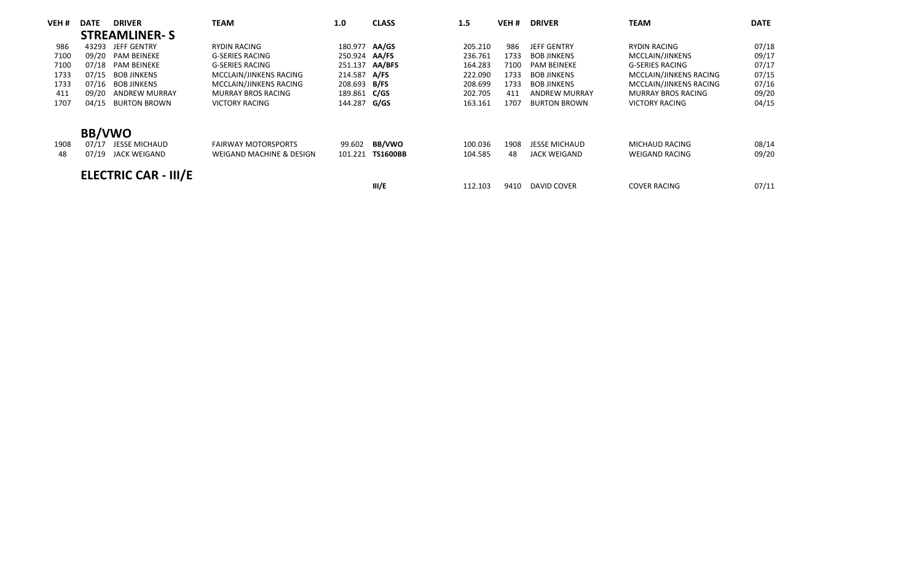| VEH # | DATE | DRIVER | TEAM | 1.0 | CLASS | 1.5 | VEH # | DRIVER | TEAM | DATE |
|---|---|---|---|---|---|---|---|---|---|---|
| | **STREAMLINER- S** | | | | | | | | | |
| 986 | 43293 | JEFF GENTRY | RYDIN RACING | 180.977 | **AA/GS** | 205.210 | 986 | JEFF GENTRY | RYDIN RACING | 07/18 |
| 7100 | 09/20 | PAM BEINEKE | G-SERIES RACING | 250.924 | **AA/FS** | 236.761 | 1733 | BOB JINKENS | MCCLAIN/JINKENS | 09/17 |
| 7100 | 07/18 | PAM BEINEKE | G-SERIES RACING | 251.137 | **AA/BFS** | 164.283 | 7100 | PAM BEINEKE | G-SERIES RACING | 07/17 |
| 1733 | 07/15 | BOB JINKENS | MCCLAIN/JINKENS RACING | 214.587 | **A/FS** | 222.090 | 1733 | BOB JINKENS | MCCLAIN/JINKENS RACING | 07/15 |
| 1733 | 07/16 | BOB JINKENS | MCCLAIN/JINKENS RACING | 208.693 | **B/FS** | 208.699 | 1733 | BOB JINKENS | MCCLAIN/JINKENS RACING | 07/16 |
| 411 | 09/20 | ANDREW MURRAY | MURRAY BROS RACING | 189.861 | **C/GS** | 202.705 | 411 | ANDREW MURRAY | MURRAY BROS RACING | 09/20 |
| 1707 | 04/15 | BURTON BROWN | VICTORY RACING | 144.287 | **G/GS** | 163.161 | 1707 | BURTON BROWN | VICTORY RACING | 04/15 |
| | **BB/VWO** | | | | | | | | | |
| 1908 | 07/17 | JESSE MICHAUD | FAIRWAY MOTORSPORTS | 99.602 | **BB/VWO** | 100.036 | 1908 | JESSE MICHAUD | MICHAUD RACING | 08/14 |
| 48 | 07/19 | JACK WEIGAND | WEIGAND MACHINE & DESIGN | 101.221 | **TS1600BB** | 104.585 | 48 | JACK WEIGAND | WEIGAND RACING | 09/20 |
| | **ELECTRIC CAR - III/E** | | | | | | | | | |
| | | | | | **III/E** | 112.103 | 9410 | DAVID COVER | COVER RACING | 07/11 |